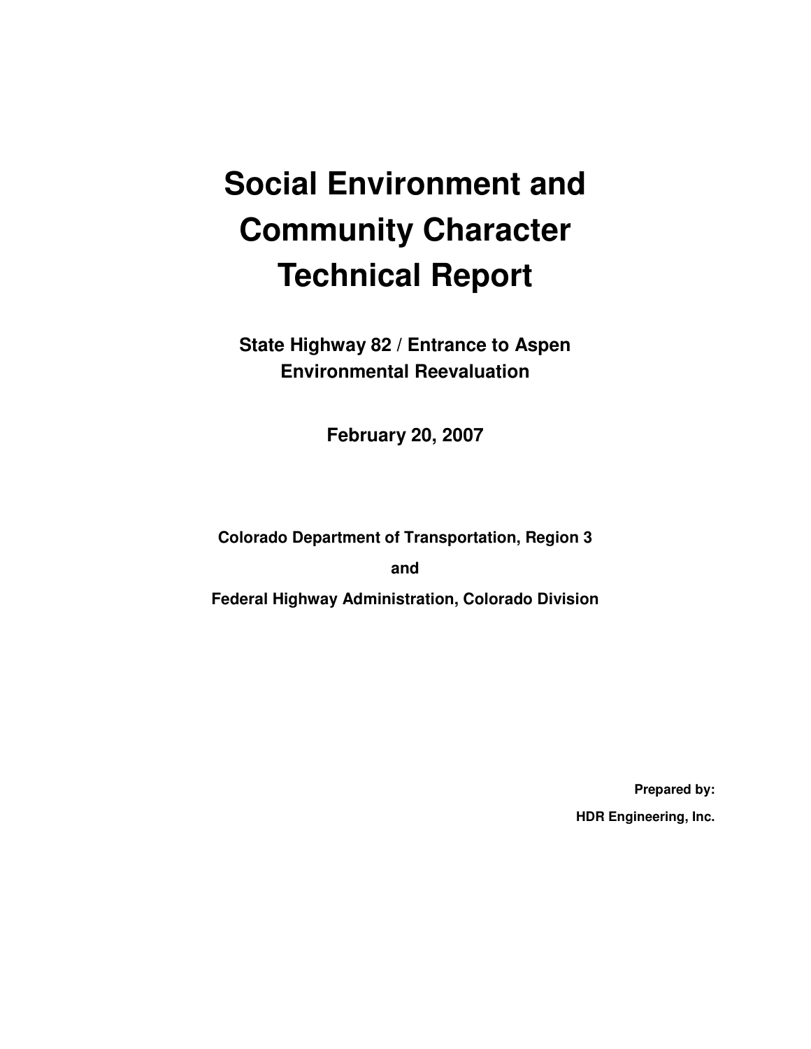# Social Environment and Community Character Technical Report

**State Highway 82 / Entrance to Aspen Environmental Reevaluation**

**February 20, 2007**

**Colorado Department of Transportation, Region 3**

**and**

**Federal Highway Administration, Colorado Division**

**Prepared by:**

**HDR Engineering, Inc.**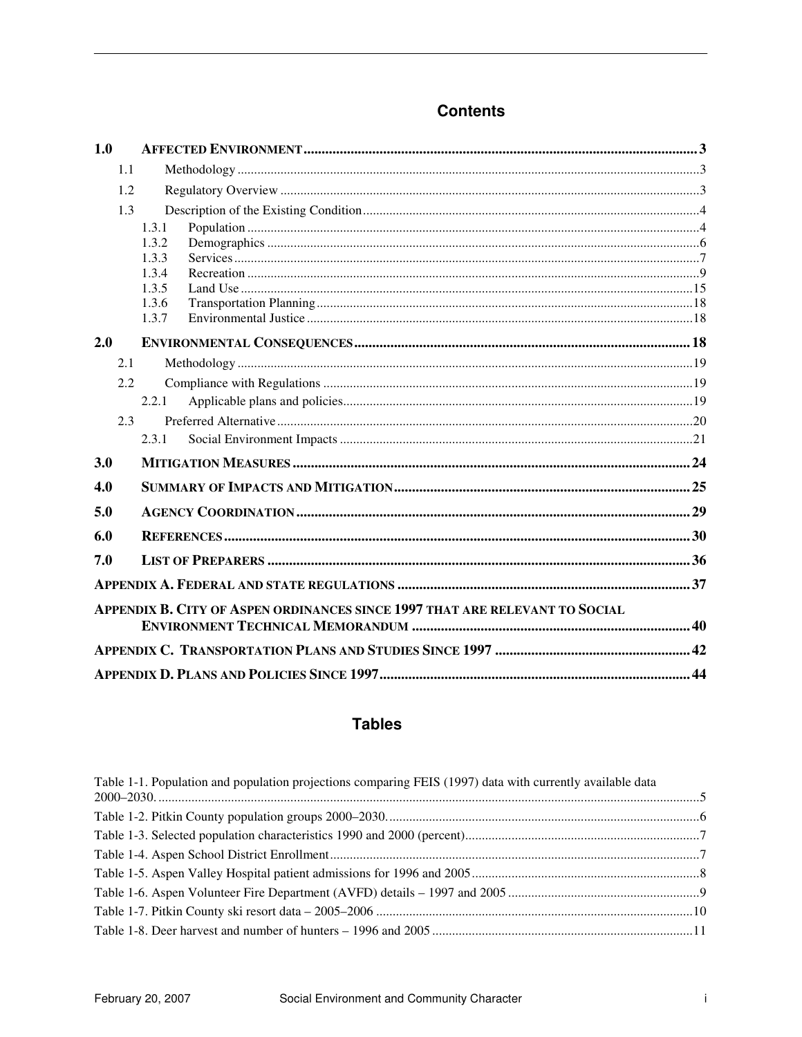## Contents

**1.0 AFFECTED ENVIRONMENT** ..... 3

- 1.1 Methodology ..... 3
- 1.2 Regulatory Overview ..... 3
- 1.3 Description of the Existing Condition ..... 4
  - 1.3.1 Population ..... 4
  - 1.3.2 Demographics ..... 6
  - 1.3.3 Services ..... 7
  - 1.3.4 Recreation ..... 9
  - 1.3.5 Land Use ..... 15
  - 1.3.6 Transportation Planning ..... 18
  - 1.3.7 Environmental Justice ..... 18

**2.0 ENVIRONMENTAL CONSEQUENCES** ..... 18

- 2.1 Methodology ..... 19
- 2.2 Compliance with Regulations ..... 19
  - 2.2.1 Applicable plans and policies ..... 19
- 2.3 Preferred Alternative ..... 20
  - 2.3.1 Social Environment Impacts ..... 21

**3.0 MITIGATION MEASURES** ..... 24

**4.0 SUMMARY OF IMPACTS AND MITIGATION** ..... 25

**5.0 AGENCY COORDINATION** ..... 29

**6.0 REFERENCES** ..... 30

**7.0 LIST OF PREPARERS** ..... 36

**APPENDIX A. FEDERAL AND STATE REGULATIONS** ..... 37

**APPENDIX B. CITY OF ASPEN ORDINANCES SINCE 1997 THAT ARE RELEVANT TO SOCIAL ENVIRONMENT TECHNICAL MEMORANDUM** ..... 40

**APPENDIX C. TRANSPORTATION PLANS AND STUDIES SINCE 1997** ..... 42

**APPENDIX D. PLANS AND POLICIES SINCE 1997** ..... 44

## Tables

Table 1-1. Population and population projections comparing FEIS (1997) data with currently available data 2000–2030. ..... 5

Table 1-2. Pitkin County population groups 2000–2030. ..... 6

Table 1-3. Selected population characteristics 1990 and 2000 (percent) ..... 7

Table 1-4. Aspen School District Enrollment ..... 7

Table 1-5. Aspen Valley Hospital patient admissions for 1996 and 2005 ..... 8

Table 1-6. Aspen Volunteer Fire Department (AVFD) details – 1997 and 2005 ..... 9

Table 1-7. Pitkin County ski resort data – 2005–2006 ..... 10

Table 1-8. Deer harvest and number of hunters – 1996 and 2005 ..... 11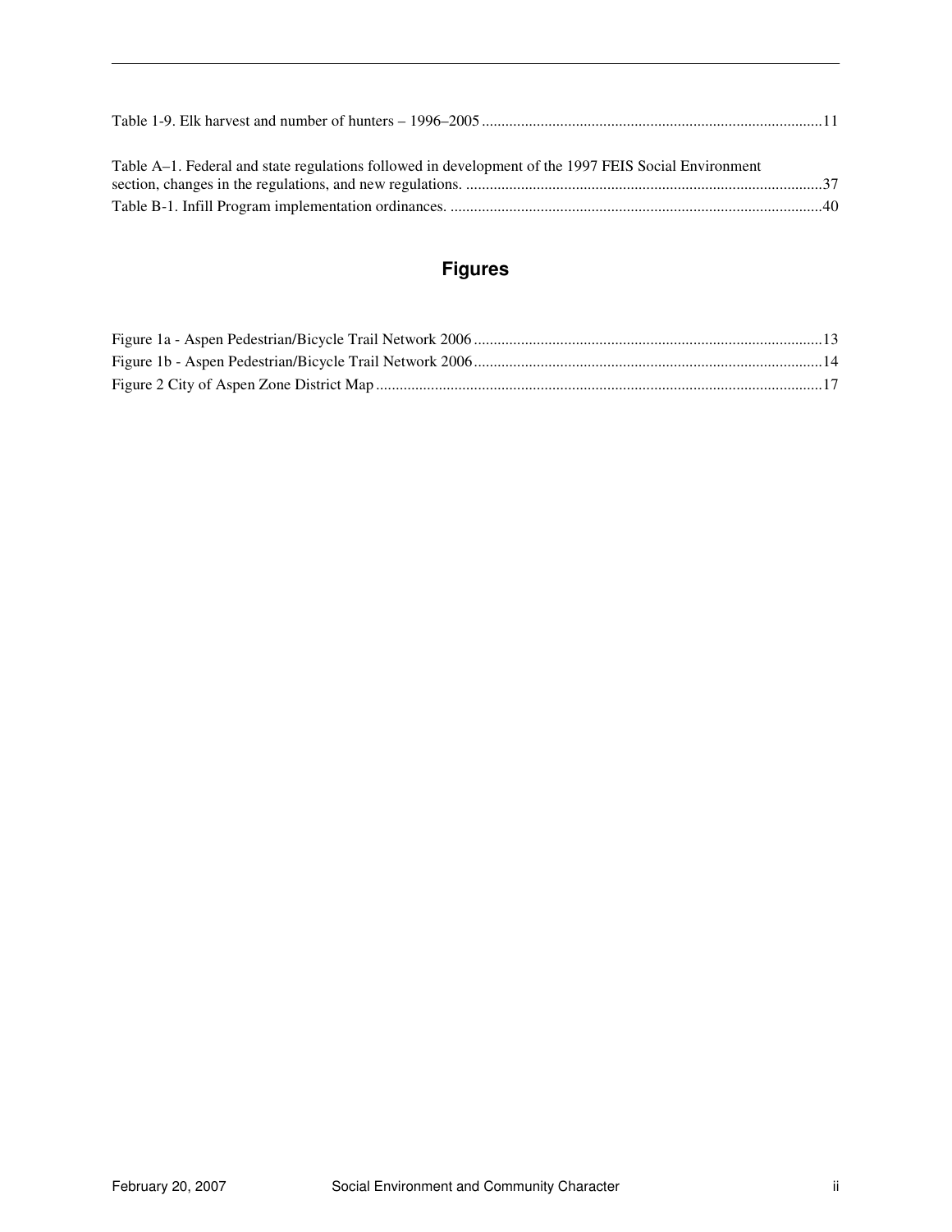Table 1-9. Elk harvest and number of hunters – 1996–2005 ......................................................................................11

Table A–1. Federal and state regulations followed in development of the 1997 FEIS Social Environment section, changes in the regulations, and new regulations. ..........................................................................................37

Table B-1. Infill Program implementation ordinances. ..............................................................................................40

## Figures

Figure 1a - Aspen Pedestrian/Bicycle Trail Network 2006 ........................................................................................13

Figure 1b - Aspen Pedestrian/Bicycle Trail Network 2006 ........................................................................................14

Figure 2 City of Aspen Zone District Map .................................................................................................................17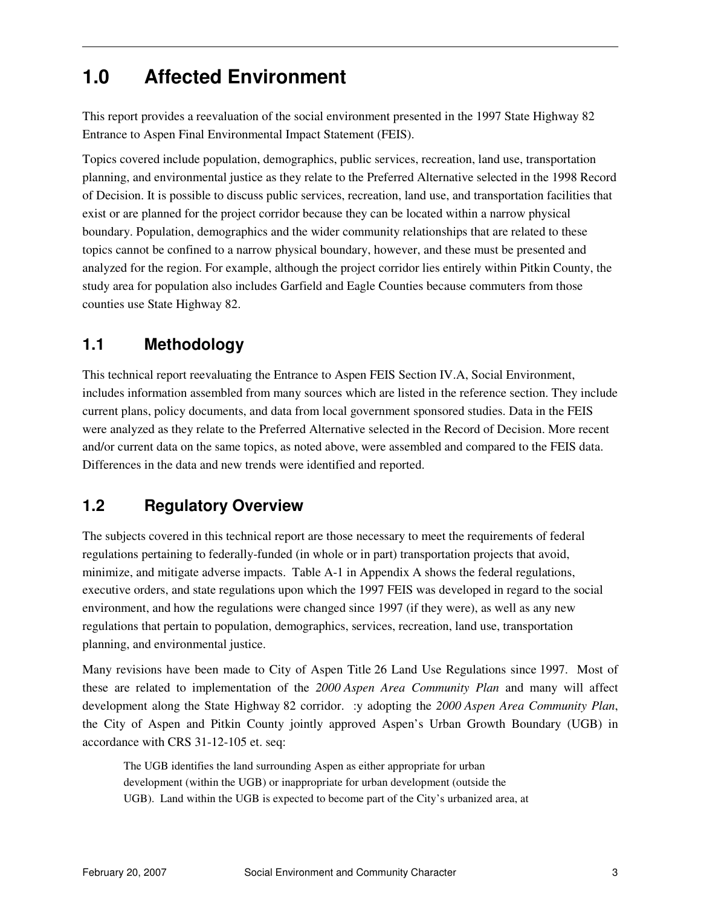# 1.0 Affected Environment

This report provides a reevaluation of the social environment presented in the 1997 State Highway 82 Entrance to Aspen Final Environmental Impact Statement (FEIS).

Topics covered include population, demographics, public services, recreation, land use, transportation planning, and environmental justice as they relate to the Preferred Alternative selected in the 1998 Record of Decision. It is possible to discuss public services, recreation, land use, and transportation facilities that exist or are planned for the project corridor because they can be located within a narrow physical boundary. Population, demographics and the wider community relationships that are related to these topics cannot be confined to a narrow physical boundary, however, and these must be presented and analyzed for the region. For example, although the project corridor lies entirely within Pitkin County, the study area for population also includes Garfield and Eagle Counties because commuters from those counties use State Highway 82.

## 1.1 Methodology

This technical report reevaluating the Entrance to Aspen FEIS Section IV.A, Social Environment, includes information assembled from many sources which are listed in the reference section. They include current plans, policy documents, and data from local government sponsored studies. Data in the FEIS were analyzed as they relate to the Preferred Alternative selected in the Record of Decision. More recent and/or current data on the same topics, as noted above, were assembled and compared to the FEIS data. Differences in the data and new trends were identified and reported.

## 1.2 Regulatory Overview

The subjects covered in this technical report are those necessary to meet the requirements of federal regulations pertaining to federally-funded (in whole or in part) transportation projects that avoid, minimize, and mitigate adverse impacts. Table A-1 in Appendix A shows the federal regulations, executive orders, and state regulations upon which the 1997 FEIS was developed in regard to the social environment, and how the regulations were changed since 1997 (if they were), as well as any new regulations that pertain to population, demographics, services, recreation, land use, transportation planning, and environmental justice.

Many revisions have been made to City of Aspen Title 26 Land Use Regulations since 1997. Most of these are related to implementation of the *2000 Aspen Area Community Plan* and many will affect development along the State Highway 82 corridor. :y adopting the *2000 Aspen Area Community Plan*, the City of Aspen and Pitkin County jointly approved Aspen's Urban Growth Boundary (UGB) in accordance with CRS 31-12-105 et. seq:

> The UGB identifies the land surrounding Aspen as either appropriate for urban development (within the UGB) or inappropriate for urban development (outside the UGB). Land within the UGB is expected to become part of the City's urbanized area, at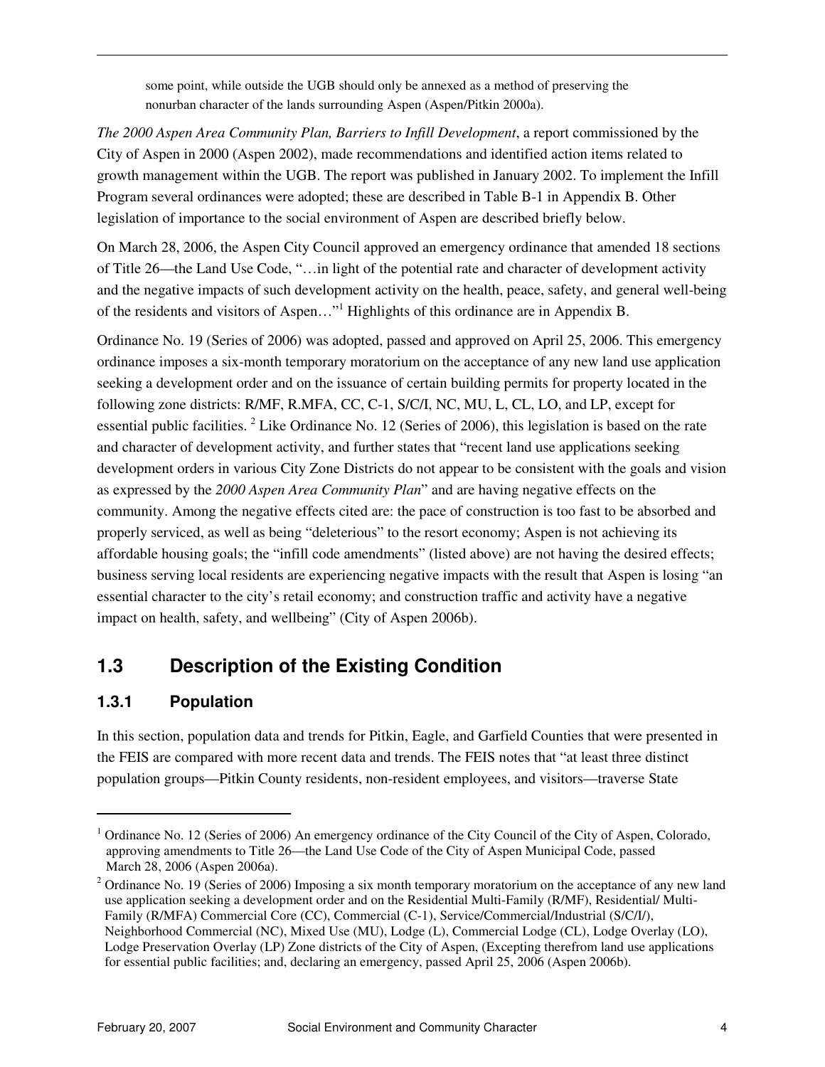some point, while outside the UGB should only be annexed as a method of preserving the nonurban character of the lands surrounding Aspen (Aspen/Pitkin 2000a).

*The 2000 Aspen Area Community Plan, Barriers to Infill Development*, a report commissioned by the City of Aspen in 2000 (Aspen 2002), made recommendations and identified action items related to growth management within the UGB. The report was published in January 2002. To implement the Infill Program several ordinances were adopted; these are described in Table B-1 in Appendix B. Other legislation of importance to the social environment of Aspen are described briefly below.

On March 28, 2006, the Aspen City Council approved an emergency ordinance that amended 18 sections of Title 26—the Land Use Code, "…in light of the potential rate and character of development activity and the negative impacts of such development activity on the health, peace, safety, and general well-being of the residents and visitors of Aspen…"[1] Highlights of this ordinance are in Appendix B.

Ordinance No. 19 (Series of 2006) was adopted, passed and approved on April 25, 2006. This emergency ordinance imposes a six-month temporary moratorium on the acceptance of any new land use application seeking a development order and on the issuance of certain building permits for property located in the following zone districts: R/MF, R.MFA, CC, C-1, S/C/I, NC, MU, L, CL, LO, and LP, except for essential public facilities.[2] Like Ordinance No. 12 (Series of 2006), this legislation is based on the rate and character of development activity, and further states that "recent land use applications seeking development orders in various City Zone Districts do not appear to be consistent with the goals and vision as expressed by the *2000 Aspen Area Community Plan*" and are having negative effects on the community. Among the negative effects cited are: the pace of construction is too fast to be absorbed and properly serviced, as well as being "deleterious" to the resort economy; Aspen is not achieving its affordable housing goals; the "infill code amendments" (listed above) are not having the desired effects; business serving local residents are experiencing negative impacts with the result that Aspen is losing "an essential character to the city's retail economy; and construction traffic and activity have a negative impact on health, safety, and wellbeing" (City of Aspen 2006b).

## 1.3 Description of the Existing Condition

### 1.3.1 Population

In this section, population data and trends for Pitkin, Eagle, and Garfield Counties that were presented in the FEIS are compared with more recent data and trends. The FEIS notes that "at least three distinct population groups—Pitkin County residents, non-resident employees, and visitors—traverse State

---

[1] Ordinance No. 12 (Series of 2006) An emergency ordinance of the City Council of the City of Aspen, Colorado, approving amendments to Title 26—the Land Use Code of the City of Aspen Municipal Code, passed March 28, 2006 (Aspen 2006a).

[2] Ordinance No. 19 (Series of 2006) Imposing a six month temporary moratorium on the acceptance of any new land use application seeking a development order and on the Residential Multi-Family (R/MF), Residential/ Multi-Family (R/MFA) Commercial Core (CC), Commercial (C-1), Service/Commercial/Industrial (S/C/I/), Neighborhood Commercial (NC), Mixed Use (MU), Lodge (L), Commercial Lodge (CL), Lodge Overlay (LO), Lodge Preservation Overlay (LP) Zone districts of the City of Aspen, (Excepting therefrom land use applications for essential public facilities; and, declaring an emergency, passed April 25, 2006 (Aspen 2006b).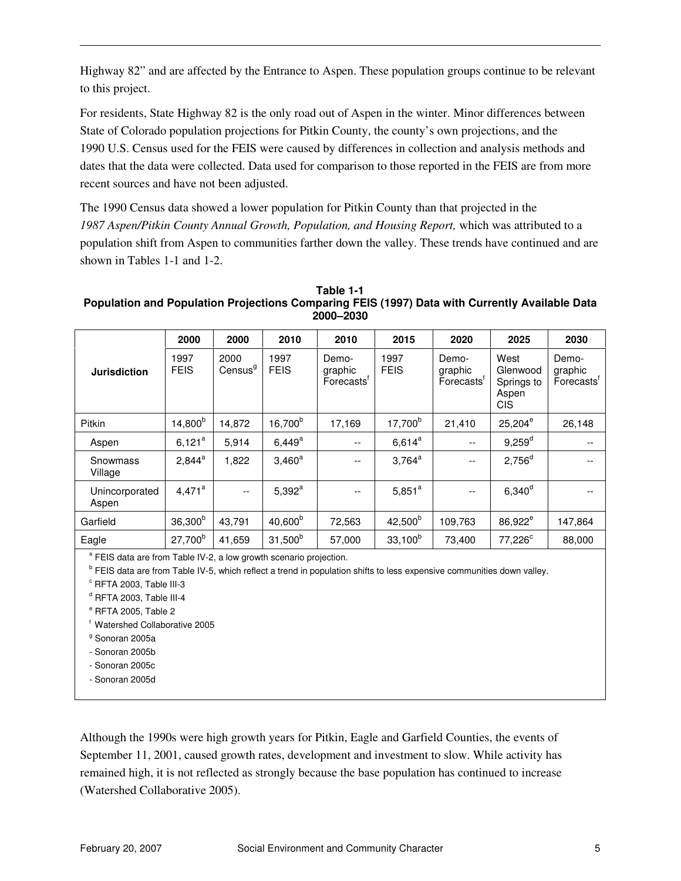Highway 82" and are affected by the Entrance to Aspen. These population groups continue to be relevant to this project.

For residents, State Highway 82 is the only road out of Aspen in the winter. Minor differences between State of Colorado population projections for Pitkin County, the county's own projections, and the 1990 U.S. Census used for the FEIS were caused by differences in collection and analysis methods and dates that the data were collected. Data used for comparison to those reported in the FEIS are from more recent sources and have not been adjusted.

The 1990 Census data showed a lower population for Pitkin County than that projected in the *1987 Aspen/Pitkin County Annual Growth, Population, and Housing Report,* which was attributed to a population shift from Aspen to communities farther down the valley. These trends have continued and are shown in Tables 1-1 and 1-2.

**Table 1-1**
**Population and Population Projections Comparing FEIS (1997) Data with Currently Available Data 2000–2030**

| | 2000 | 2000 | 2010 | 2010 | 2015 | 2020 | 2025 | 2030 |
|---|---|---|---|---|---|---|---|---|
| **Jurisdiction** | 1997 FEIS | 2000 Census[g] | 1997 FEIS | Demographic Forecasts[f] | 1997 FEIS | Demographic Forecasts[f] | West Glenwood Springs to Aspen CIS | Demographic Forecasts[f] |
| Pitkin | 14,800[b] | 14,872 | 16,700[b] | 17,169 | 17,700[b] | 21,410 | 25,204[e] | 26,148 |
| Aspen | 6,121[a] | 5,914 | 6,449[a] | -- | 6,614[a] | -- | 9,259[d] | -- |
| Snowmass Village | 2,844[a] | 1,822 | 3,460[a] | -- | 3,764[a] | -- | 2,756[d] | -- |
| Unincorporated Aspen | 4,471[a] | -- | 5,392[a] | -- | 5,851[a] | -- | 6,340[d] | -- |
| Garfield | 36,300[b] | 43,791 | 40,600[b] | 72,563 | 42,500[b] | 109,763 | 86,922[e] | 147,864 |
| Eagle | 27,700[b] | 41,659 | 31,500[b] | 57,000 | 33,100[b] | 73,400 | 77,226[c] | 88,000 |

[a] FEIS data are from Table IV-2, a low growth scenario projection.
[b] FEIS data are from Table IV-5, which reflect a trend in population shifts to less expensive communities down valley.
[c] RFTA 2003, Table III-3
[d] RFTA 2003, Table III-4
[e] RFTA 2005, Table 2
[f] Watershed Collaborative 2005
[g] Sonoran 2005a
- Sonoran 2005b
- Sonoran 2005c
- Sonoran 2005d

Although the 1990s were high growth years for Pitkin, Eagle and Garfield Counties, the events of September 11, 2001, caused growth rates, development and investment to slow. While activity has remained high, it is not reflected as strongly because the base population has continued to increase (Watershed Collaborative 2005).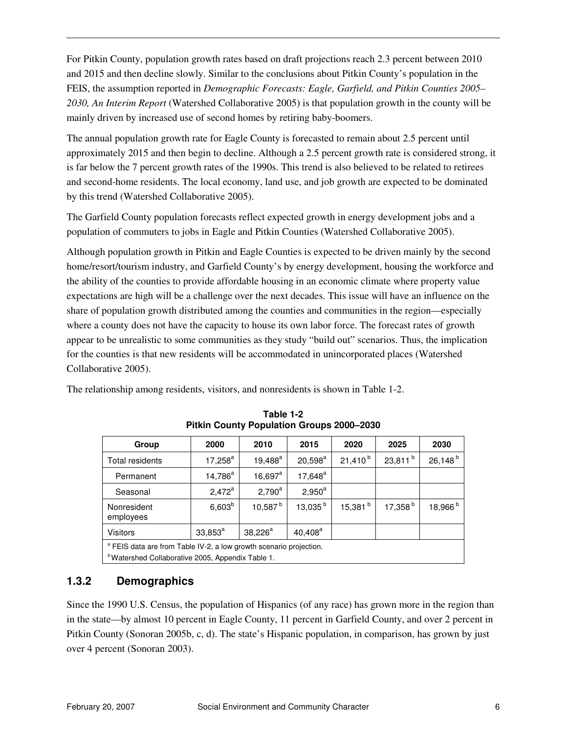For Pitkin County, population growth rates based on draft projections reach 2.3 percent between 2010 and 2015 and then decline slowly. Similar to the conclusions about Pitkin County's population in the FEIS, the assumption reported in *Demographic Forecasts: Eagle, Garfield, and Pitkin Counties 2005–2030, An Interim Report* (Watershed Collaborative 2005) is that population growth in the county will be mainly driven by increased use of second homes by retiring baby-boomers.

The annual population growth rate for Eagle County is forecasted to remain about 2.5 percent until approximately 2015 and then begin to decline. Although a 2.5 percent growth rate is considered strong, it is far below the 7 percent growth rates of the 1990s. This trend is also believed to be related to retirees and second-home residents. The local economy, land use, and job growth are expected to be dominated by this trend (Watershed Collaborative 2005).

The Garfield County population forecasts reflect expected growth in energy development jobs and a population of commuters to jobs in Eagle and Pitkin Counties (Watershed Collaborative 2005).

Although population growth in Pitkin and Eagle Counties is expected to be driven mainly by the second home/resort/tourism industry, and Garfield County's by energy development, housing the workforce and the ability of the counties to provide affordable housing in an economic climate where property value expectations are high will be a challenge over the next decades. This issue will have an influence on the share of population growth distributed among the counties and communities in the region—especially where a county does not have the capacity to house its own labor force. The forecast rates of growth appear to be unrealistic to some communities as they study "build out" scenarios. Thus, the implication for the counties is that new residents will be accommodated in unincorporated places (Watershed Collaborative 2005).

The relationship among residents, visitors, and nonresidents is shown in Table 1-2.

**Table 1-2**
**Pitkin County Population Groups 2000–2030**

| Group | 2000 | 2010 | 2015 | 2020 | 2025 | 2030 |
|---|---|---|---|---|---|---|
| Total residents | 17,258[a] | 19,488[a] | 20,598[a] | 21,410[b] | 23,811[b] | 26,148[b] |
| Permanent | 14,786[a] | 16,697[a] | 17,648[a] | | | |
| Seasonal | 2,472[a] | 2,790[a] | 2,950[a] | | | |
| Nonresident employees | 6,603[b] | 10,587[b] | 13,035[b] | 15,381[b] | 17,358[b] | 18,966[b] |
| Visitors | 33,853[a] | 38,226[a] | 40,408[a] | | | |

[a] FEIS data are from Table IV-2, a low growth scenario projection.
[b] Watershed Collaborative 2005, Appendix Table 1.

### 1.3.2 Demographics

Since the 1990 U.S. Census, the population of Hispanics (of any race) has grown more in the region than in the state—by almost 10 percent in Eagle County, 11 percent in Garfield County, and over 2 percent in Pitkin County (Sonoran 2005b, c, d). The state's Hispanic population, in comparison, has grown by just over 4 percent (Sonoran 2003).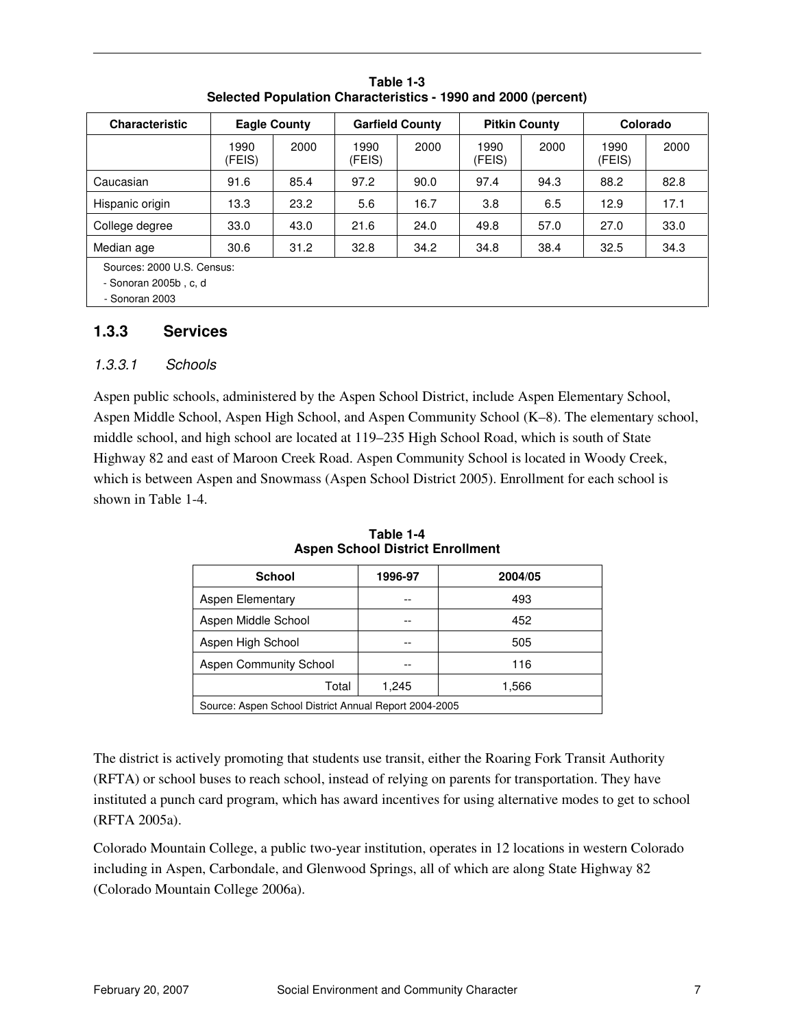**Table 1-3**
**Selected Population Characteristics - 1990 and 2000 (percent)**

| Characteristic | Eagle County | | Garfield County | | Pitkin County | | Colorado | |
|---|---|---|---|---|---|---|---|---|
| | 1990 (FEIS) | 2000 | 1990 (FEIS) | 2000 | 1990 (FEIS) | 2000 | 1990 (FEIS) | 2000 |
| Caucasian | 91.6 | 85.4 | 97.2 | 90.0 | 97.4 | 94.3 | 88.2 | 82.8 |
| Hispanic origin | 13.3 | 23.2 | 5.6 | 16.7 | 3.8 | 6.5 | 12.9 | 17.1 |
| College degree | 33.0 | 43.0 | 21.6 | 24.0 | 49.8 | 57.0 | 27.0 | 33.0 |
| Median age | 30.6 | 31.2 | 32.8 | 34.2 | 34.8 | 38.4 | 32.5 | 34.3 |
| Sources: 2000 U.S. Census:<br>- Sonoran 2005b , c, d<br>- Sonoran 2003 | | | | | | | | |

### 1.3.3 Services

#### *1.3.3.1 Schools*

Aspen public schools, administered by the Aspen School District, include Aspen Elementary School, Aspen Middle School, Aspen High School, and Aspen Community School (K–8). The elementary school, middle school, and high school are located at 119–235 High School Road, which is south of State Highway 82 and east of Maroon Creek Road. Aspen Community School is located in Woody Creek, which is between Aspen and Snowmass (Aspen School District 2005). Enrollment for each school is shown in Table 1-4.

**Table 1-4**
**Aspen School District Enrollment**

| School | 1996-97 | 2004/05 |
|---|---|---|
| Aspen Elementary | -- | 493 |
| Aspen Middle School | -- | 452 |
| Aspen High School | -- | 505 |
| Aspen Community School | -- | 116 |
| Total | 1,245 | 1,566 |
| Source: Aspen School District Annual Report 2004-2005 | | |

The district is actively promoting that students use transit, either the Roaring Fork Transit Authority (RFTA) or school buses to reach school, instead of relying on parents for transportation. They have instituted a punch card program, which has award incentives for using alternative modes to get to school (RFTA 2005a).

Colorado Mountain College, a public two-year institution, operates in 12 locations in western Colorado including in Aspen, Carbondale, and Glenwood Springs, all of which are along State Highway 82 (Colorado Mountain College 2006a).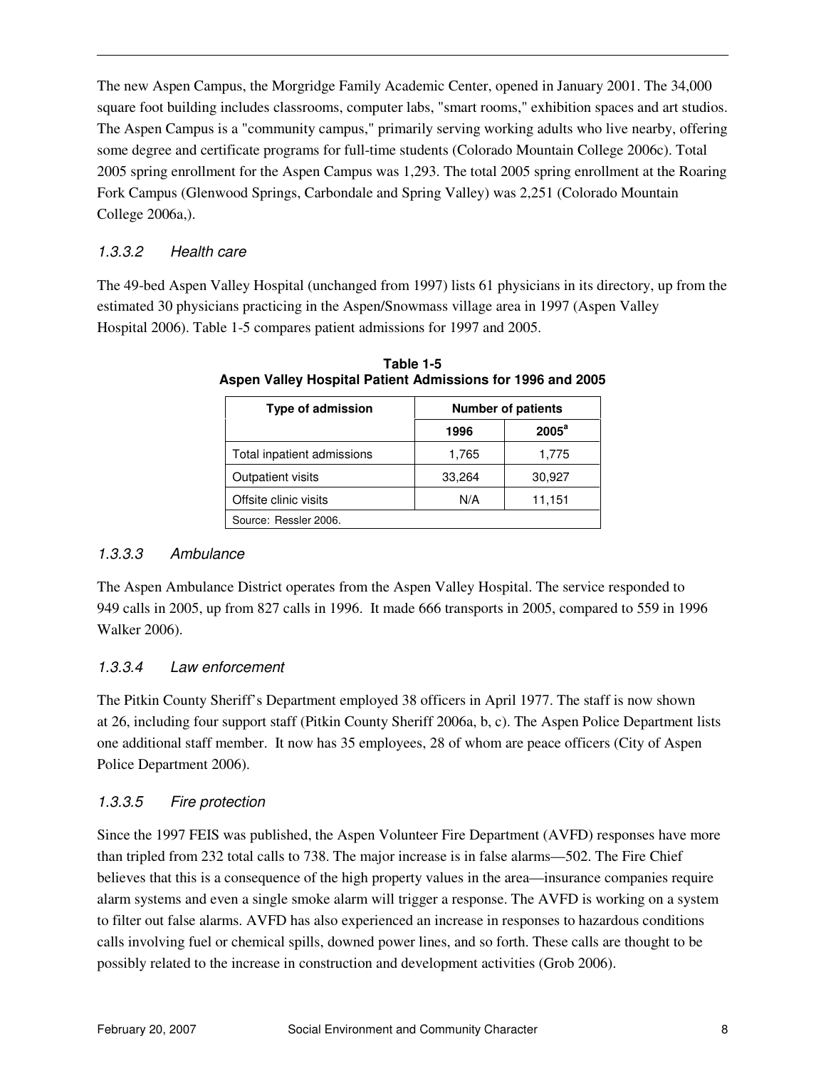The new Aspen Campus, the Morgridge Family Academic Center, opened in January 2001. The 34,000 square foot building includes classrooms, computer labs, "smart rooms," exhibition spaces and art studios. The Aspen Campus is a "community campus," primarily serving working adults who live nearby, offering some degree and certificate programs for full-time students (Colorado Mountain College 2006c). Total 2005 spring enrollment for the Aspen Campus was 1,293. The total 2005 spring enrollment at the Roaring Fork Campus (Glenwood Springs, Carbondale and Spring Valley) was 2,251 (Colorado Mountain College 2006a,).

### *1.3.3.2 Health care*

The 49-bed Aspen Valley Hospital (unchanged from 1997) lists 61 physicians in its directory, up from the estimated 30 physicians practicing in the Aspen/Snowmass village area in 1997 (Aspen Valley Hospital 2006). Table 1-5 compares patient admissions for 1997 and 2005.

**Table 1-5**
**Aspen Valley Hospital Patient Admissions for 1996 and 2005**

| Type of admission | Number of patients | |
|---|---|---|
| | 1996 | 2005[a] |
| Total inpatient admissions | 1,765 | 1,775 |
| Outpatient visits | 33,264 | 30,927 |
| Offsite clinic visits | N/A | 11,151 |
| Source: Ressler 2006. | | |

### *1.3.3.3 Ambulance*

The Aspen Ambulance District operates from the Aspen Valley Hospital. The service responded to 949 calls in 2005, up from 827 calls in 1996. It made 666 transports in 2005, compared to 559 in 1996 Walker 2006).

### *1.3.3.4 Law enforcement*

The Pitkin County Sheriff's Department employed 38 officers in April 1977. The staff is now shown at 26, including four support staff (Pitkin County Sheriff 2006a, b, c). The Aspen Police Department lists one additional staff member. It now has 35 employees, 28 of whom are peace officers (City of Aspen Police Department 2006).

### *1.3.3.5 Fire protection*

Since the 1997 FEIS was published, the Aspen Volunteer Fire Department (AVFD) responses have more than tripled from 232 total calls to 738. The major increase is in false alarms—502. The Fire Chief believes that this is a consequence of the high property values in the area—insurance companies require alarm systems and even a single smoke alarm will trigger a response. The AVFD is working on a system to filter out false alarms. AVFD has also experienced an increase in responses to hazardous conditions calls involving fuel or chemical spills, downed power lines, and so forth. These calls are thought to be possibly related to the increase in construction and development activities (Grob 2006).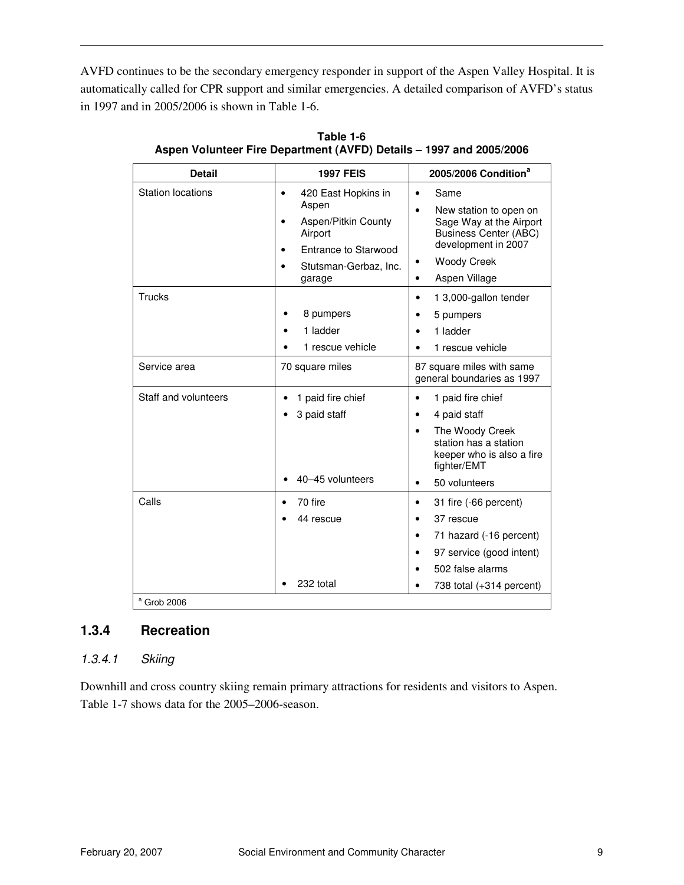AVFD continues to be the secondary emergency responder in support of the Aspen Valley Hospital. It is automatically called for CPR support and similar emergencies. A detailed comparison of AVFD's status in 1997 and in 2005/2006 is shown in Table 1-6.

**Table 1-6**
**Aspen Volunteer Fire Department (AVFD) Details – 1997 and 2005/2006**

| Detail | 1997 FEIS | 2005/2006 Condition[a] |
|---|---|---|
| Station locations | • 420 East Hopkins in Aspen<br>• Aspen/Pitkin County Airport<br>• Entrance to Starwood<br>• Stutsman-Gerbaz, Inc. garage | • Same<br>• New station to open on Sage Way at the Airport Business Center (ABC) development in 2007<br>• Woody Creek<br>• Aspen Village |
| Trucks | • 8 pumpers<br>• 1 ladder<br>• 1 rescue vehicle | • 1 3,000-gallon tender<br>• 5 pumpers<br>• 1 ladder<br>• 1 rescue vehicle |
| Service area | 70 square miles | 87 square miles with same general boundaries as 1997 |
| Staff and volunteers | • 1 paid fire chief<br>• 3 paid staff<br>• 40–45 volunteers | • 1 paid fire chief<br>• 4 paid staff<br>• The Woody Creek station has a station keeper who is also a fire fighter/EMT<br>• 50 volunteers |
| Calls | • 70 fire<br>• 44 rescue<br>• 232 total | • 31 fire (-66 percent)<br>• 37 rescue<br>• 71 hazard (-16 percent)<br>• 97 service (good intent)<br>• 502 false alarms<br>• 738 total (+314 percent) |

[a] Grob 2006

## 1.3.4 Recreation

### *1.3.4.1 Skiing*

Downhill and cross country skiing remain primary attractions for residents and visitors to Aspen. Table 1-7 shows data for the 2005–2006-season.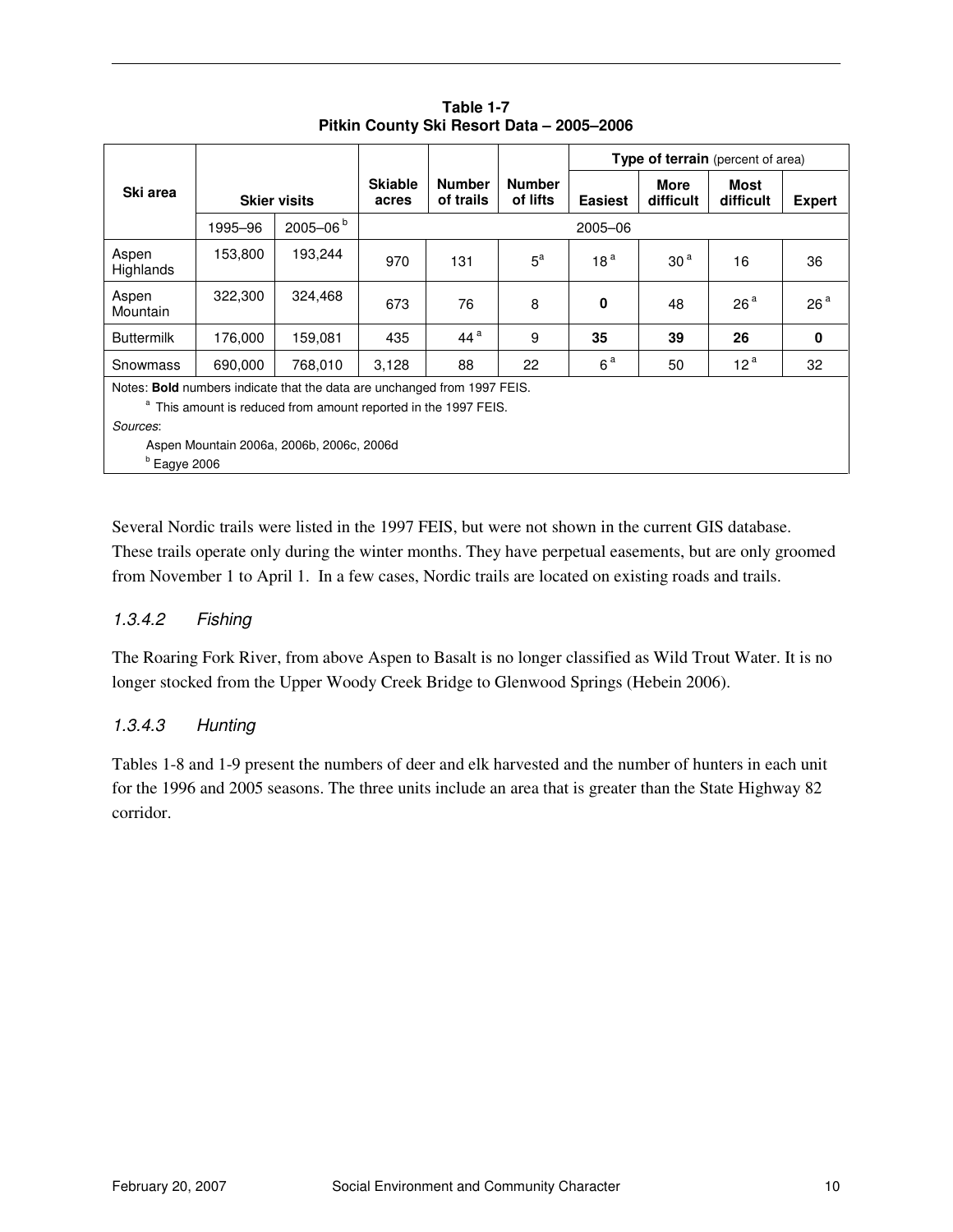**Table 1-7**
**Pitkin County Ski Resort Data – 2005–2006**

| Ski area | Skier visits | | Skiable acres | Number of trails | Number of lifts | Type of terrain (percent of area) | | | |
|---|---|---|---|---|---|---|---|---|---|
| | | | | | | Easiest | More difficult | Most difficult | Expert |
| | 1995–96 | 2005–06 [b] | 2005–06 | | | | | | |
| Aspen Highlands | 153,800 | 193,244 | 970 | 131 | 5[a] | 18 [a] | 30 [a] | 16 | 36 |
| Aspen Mountain | 322,300 | 324,468 | 673 | 76 | 8 | **0** | 48 | 26 [a] | 26 [a] |
| Buttermilk | 176,000 | 159,081 | 435 | 44 [a] | 9 | **35** | **39** | **26** | **0** |
| Snowmass | 690,000 | 768,010 | 3,128 | 88 | 22 | 6 [a] | 50 | 12 [a] | 32 |

Notes: **Bold** numbers indicate that the data are unchanged from 1997 FEIS.

[a] This amount is reduced from amount reported in the 1997 FEIS.

*Sources*:

Aspen Mountain 2006a, 2006b, 2006c, 2006d

[b] Eagye 2006

Several Nordic trails were listed in the 1997 FEIS, but were not shown in the current GIS database. These trails operate only during the winter months. They have perpetual easements, but are only groomed from November 1 to April 1. In a few cases, Nordic trails are located on existing roads and trails.

### *1.3.4.2 Fishing*

The Roaring Fork River, from above Aspen to Basalt is no longer classified as Wild Trout Water. It is no longer stocked from the Upper Woody Creek Bridge to Glenwood Springs (Hebein 2006).

### *1.3.4.3 Hunting*

Tables 1-8 and 1-9 present the numbers of deer and elk harvested and the number of hunters in each unit for the 1996 and 2005 seasons. The three units include an area that is greater than the State Highway 82 corridor.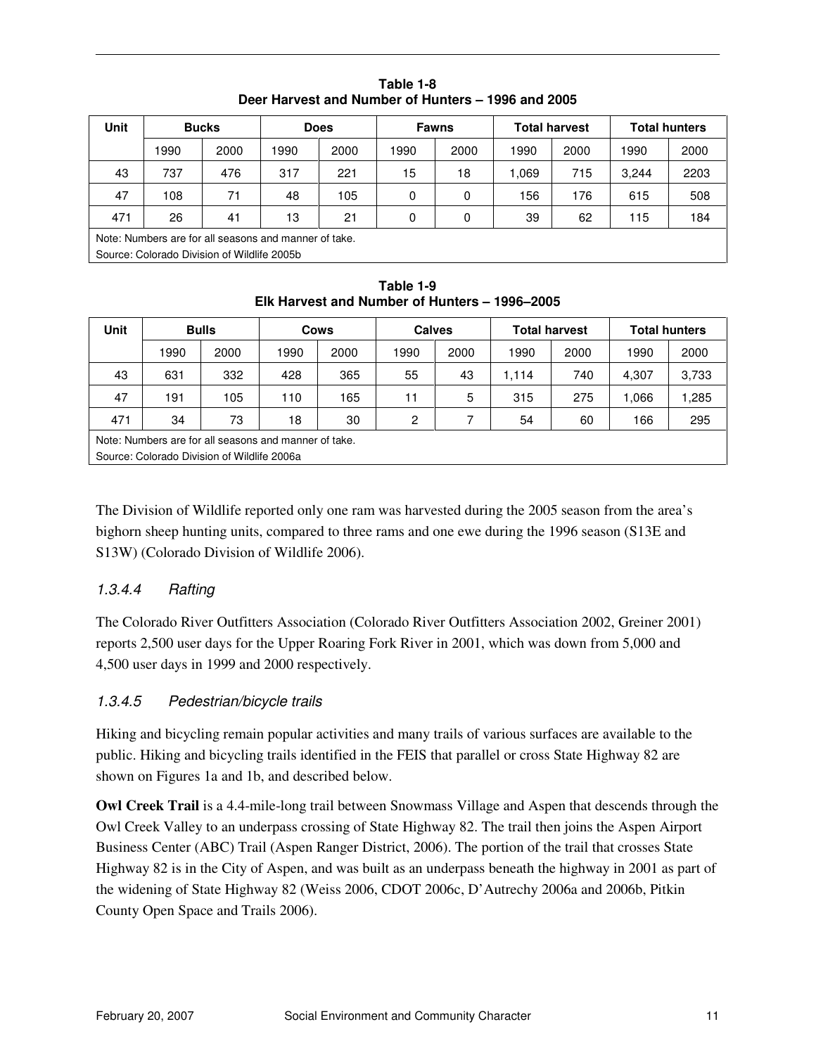**Table 1-8**
**Deer Harvest and Number of Hunters – 1996 and 2005**

| Unit | Bucks | | Does | | Fawns | | Total harvest | | Total hunters | |
|---|---|---|---|---|---|---|---|---|---|---|
| | 1990 | 2000 | 1990 | 2000 | 1990 | 2000 | 1990 | 2000 | 1990 | 2000 |
| 43 | 737 | 476 | 317 | 221 | 15 | 18 | 1,069 | 715 | 3,244 | 2203 |
| 47 | 108 | 71 | 48 | 105 | 0 | 0 | 156 | 176 | 615 | 508 |
| 471 | 26 | 41 | 13 | 21 | 0 | 0 | 39 | 62 | 115 | 184 |

Note: Numbers are for all seasons and manner of take.
Source: Colorado Division of Wildlife 2005b

**Table 1-9**
**Elk Harvest and Number of Hunters – 1996–2005**

| Unit | Bulls | | Cows | | Calves | | Total harvest | | Total hunters | |
|---|---|---|---|---|---|---|---|---|---|---|
| | 1990 | 2000 | 1990 | 2000 | 1990 | 2000 | 1990 | 2000 | 1990 | 2000 |
| 43 | 631 | 332 | 428 | 365 | 55 | 43 | 1,114 | 740 | 4,307 | 3,733 |
| 47 | 191 | 105 | 110 | 165 | 11 | 5 | 315 | 275 | 1,066 | 1,285 |
| 471 | 34 | 73 | 18 | 30 | 2 | 7 | 54 | 60 | 166 | 295 |

Note: Numbers are for all seasons and manner of take.
Source: Colorado Division of Wildlife 2006a

The Division of Wildlife reported only one ram was harvested during the 2005 season from the area's bighorn sheep hunting units, compared to three rams and one ewe during the 1996 season (S13E and S13W) (Colorado Division of Wildlife 2006).

### *1.3.4.4 Rafting*

The Colorado River Outfitters Association (Colorado River Outfitters Association 2002, Greiner 2001) reports 2,500 user days for the Upper Roaring Fork River in 2001, which was down from 5,000 and 4,500 user days in 1999 and 2000 respectively.

### *1.3.4.5 Pedestrian/bicycle trails*

Hiking and bicycling remain popular activities and many trails of various surfaces are available to the public. Hiking and bicycling trails identified in the FEIS that parallel or cross State Highway 82 are shown on Figures 1a and 1b, and described below.

**Owl Creek Trail** is a 4.4-mile-long trail between Snowmass Village and Aspen that descends through the Owl Creek Valley to an underpass crossing of State Highway 82. The trail then joins the Aspen Airport Business Center (ABC) Trail (Aspen Ranger District, 2006). The portion of the trail that crosses State Highway 82 is in the City of Aspen, and was built as an underpass beneath the highway in 2001 as part of the widening of State Highway 82 (Weiss 2006, CDOT 2006c, D'Autrechy 2006a and 2006b, Pitkin County Open Space and Trails 2006).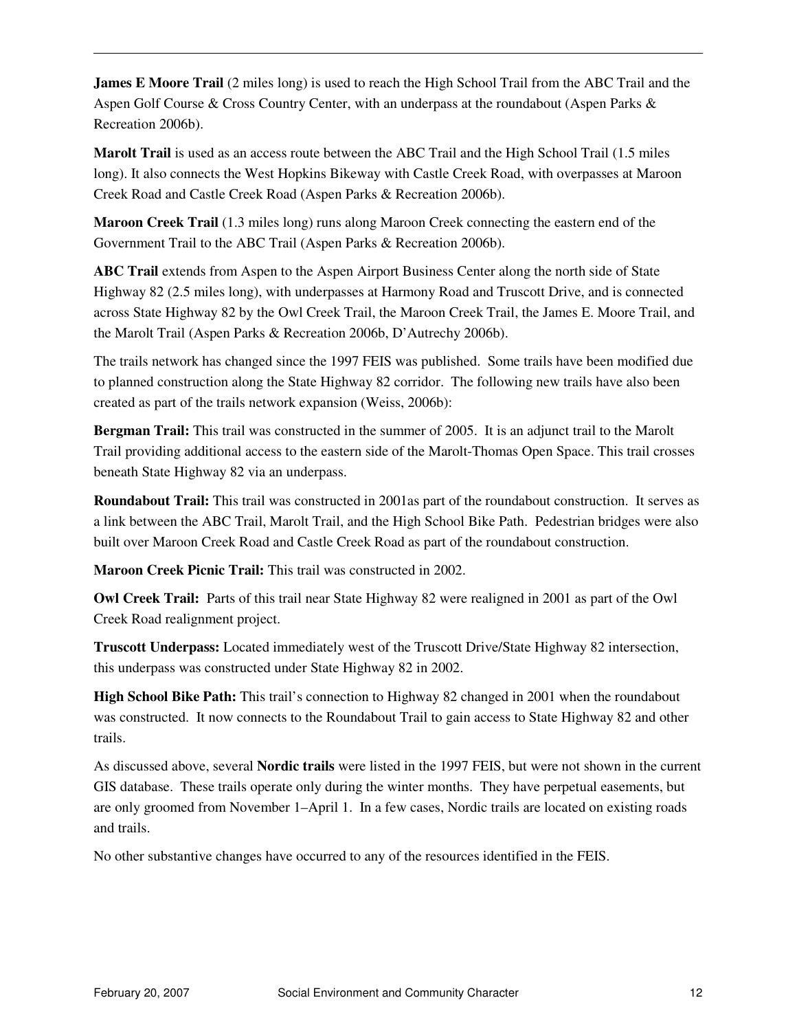**James E Moore Trail** (2 miles long) is used to reach the High School Trail from the ABC Trail and the Aspen Golf Course & Cross Country Center, with an underpass at the roundabout (Aspen Parks & Recreation 2006b).

**Marolt Trail** is used as an access route between the ABC Trail and the High School Trail (1.5 miles long). It also connects the West Hopkins Bikeway with Castle Creek Road, with overpasses at Maroon Creek Road and Castle Creek Road (Aspen Parks & Recreation 2006b).

**Maroon Creek Trail** (1.3 miles long) runs along Maroon Creek connecting the eastern end of the Government Trail to the ABC Trail (Aspen Parks & Recreation 2006b).

**ABC Trail** extends from Aspen to the Aspen Airport Business Center along the north side of State Highway 82 (2.5 miles long), with underpasses at Harmony Road and Truscott Drive, and is connected across State Highway 82 by the Owl Creek Trail, the Maroon Creek Trail, the James E. Moore Trail, and the Marolt Trail (Aspen Parks & Recreation 2006b, D'Autrechy 2006b).

The trails network has changed since the 1997 FEIS was published. Some trails have been modified due to planned construction along the State Highway 82 corridor. The following new trails have also been created as part of the trails network expansion (Weiss, 2006b):

**Bergman Trail:** This trail was constructed in the summer of 2005. It is an adjunct trail to the Marolt Trail providing additional access to the eastern side of the Marolt-Thomas Open Space. This trail crosses beneath State Highway 82 via an underpass.

**Roundabout Trail:** This trail was constructed in 2001as part of the roundabout construction. It serves as a link between the ABC Trail, Marolt Trail, and the High School Bike Path. Pedestrian bridges were also built over Maroon Creek Road and Castle Creek Road as part of the roundabout construction.

**Maroon Creek Picnic Trail:** This trail was constructed in 2002.

**Owl Creek Trail:** Parts of this trail near State Highway 82 were realigned in 2001 as part of the Owl Creek Road realignment project.

**Truscott Underpass:** Located immediately west of the Truscott Drive/State Highway 82 intersection, this underpass was constructed under State Highway 82 in 2002.

**High School Bike Path:** This trail's connection to Highway 82 changed in 2001 when the roundabout was constructed. It now connects to the Roundabout Trail to gain access to State Highway 82 and other trails.

As discussed above, several **Nordic trails** were listed in the 1997 FEIS, but were not shown in the current GIS database. These trails operate only during the winter months. They have perpetual easements, but are only groomed from November 1–April 1. In a few cases, Nordic trails are located on existing roads and trails.

No other substantive changes have occurred to any of the resources identified in the FEIS.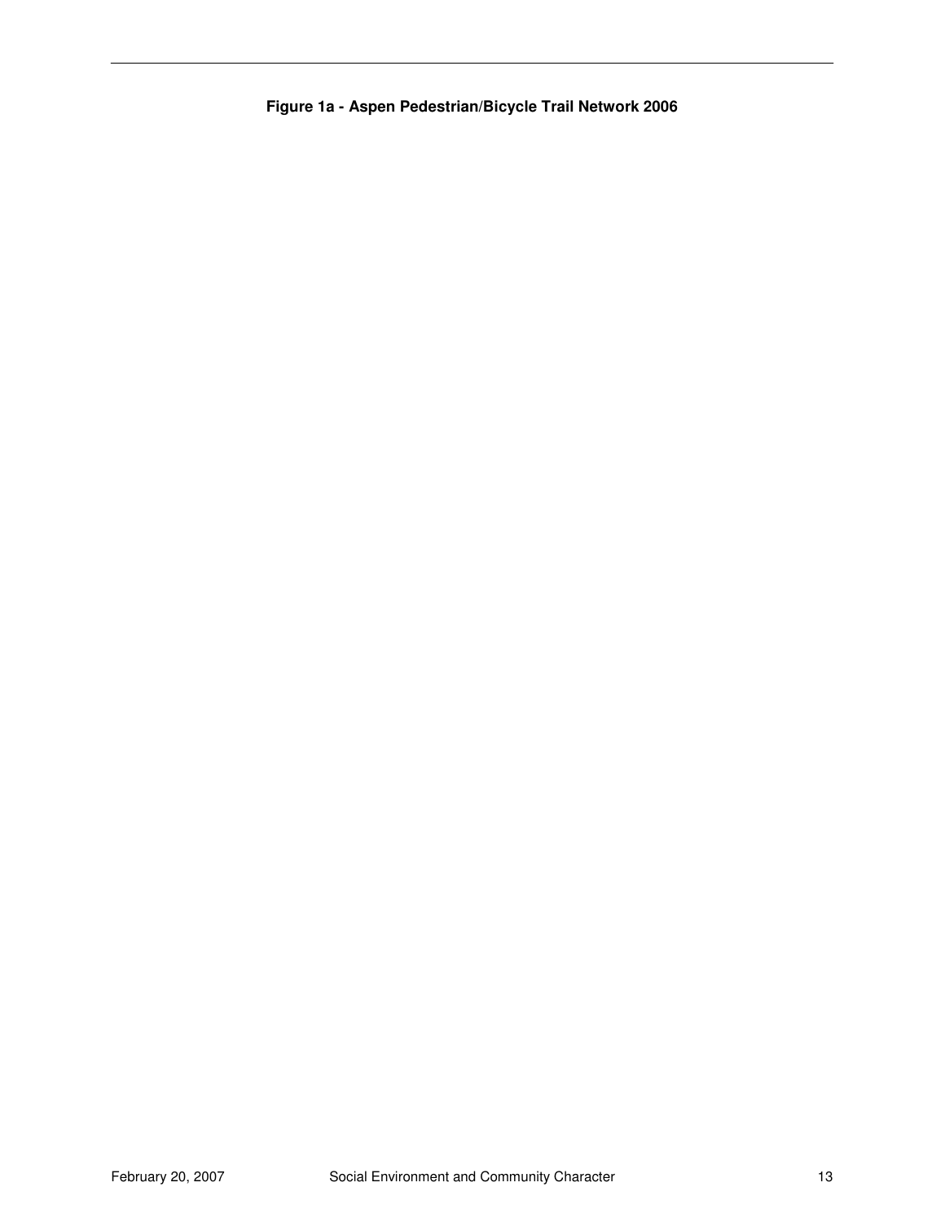**Figure 1a - Aspen Pedestrian/Bicycle Trail Network 2006**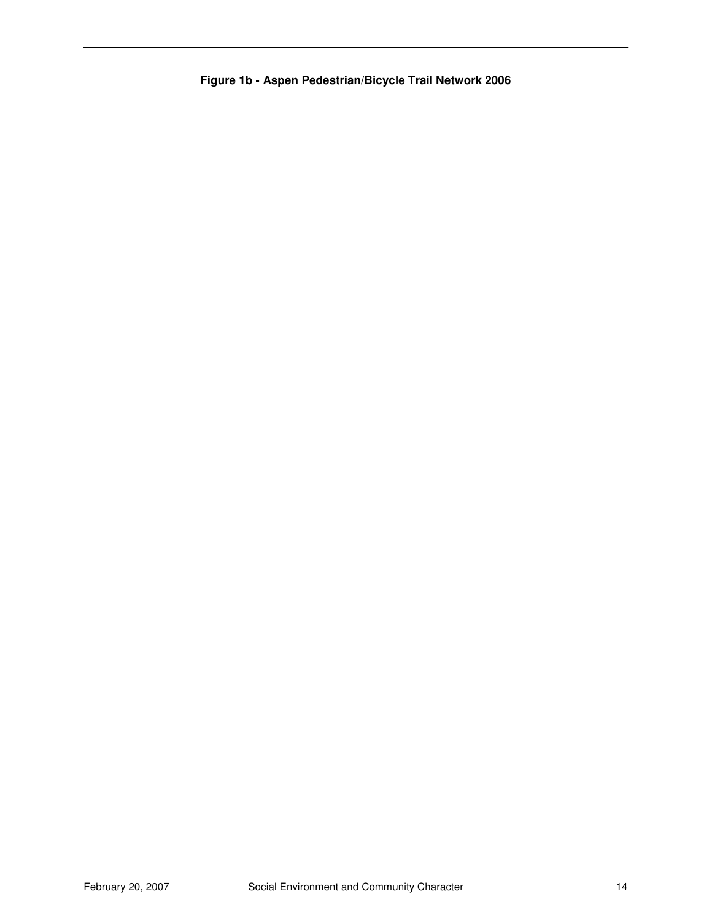**Figure 1b - Aspen Pedestrian/Bicycle Trail Network 2006**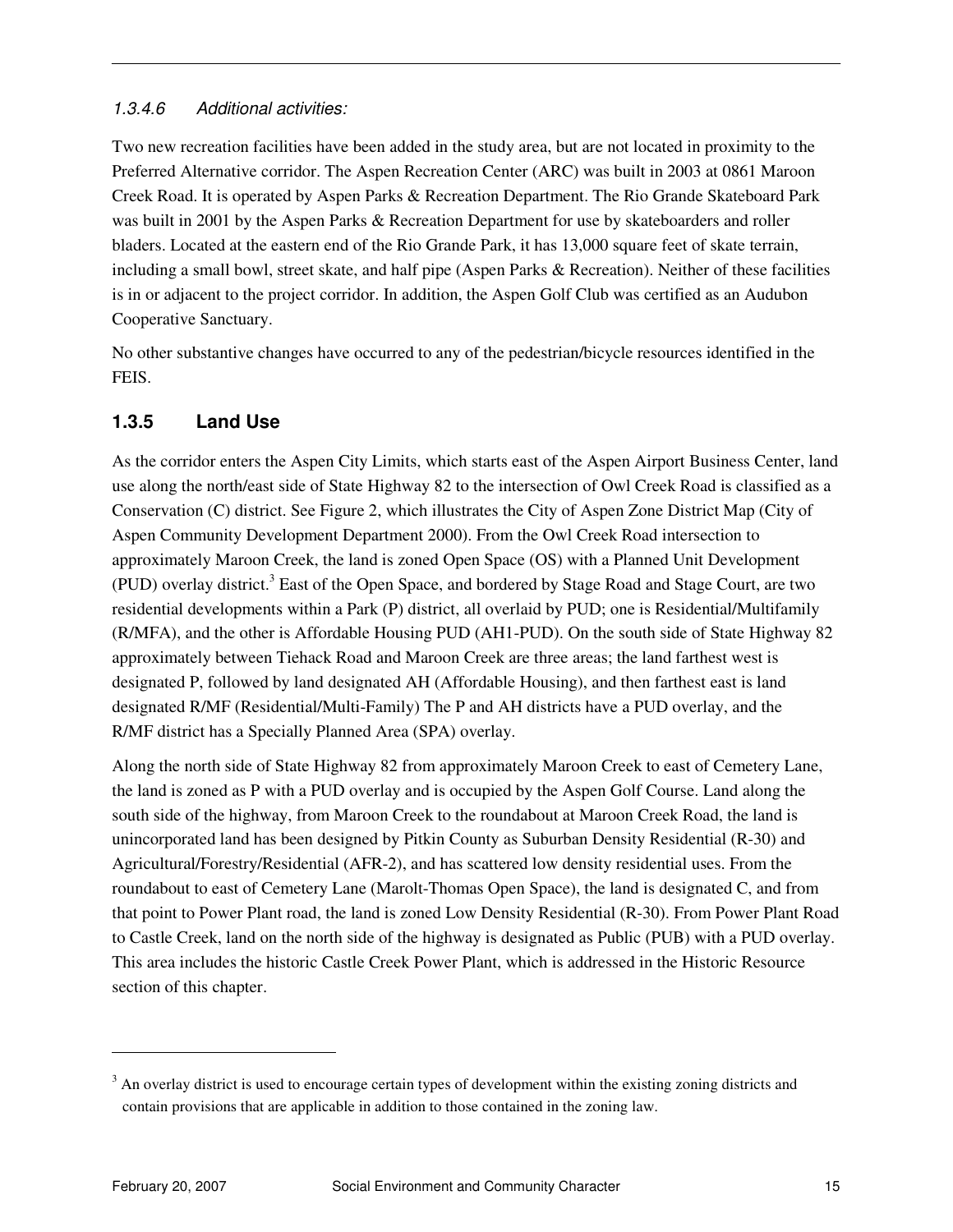#### *1.3.4.6 Additional activities:*

Two new recreation facilities have been added in the study area, but are not located in proximity to the Preferred Alternative corridor. The Aspen Recreation Center (ARC) was built in 2003 at 0861 Maroon Creek Road. It is operated by Aspen Parks & Recreation Department. The Rio Grande Skateboard Park was built in 2001 by the Aspen Parks & Recreation Department for use by skateboarders and roller bladers. Located at the eastern end of the Rio Grande Park, it has 13,000 square feet of skate terrain, including a small bowl, street skate, and half pipe (Aspen Parks & Recreation). Neither of these facilities is in or adjacent to the project corridor. In addition, the Aspen Golf Club was certified as an Audubon Cooperative Sanctuary.

No other substantive changes have occurred to any of the pedestrian/bicycle resources identified in the FEIS.

### 1.3.5 Land Use

As the corridor enters the Aspen City Limits, which starts east of the Aspen Airport Business Center, land use along the north/east side of State Highway 82 to the intersection of Owl Creek Road is classified as a Conservation (C) district. See Figure 2, which illustrates the City of Aspen Zone District Map (City of Aspen Community Development Department 2000). From the Owl Creek Road intersection to approximately Maroon Creek, the land is zoned Open Space (OS) with a Planned Unit Development (PUD) overlay district.[3] East of the Open Space, and bordered by Stage Road and Stage Court, are two residential developments within a Park (P) district, all overlaid by PUD; one is Residential/Multifamily (R/MFA), and the other is Affordable Housing PUD (AH1-PUD). On the south side of State Highway 82 approximately between Tiehack Road and Maroon Creek are three areas; the land farthest west is designated P, followed by land designated AH (Affordable Housing), and then farthest east is land designated R/MF (Residential/Multi-Family) The P and AH districts have a PUD overlay, and the R/MF district has a Specially Planned Area (SPA) overlay.

Along the north side of State Highway 82 from approximately Maroon Creek to east of Cemetery Lane, the land is zoned as P with a PUD overlay and is occupied by the Aspen Golf Course. Land along the south side of the highway, from Maroon Creek to the roundabout at Maroon Creek Road, the land is unincorporated land has been designed by Pitkin County as Suburban Density Residential (R-30) and Agricultural/Forestry/Residential (AFR-2), and has scattered low density residential uses. From the roundabout to east of Cemetery Lane (Marolt-Thomas Open Space), the land is designated C, and from that point to Power Plant road, the land is zoned Low Density Residential (R-30). From Power Plant Road to Castle Creek, land on the north side of the highway is designated as Public (PUB) with a PUD overlay. This area includes the historic Castle Creek Power Plant, which is addressed in the Historic Resource section of this chapter.

---

[3] An overlay district is used to encourage certain types of development within the existing zoning districts and contain provisions that are applicable in addition to those contained in the zoning law.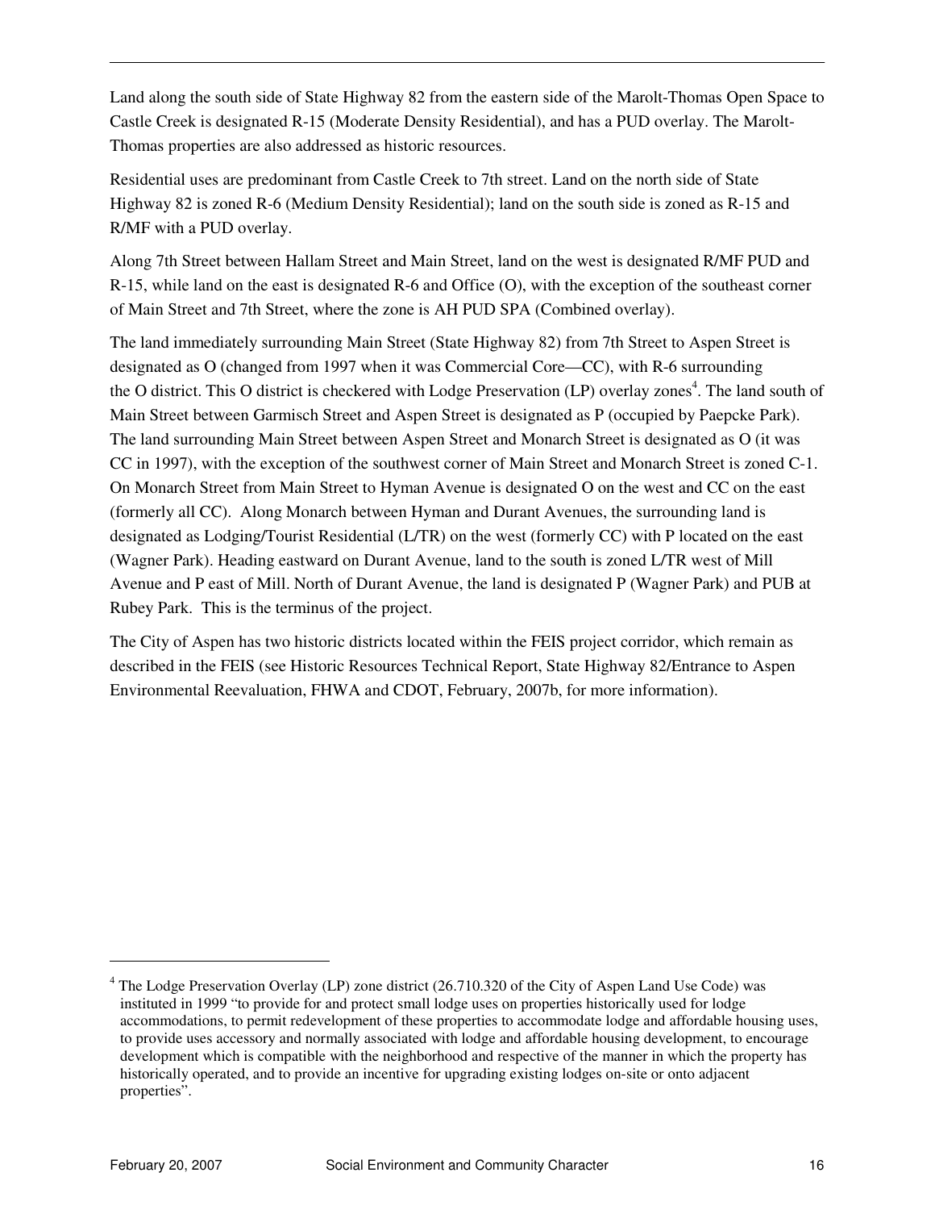Land along the south side of State Highway 82 from the eastern side of the Marolt-Thomas Open Space to Castle Creek is designated R-15 (Moderate Density Residential), and has a PUD overlay. The Marolt-Thomas properties are also addressed as historic resources.

Residential uses are predominant from Castle Creek to 7th street. Land on the north side of State Highway 82 is zoned R-6 (Medium Density Residential); land on the south side is zoned as R-15 and R/MF with a PUD overlay.

Along 7th Street between Hallam Street and Main Street, land on the west is designated R/MF PUD and R-15, while land on the east is designated R-6 and Office (O), with the exception of the southeast corner of Main Street and 7th Street, where the zone is AH PUD SPA (Combined overlay).

The land immediately surrounding Main Street (State Highway 82) from 7th Street to Aspen Street is designated as O (changed from 1997 when it was Commercial Core—CC), with R-6 surrounding the O district. This O district is checkered with Lodge Preservation (LP) overlay zones[4]. The land south of Main Street between Garmisch Street and Aspen Street is designated as P (occupied by Paepcke Park). The land surrounding Main Street between Aspen Street and Monarch Street is designated as O (it was CC in 1997), with the exception of the southwest corner of Main Street and Monarch Street is zoned C-1. On Monarch Street from Main Street to Hyman Avenue is designated O on the west and CC on the east (formerly all CC). Along Monarch between Hyman and Durant Avenues, the surrounding land is designated as Lodging/Tourist Residential (L/TR) on the west (formerly CC) with P located on the east (Wagner Park). Heading eastward on Durant Avenue, land to the south is zoned L/TR west of Mill Avenue and P east of Mill. North of Durant Avenue, the land is designated P (Wagner Park) and PUB at Rubey Park. This is the terminus of the project.

The City of Aspen has two historic districts located within the FEIS project corridor, which remain as described in the FEIS (see Historic Resources Technical Report, State Highway 82/Entrance to Aspen Environmental Reevaluation, FHWA and CDOT, February, 2007b, for more information).

---

[4] The Lodge Preservation Overlay (LP) zone district (26.710.320 of the City of Aspen Land Use Code) was instituted in 1999 "to provide for and protect small lodge uses on properties historically used for lodge accommodations, to permit redevelopment of these properties to accommodate lodge and affordable housing uses, to provide uses accessory and normally associated with lodge and affordable housing development, to encourage development which is compatible with the neighborhood and respective of the manner in which the property has historically operated, and to provide an incentive for upgrading existing lodges on-site or onto adjacent properties".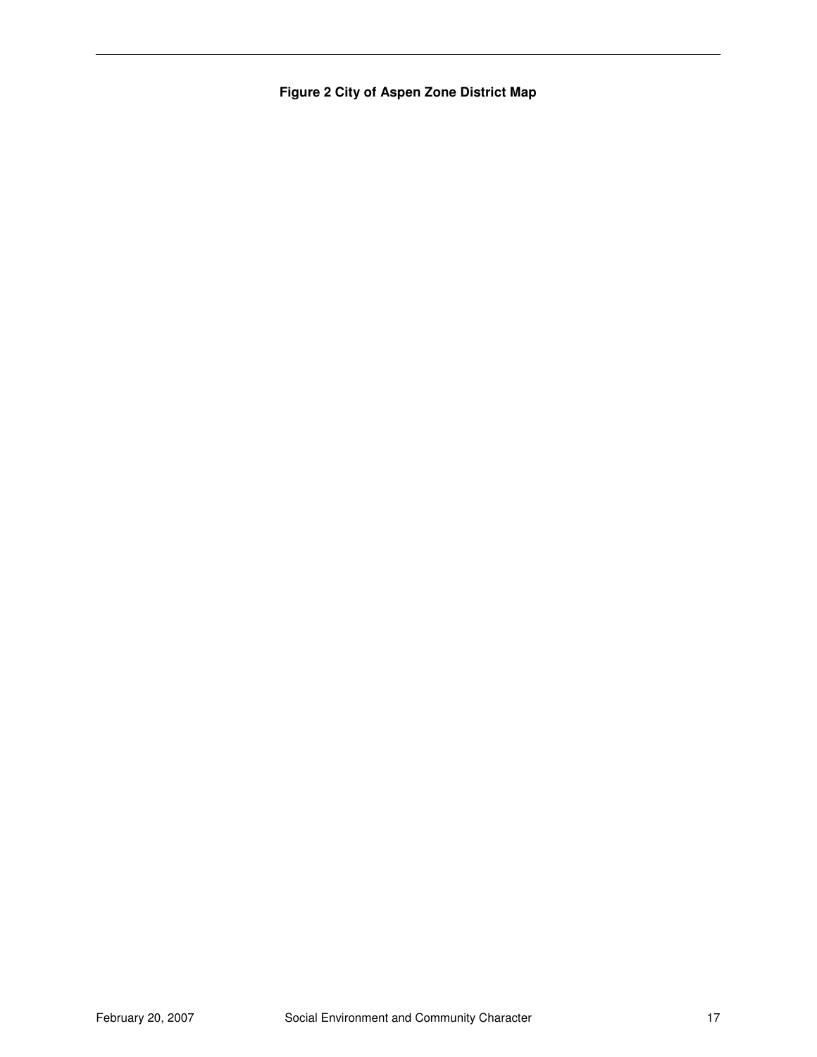**Figure 2 City of Aspen Zone District Map**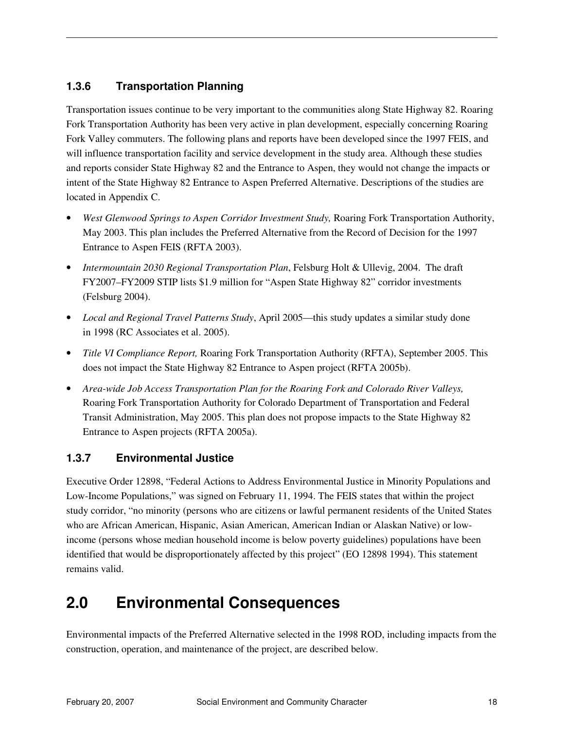### 1.3.6 Transportation Planning

Transportation issues continue to be very important to the communities along State Highway 82. Roaring Fork Transportation Authority has been very active in plan development, especially concerning Roaring Fork Valley commuters. The following plans and reports have been developed since the 1997 FEIS, and will influence transportation facility and service development in the study area. Although these studies and reports consider State Highway 82 and the Entrance to Aspen, they would not change the impacts or intent of the State Highway 82 Entrance to Aspen Preferred Alternative. Descriptions of the studies are located in Appendix C.

- *West Glenwood Springs to Aspen Corridor Investment Study,* Roaring Fork Transportation Authority, May 2003. This plan includes the Preferred Alternative from the Record of Decision for the 1997 Entrance to Aspen FEIS (RFTA 2003).
- *Intermountain 2030 Regional Transportation Plan*, Felsburg Holt & Ullevig, 2004. The draft FY2007–FY2009 STIP lists $1.9 million for "Aspen State Highway 82" corridor investments (Felsburg 2004).
- *Local and Regional Travel Patterns Study*, April 2005—this study updates a similar study done in 1998 (RC Associates et al. 2005).
- *Title VI Compliance Report,* Roaring Fork Transportation Authority (RFTA), September 2005. This does not impact the State Highway 82 Entrance to Aspen project (RFTA 2005b).
- *Area-wide Job Access Transportation Plan for the Roaring Fork and Colorado River Valleys,* Roaring Fork Transportation Authority for Colorado Department of Transportation and Federal Transit Administration, May 2005. This plan does not propose impacts to the State Highway 82 Entrance to Aspen projects (RFTA 2005a).

### 1.3.7 Environmental Justice

Executive Order 12898, "Federal Actions to Address Environmental Justice in Minority Populations and Low-Income Populations," was signed on February 11, 1994. The FEIS states that within the project study corridor, "no minority (persons who are citizens or lawful permanent residents of the United States who are African American, Hispanic, Asian American, American Indian or Alaskan Native) or low-income (persons whose median household income is below poverty guidelines) populations have been identified that would be disproportionately affected by this project" (EO 12898 1994). This statement remains valid.

# 2.0 Environmental Consequences

Environmental impacts of the Preferred Alternative selected in the 1998 ROD, including impacts from the construction, operation, and maintenance of the project, are described below.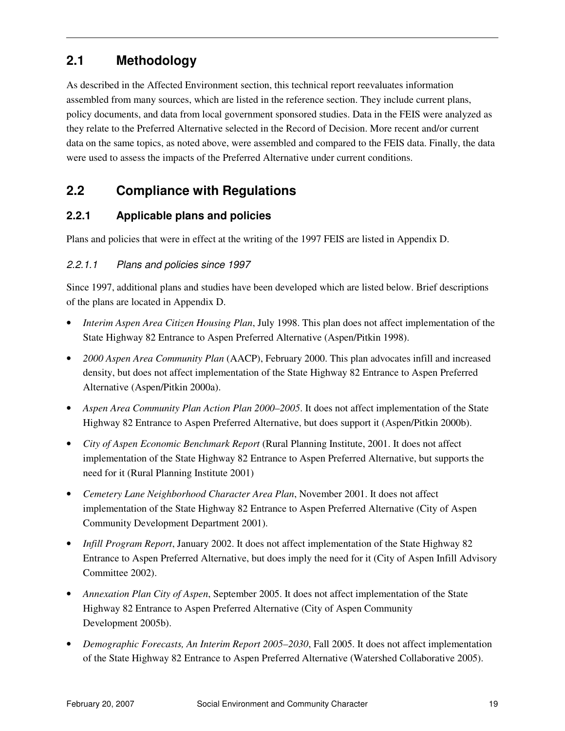## 2.1 Methodology

As described in the Affected Environment section, this technical report reevaluates information assembled from many sources, which are listed in the reference section. They include current plans, policy documents, and data from local government sponsored studies. Data in the FEIS were analyzed as they relate to the Preferred Alternative selected in the Record of Decision. More recent and/or current data on the same topics, as noted above, were assembled and compared to the FEIS data. Finally, the data were used to assess the impacts of the Preferred Alternative under current conditions.

## 2.2 Compliance with Regulations

### 2.2.1 Applicable plans and policies

Plans and policies that were in effect at the writing of the 1997 FEIS are listed in Appendix D.

#### *2.2.1.1 Plans and policies since 1997*

Since 1997, additional plans and studies have been developed which are listed below. Brief descriptions of the plans are located in Appendix D.

- *Interim Aspen Area Citizen Housing Plan*, July 1998. This plan does not affect implementation of the State Highway 82 Entrance to Aspen Preferred Alternative (Aspen/Pitkin 1998).
- *2000 Aspen Area Community Plan* (AACP), February 2000. This plan advocates infill and increased density, but does not affect implementation of the State Highway 82 Entrance to Aspen Preferred Alternative (Aspen/Pitkin 2000a).
- *Aspen Area Community Plan Action Plan 2000–2005*. It does not affect implementation of the State Highway 82 Entrance to Aspen Preferred Alternative, but does support it (Aspen/Pitkin 2000b).
- *City of Aspen Economic Benchmark Report* (Rural Planning Institute, 2001. It does not affect implementation of the State Highway 82 Entrance to Aspen Preferred Alternative, but supports the need for it (Rural Planning Institute 2001)
- *Cemetery Lane Neighborhood Character Area Plan*, November 2001. It does not affect implementation of the State Highway 82 Entrance to Aspen Preferred Alternative (City of Aspen Community Development Department 2001).
- *Infill Program Report*, January 2002. It does not affect implementation of the State Highway 82 Entrance to Aspen Preferred Alternative, but does imply the need for it (City of Aspen Infill Advisory Committee 2002).
- *Annexation Plan City of Aspen*, September 2005. It does not affect implementation of the State Highway 82 Entrance to Aspen Preferred Alternative (City of Aspen Community Development 2005b).
- *Demographic Forecasts, An Interim Report 2005–2030*, Fall 2005. It does not affect implementation of the State Highway 82 Entrance to Aspen Preferred Alternative (Watershed Collaborative 2005).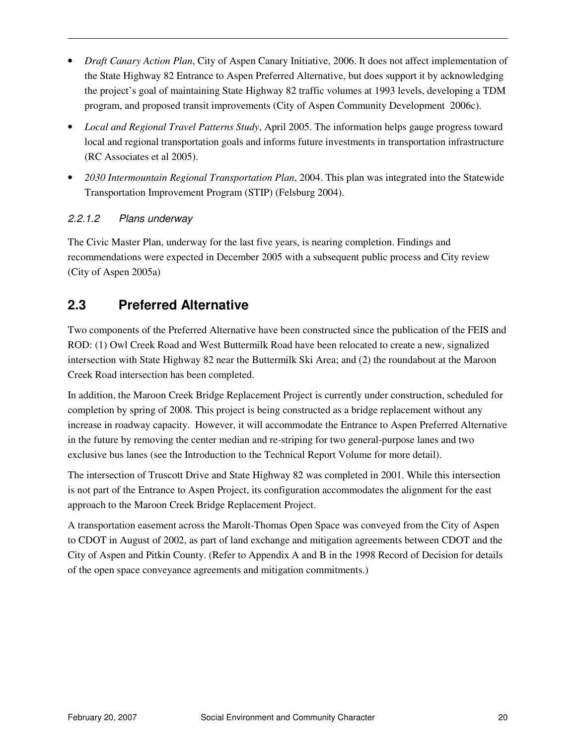- *Draft Canary Action Plan*, City of Aspen Canary Initiative, 2006. It does not affect implementation of the State Highway 82 Entrance to Aspen Preferred Alternative, but does support it by acknowledging the project's goal of maintaining State Highway 82 traffic volumes at 1993 levels, developing a TDM program, and proposed transit improvements (City of Aspen Community Development 2006c).
- *Local and Regional Travel Patterns Study*, April 2005. The information helps gauge progress toward local and regional transportation goals and informs future investments in transportation infrastructure (RC Associates et al 2005).
- *2030 Intermountain Regional Transportation Plan*, 2004. This plan was integrated into the Statewide Transportation Improvement Program (STIP) (Felsburg 2004).

#### *2.2.1.2 Plans underway*

The Civic Master Plan, underway for the last five years, is nearing completion. Findings and recommendations were expected in December 2005 with a subsequent public process and City review (City of Aspen 2005a)

## 2.3 Preferred Alternative

Two components of the Preferred Alternative have been constructed since the publication of the FEIS and ROD: (1) Owl Creek Road and West Buttermilk Road have been relocated to create a new, signalized intersection with State Highway 82 near the Buttermilk Ski Area; and (2) the roundabout at the Maroon Creek Road intersection has been completed.

In addition, the Maroon Creek Bridge Replacement Project is currently under construction, scheduled for completion by spring of 2008. This project is being constructed as a bridge replacement without any increase in roadway capacity. However, it will accommodate the Entrance to Aspen Preferred Alternative in the future by removing the center median and re-striping for two general-purpose lanes and two exclusive bus lanes (see the Introduction to the Technical Report Volume for more detail).

The intersection of Truscott Drive and State Highway 82 was completed in 2001. While this intersection is not part of the Entrance to Aspen Project, its configuration accommodates the alignment for the east approach to the Maroon Creek Bridge Replacement Project.

A transportation easement across the Marolt-Thomas Open Space was conveyed from the City of Aspen to CDOT in August of 2002, as part of land exchange and mitigation agreements between CDOT and the City of Aspen and Pitkin County. (Refer to Appendix A and B in the 1998 Record of Decision for details of the open space conveyance agreements and mitigation commitments.)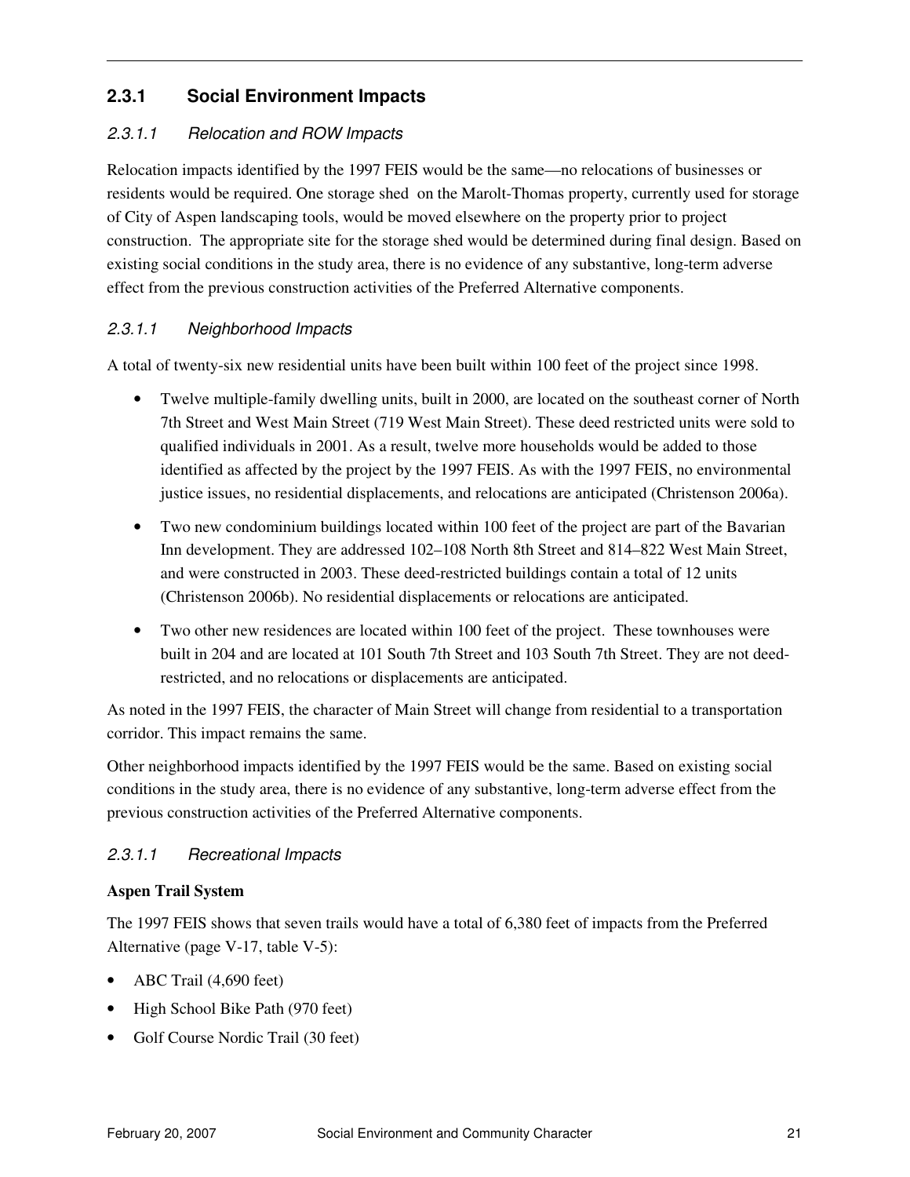### 2.3.1 Social Environment Impacts

#### *2.3.1.1 Relocation and ROW Impacts*

Relocation impacts identified by the 1997 FEIS would be the same—no relocations of businesses or residents would be required. One storage shed on the Marolt-Thomas property, currently used for storage of City of Aspen landscaping tools, would be moved elsewhere on the property prior to project construction. The appropriate site for the storage shed would be determined during final design. Based on existing social conditions in the study area, there is no evidence of any substantive, long-term adverse effect from the previous construction activities of the Preferred Alternative components.

#### *2.3.1.1 Neighborhood Impacts*

A total of twenty-six new residential units have been built within 100 feet of the project since 1998.

- Twelve multiple-family dwelling units, built in 2000, are located on the southeast corner of North 7th Street and West Main Street (719 West Main Street). These deed restricted units were sold to qualified individuals in 2001. As a result, twelve more households would be added to those identified as affected by the project by the 1997 FEIS. As with the 1997 FEIS, no environmental justice issues, no residential displacements, and relocations are anticipated (Christenson 2006a).
- Two new condominium buildings located within 100 feet of the project are part of the Bavarian Inn development. They are addressed 102–108 North 8th Street and 814–822 West Main Street, and were constructed in 2003. These deed-restricted buildings contain a total of 12 units (Christenson 2006b). No residential displacements or relocations are anticipated.
- Two other new residences are located within 100 feet of the project. These townhouses were built in 204 and are located at 101 South 7th Street and 103 South 7th Street. They are not deed-restricted, and no relocations or displacements are anticipated.

As noted in the 1997 FEIS, the character of Main Street will change from residential to a transportation corridor. This impact remains the same.

Other neighborhood impacts identified by the 1997 FEIS would be the same. Based on existing social conditions in the study area, there is no evidence of any substantive, long-term adverse effect from the previous construction activities of the Preferred Alternative components.

#### *2.3.1.1 Recreational Impacts*

**Aspen Trail System**

The 1997 FEIS shows that seven trails would have a total of 6,380 feet of impacts from the Preferred Alternative (page V-17, table V-5):

- ABC Trail (4,690 feet)
- High School Bike Path (970 feet)
- Golf Course Nordic Trail (30 feet)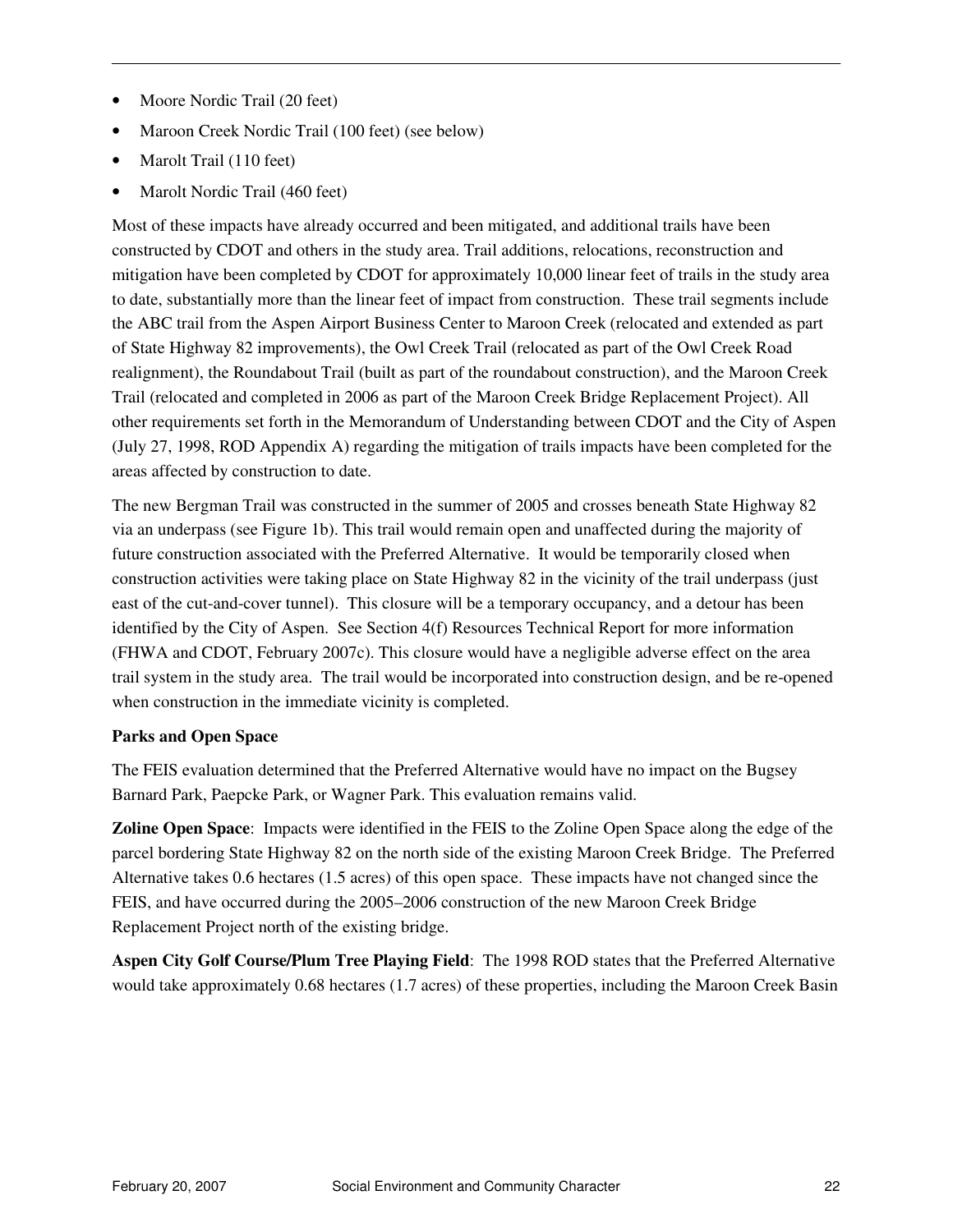- Moore Nordic Trail (20 feet)
- Maroon Creek Nordic Trail (100 feet) (see below)
- Marolt Trail (110 feet)
- Marolt Nordic Trail (460 feet)

Most of these impacts have already occurred and been mitigated, and additional trails have been constructed by CDOT and others in the study area. Trail additions, relocations, reconstruction and mitigation have been completed by CDOT for approximately 10,000 linear feet of trails in the study area to date, substantially more than the linear feet of impact from construction. These trail segments include the ABC trail from the Aspen Airport Business Center to Maroon Creek (relocated and extended as part of State Highway 82 improvements), the Owl Creek Trail (relocated as part of the Owl Creek Road realignment), the Roundabout Trail (built as part of the roundabout construction), and the Maroon Creek Trail (relocated and completed in 2006 as part of the Maroon Creek Bridge Replacement Project). All other requirements set forth in the Memorandum of Understanding between CDOT and the City of Aspen (July 27, 1998, ROD Appendix A) regarding the mitigation of trails impacts have been completed for the areas affected by construction to date.

The new Bergman Trail was constructed in the summer of 2005 and crosses beneath State Highway 82 via an underpass (see Figure 1b). This trail would remain open and unaffected during the majority of future construction associated with the Preferred Alternative. It would be temporarily closed when construction activities were taking place on State Highway 82 in the vicinity of the trail underpass (just east of the cut-and-cover tunnel). This closure will be a temporary occupancy, and a detour has been identified by the City of Aspen. See Section 4(f) Resources Technical Report for more information (FHWA and CDOT, February 2007c). This closure would have a negligible adverse effect on the area trail system in the study area. The trail would be incorporated into construction design, and be re-opened when construction in the immediate vicinity is completed.

**Parks and Open Space**

The FEIS evaluation determined that the Preferred Alternative would have no impact on the Bugsey Barnard Park, Paepcke Park, or Wagner Park. This evaluation remains valid.

**Zoline Open Space**: Impacts were identified in the FEIS to the Zoline Open Space along the edge of the parcel bordering State Highway 82 on the north side of the existing Maroon Creek Bridge. The Preferred Alternative takes 0.6 hectares (1.5 acres) of this open space. These impacts have not changed since the FEIS, and have occurred during the 2005–2006 construction of the new Maroon Creek Bridge Replacement Project north of the existing bridge.

**Aspen City Golf Course/Plum Tree Playing Field**: The 1998 ROD states that the Preferred Alternative would take approximately 0.68 hectares (1.7 acres) of these properties, including the Maroon Creek Basin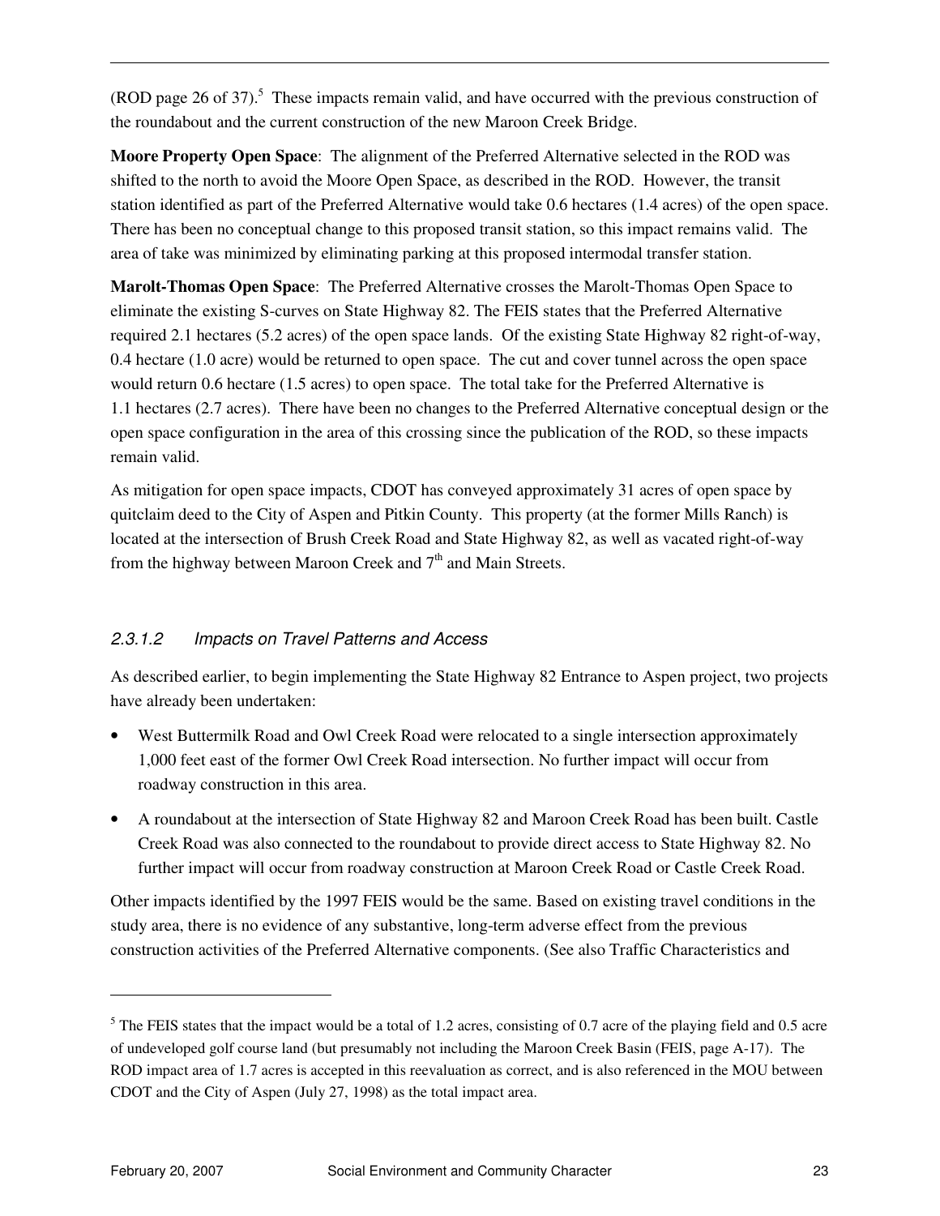(ROD page 26 of 37).[5] These impacts remain valid, and have occurred with the previous construction of the roundabout and the current construction of the new Maroon Creek Bridge.

**Moore Property Open Space**: The alignment of the Preferred Alternative selected in the ROD was shifted to the north to avoid the Moore Open Space, as described in the ROD. However, the transit station identified as part of the Preferred Alternative would take 0.6 hectares (1.4 acres) of the open space. There has been no conceptual change to this proposed transit station, so this impact remains valid. The area of take was minimized by eliminating parking at this proposed intermodal transfer station.

**Marolt-Thomas Open Space**: The Preferred Alternative crosses the Marolt-Thomas Open Space to eliminate the existing S-curves on State Highway 82. The FEIS states that the Preferred Alternative required 2.1 hectares (5.2 acres) of the open space lands. Of the existing State Highway 82 right-of-way, 0.4 hectare (1.0 acre) would be returned to open space. The cut and cover tunnel across the open space would return 0.6 hectare (1.5 acres) to open space. The total take for the Preferred Alternative is 1.1 hectares (2.7 acres). There have been no changes to the Preferred Alternative conceptual design or the open space configuration in the area of this crossing since the publication of the ROD, so these impacts remain valid.

As mitigation for open space impacts, CDOT has conveyed approximately 31 acres of open space by quitclaim deed to the City of Aspen and Pitkin County. This property (at the former Mills Ranch) is located at the intersection of Brush Creek Road and State Highway 82, as well as vacated right-of-way from the highway between Maroon Creek and 7th and Main Streets.

### *2.3.1.2 Impacts on Travel Patterns and Access*

As described earlier, to begin implementing the State Highway 82 Entrance to Aspen project, two projects have already been undertaken:

- West Buttermilk Road and Owl Creek Road were relocated to a single intersection approximately 1,000 feet east of the former Owl Creek Road intersection. No further impact will occur from roadway construction in this area.
- A roundabout at the intersection of State Highway 82 and Maroon Creek Road has been built. Castle Creek Road was also connected to the roundabout to provide direct access to State Highway 82. No further impact will occur from roadway construction at Maroon Creek Road or Castle Creek Road.

Other impacts identified by the 1997 FEIS would be the same. Based on existing travel conditions in the study area, there is no evidence of any substantive, long-term adverse effect from the previous construction activities of the Preferred Alternative components. (See also Traffic Characteristics and

---

[5] The FEIS states that the impact would be a total of 1.2 acres, consisting of 0.7 acre of the playing field and 0.5 acre of undeveloped golf course land (but presumably not including the Maroon Creek Basin (FEIS, page A-17). The ROD impact area of 1.7 acres is accepted in this reevaluation as correct, and is also referenced in the MOU between CDOT and the City of Aspen (July 27, 1998) as the total impact area.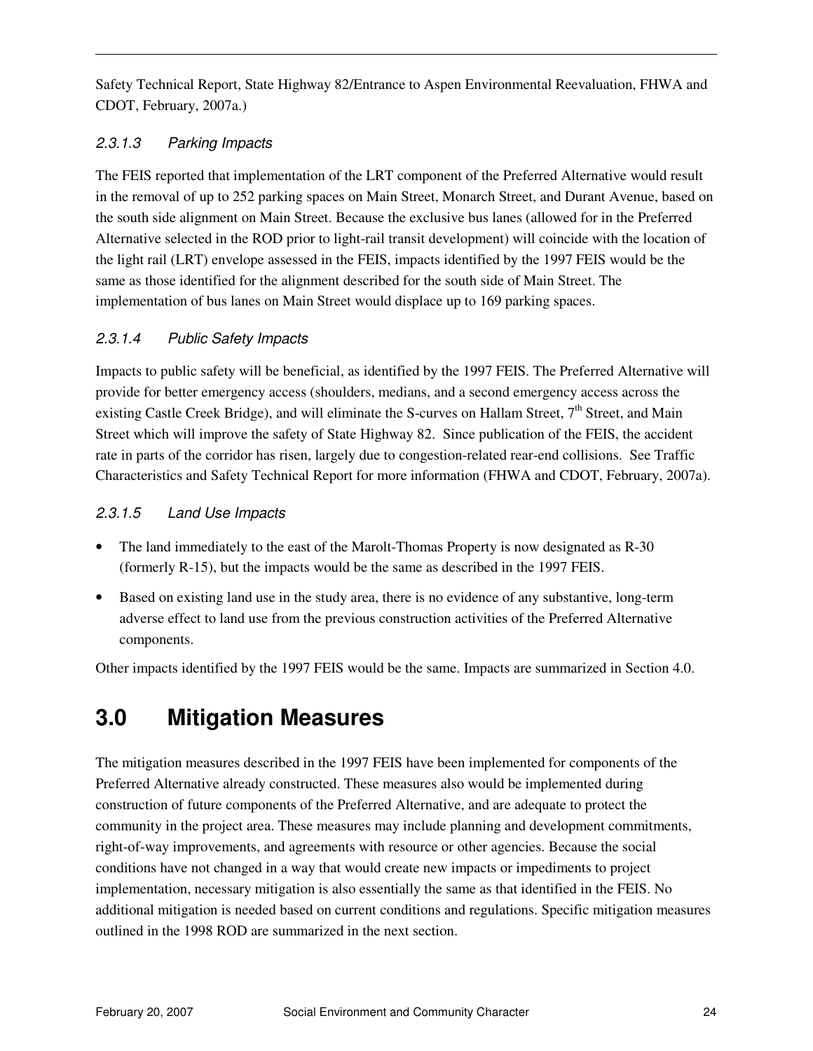Safety Technical Report, State Highway 82/Entrance to Aspen Environmental Reevaluation, FHWA and CDOT, February, 2007a.)

#### *2.3.1.3 Parking Impacts*

The FEIS reported that implementation of the LRT component of the Preferred Alternative would result in the removal of up to 252 parking spaces on Main Street, Monarch Street, and Durant Avenue, based on the south side alignment on Main Street. Because the exclusive bus lanes (allowed for in the Preferred Alternative selected in the ROD prior to light-rail transit development) will coincide with the location of the light rail (LRT) envelope assessed in the FEIS, impacts identified by the 1997 FEIS would be the same as those identified for the alignment described for the south side of Main Street. The implementation of bus lanes on Main Street would displace up to 169 parking spaces.

#### *2.3.1.4 Public Safety Impacts*

Impacts to public safety will be beneficial, as identified by the 1997 FEIS. The Preferred Alternative will provide for better emergency access (shoulders, medians, and a second emergency access across the existing Castle Creek Bridge), and will eliminate the S-curves on Hallam Street, 7th Street, and Main Street which will improve the safety of State Highway 82. Since publication of the FEIS, the accident rate in parts of the corridor has risen, largely due to congestion-related rear-end collisions. See Traffic Characteristics and Safety Technical Report for more information (FHWA and CDOT, February, 2007a).

#### *2.3.1.5 Land Use Impacts*

- The land immediately to the east of the Marolt-Thomas Property is now designated as R-30 (formerly R-15), but the impacts would be the same as described in the 1997 FEIS.
- Based on existing land use in the study area, there is no evidence of any substantive, long-term adverse effect to land use from the previous construction activities of the Preferred Alternative components.

Other impacts identified by the 1997 FEIS would be the same. Impacts are summarized in Section 4.0.

# 3.0 Mitigation Measures

The mitigation measures described in the 1997 FEIS have been implemented for components of the Preferred Alternative already constructed. These measures also would be implemented during construction of future components of the Preferred Alternative, and are adequate to protect the community in the project area. These measures may include planning and development commitments, right-of-way improvements, and agreements with resource or other agencies. Because the social conditions have not changed in a way that would create new impacts or impediments to project implementation, necessary mitigation is also essentially the same as that identified in the FEIS. No additional mitigation is needed based on current conditions and regulations. Specific mitigation measures outlined in the 1998 ROD are summarized in the next section.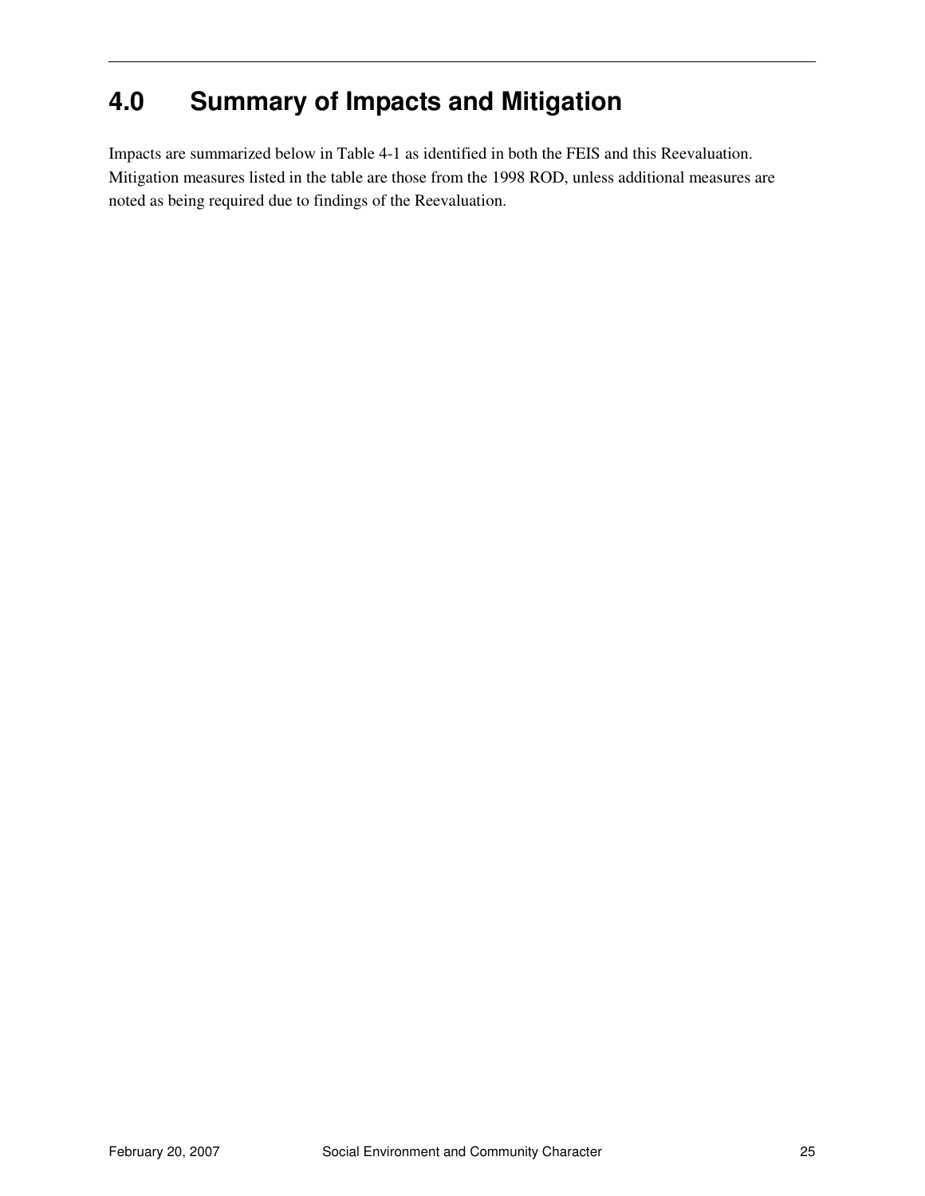# 4.0 Summary of Impacts and Mitigation

Impacts are summarized below in Table 4-1 as identified in both the FEIS and this Reevaluation. Mitigation measures listed in the table are those from the 1998 ROD, unless additional measures are noted as being required due to findings of the Reevaluation.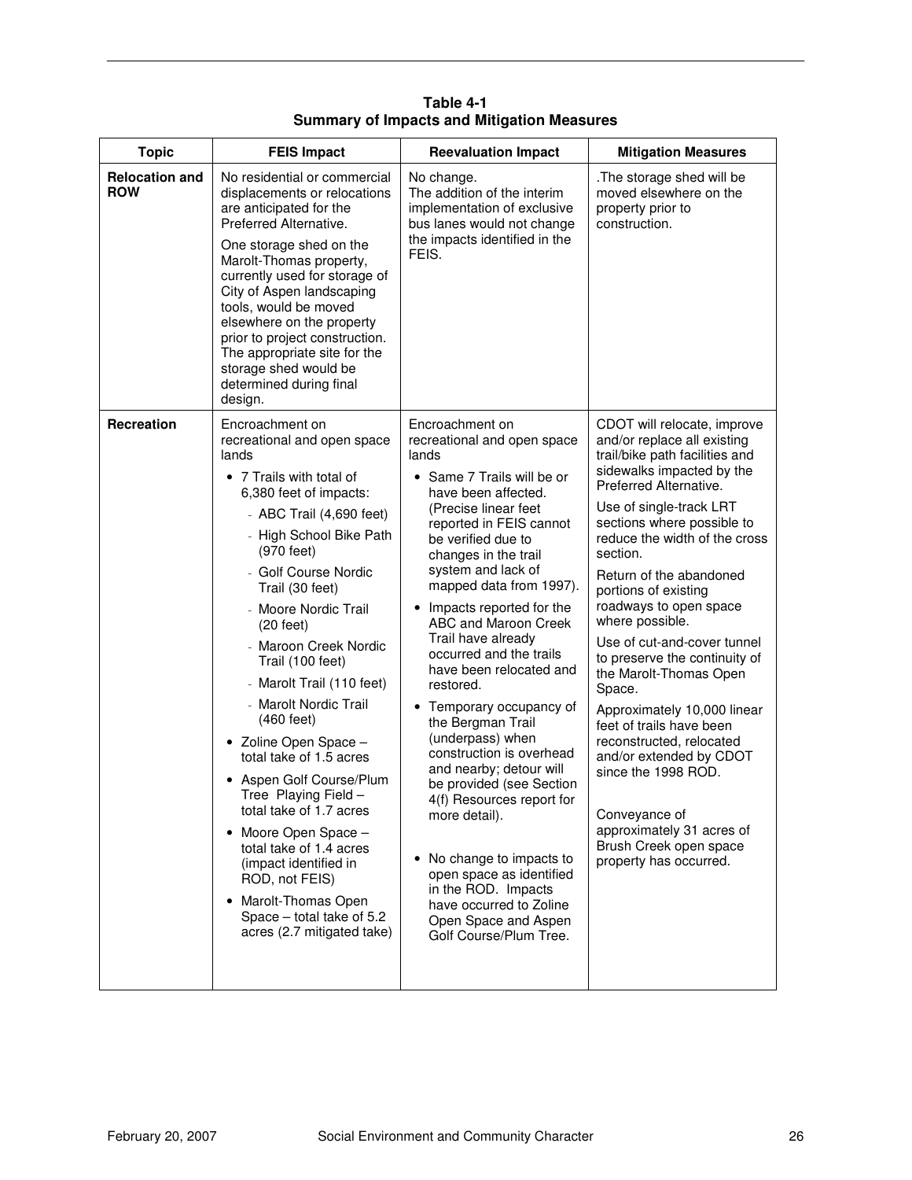**Table 4-1**
**Summary of Impacts and Mitigation Measures**

| Topic | FEIS Impact | Reevaluation Impact | Mitigation Measures |
|---|---|---|---|
| **Relocation and ROW** | No residential or commercial displacements or relocations are anticipated for the Preferred Alternative.<br><br>One storage shed on the Marolt-Thomas property, currently used for storage of City of Aspen landscaping tools, would be moved elsewhere on the property prior to project construction. The appropriate site for the storage shed would be determined during final design. | No change.<br>The addition of the interim implementation of exclusive bus lanes would not change the impacts identified in the FEIS. | .The storage shed will be moved elsewhere on the property prior to construction. |
| **Recreation** | Encroachment on recreational and open space lands<br><br>• 7 Trails with total of 6,380 feet of impacts:<br>- ABC Trail (4,690 feet)<br>- High School Bike Path (970 feet)<br>- Golf Course Nordic Trail (30 feet)<br>- Moore Nordic Trail (20 feet)<br>- Maroon Creek Nordic Trail (100 feet)<br>- Marolt Trail (110 feet)<br>- Marolt Nordic Trail (460 feet)<br>• Zoline Open Space – total take of 1.5 acres<br>• Aspen Golf Course/Plum Tree Playing Field – total take of 1.7 acres<br>• Moore Open Space – total take of 1.4 acres (impact identified in ROD, not FEIS)<br>• Marolt-Thomas Open Space – total take of 5.2 acres (2.7 mitigated take) | Encroachment on recreational and open space lands<br><br>• Same 7 Trails will be or have been affected. (Precise linear feet reported in FEIS cannot be verified due to changes in the trail system and lack of mapped data from 1997).<br>• Impacts reported for the ABC and Maroon Creek Trail have already occurred and the trails have been relocated and restored.<br>• Temporary occupancy of the Bergman Trail (underpass) when construction is overhead and nearby; detour will be provided (see Section 4(f) Resources report for more detail).<br>• No change to impacts to open space as identified in the ROD. Impacts have occurred to Zoline Open Space and Aspen Golf Course/Plum Tree. | CDOT will relocate, improve and/or replace all existing trail/bike path facilities and sidewalks impacted by the Preferred Alternative.<br><br>Use of single-track LRT sections where possible to reduce the width of the cross section.<br><br>Return of the abandoned portions of existing roadways to open space where possible.<br><br>Use of cut-and-cover tunnel to preserve the continuity of the Marolt-Thomas Open Space.<br><br>Approximately 10,000 linear feet of trails have been reconstructed, relocated and/or extended by CDOT since the 1998 ROD.<br><br>Conveyance of approximately 31 acres of Brush Creek open space property has occurred. |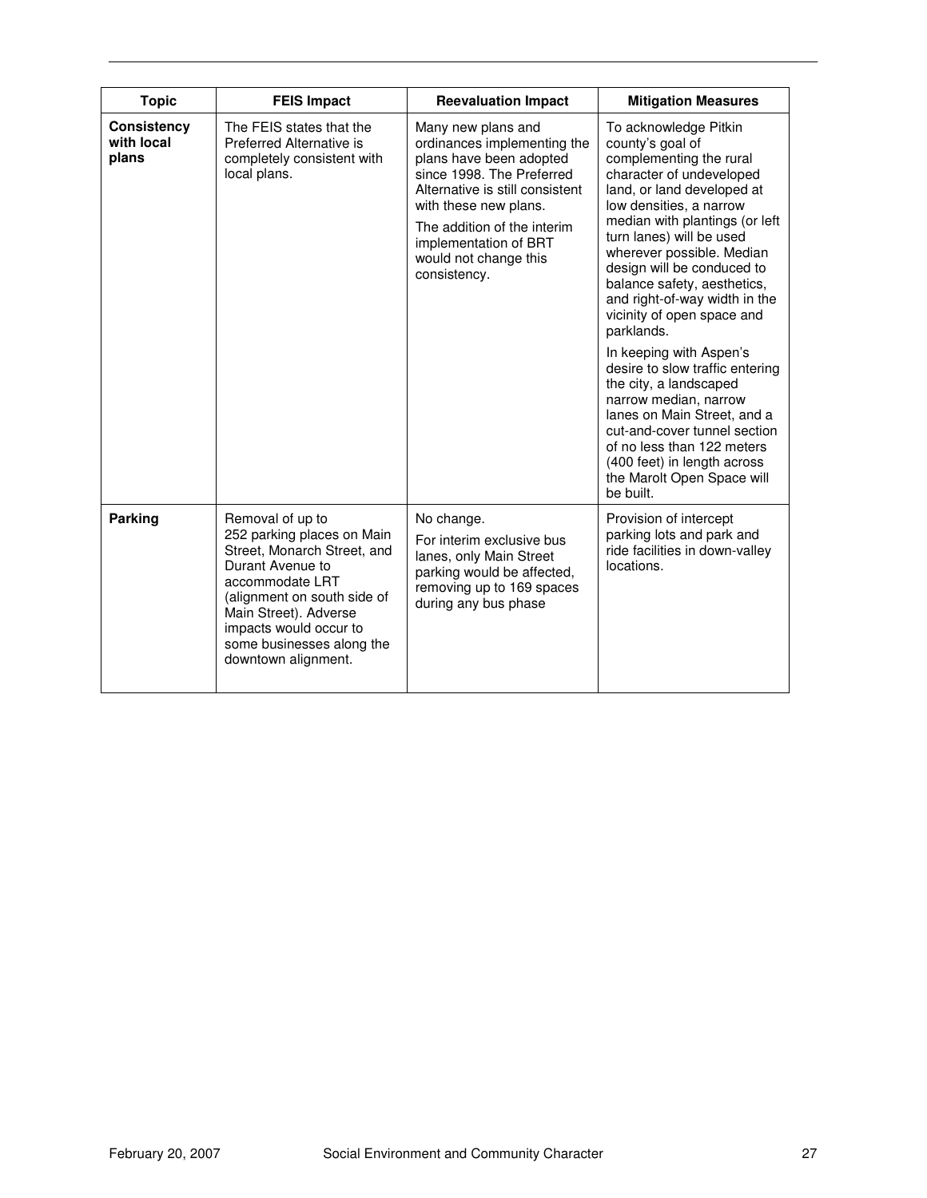| Topic | FEIS Impact | Reevaluation Impact | Mitigation Measures |
|---|---|---|---|
| **Consistency with local plans** | The FEIS states that the Preferred Alternative is completely consistent with local plans. | Many new plans and ordinances implementing the plans have been adopted since 1998. The Preferred Alternative is still consistent with these new plans.<br><br>The addition of the interim implementation of BRT would not change this consistency. | To acknowledge Pitkin county's goal of complementing the rural character of undeveloped land, or land developed at low densities, a narrow median with plantings (or left turn lanes) will be used wherever possible. Median design will be conduced to balance safety, aesthetics, and right-of-way width in the vicinity of open space and parklands.<br><br>In keeping with Aspen's desire to slow traffic entering the city, a landscaped narrow median, narrow lanes on Main Street, and a cut-and-cover tunnel section of no less than 122 meters (400 feet) in length across the Marolt Open Space will be built. |
| **Parking** | Removal of up to 252 parking places on Main Street, Monarch Street, and Durant Avenue to accommodate LRT (alignment on south side of Main Street). Adverse impacts would occur to some businesses along the downtown alignment. | No change.<br><br>For interim exclusive bus lanes, only Main Street parking would be affected, removing up to 169 spaces during any bus phase | Provision of intercept parking lots and park and ride facilities in down-valley locations. |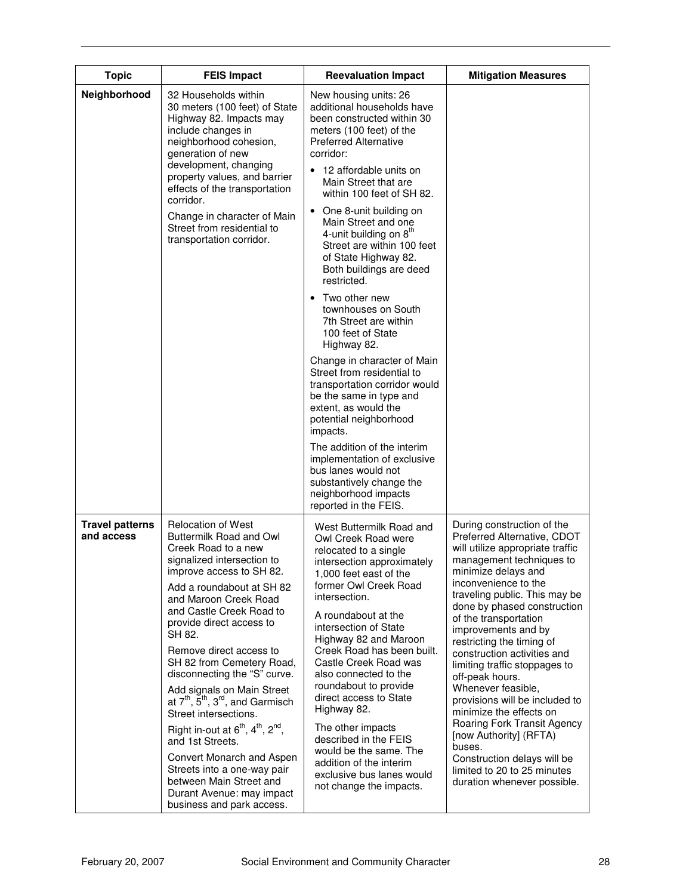| Topic | FEIS Impact | Reevaluation Impact | Mitigation Measures |
|---|---|---|---|
| **Neighborhood** | 32 Households within 30 meters (100 feet) of State Highway 82. Impacts may include changes in neighborhood cohesion, generation of new development, changing property values, and barrier effects of the transportation corridor.<br><br>Change in character of Main Street from residential to transportation corridor. | New housing units: 26 additional households have been constructed within 30 meters (100 feet) of the Preferred Alternative corridor:<br>• 12 affordable units on Main Street that are within 100 feet of SH 82.<br>• One 8-unit building on Main Street and one 4-unit building on 8th Street are within 100 feet of State Highway 82. Both buildings are deed restricted.<br>• Two other new townhouses on South 7th Street are within 100 feet of State Highway 82.<br><br>Change in character of Main Street from residential to transportation corridor would be the same in type and extent, as would the potential neighborhood impacts.<br><br>The addition of the interim implementation of exclusive bus lanes would not substantively change the neighborhood impacts reported in the FEIS. | |
| **Travel patterns and access** | Relocation of West Buttermilk Road and Owl Creek Road to a new signalized intersection to improve access to SH 82.<br><br>Add a roundabout at SH 82 and Maroon Creek Road and Castle Creek Road to provide direct access to SH 82.<br><br>Remove direct access to SH 82 from Cemetery Road, disconnecting the "S" curve.<br><br>Add signals on Main Street at 7th, 5th, 3rd, and Garmisch Street intersections.<br><br>Right in-out at 6th, 4th, 2nd, and 1st Streets.<br><br>Convert Monarch and Aspen Streets into a one-way pair between Main Street and Durant Avenue: may impact business and park access. | West Buttermilk Road and Owl Creek Road were relocated to a single intersection approximately 1,000 feet east of the former Owl Creek Road intersection.<br><br>A roundabout at the intersection of State Highway 82 and Maroon Creek Road has been built. Castle Creek Road was also connected to the roundabout to provide direct access to State Highway 82.<br><br>The other impacts described in the FEIS would be the same. The addition of the interim exclusive bus lanes would not change the impacts. | During construction of the Preferred Alternative, CDOT will utilize appropriate traffic management techniques to minimize delays and inconvenience to the traveling public. This may be done by phased construction of the transportation improvements and by restricting the timing of construction activities and limiting traffic stoppages to off-peak hours.<br>Whenever feasible, provisions will be included to minimize the effects on Roaring Fork Transit Agency [now Authority] (RFTA) buses.<br>Construction delays will be limited to 20 to 25 minutes duration whenever possible. |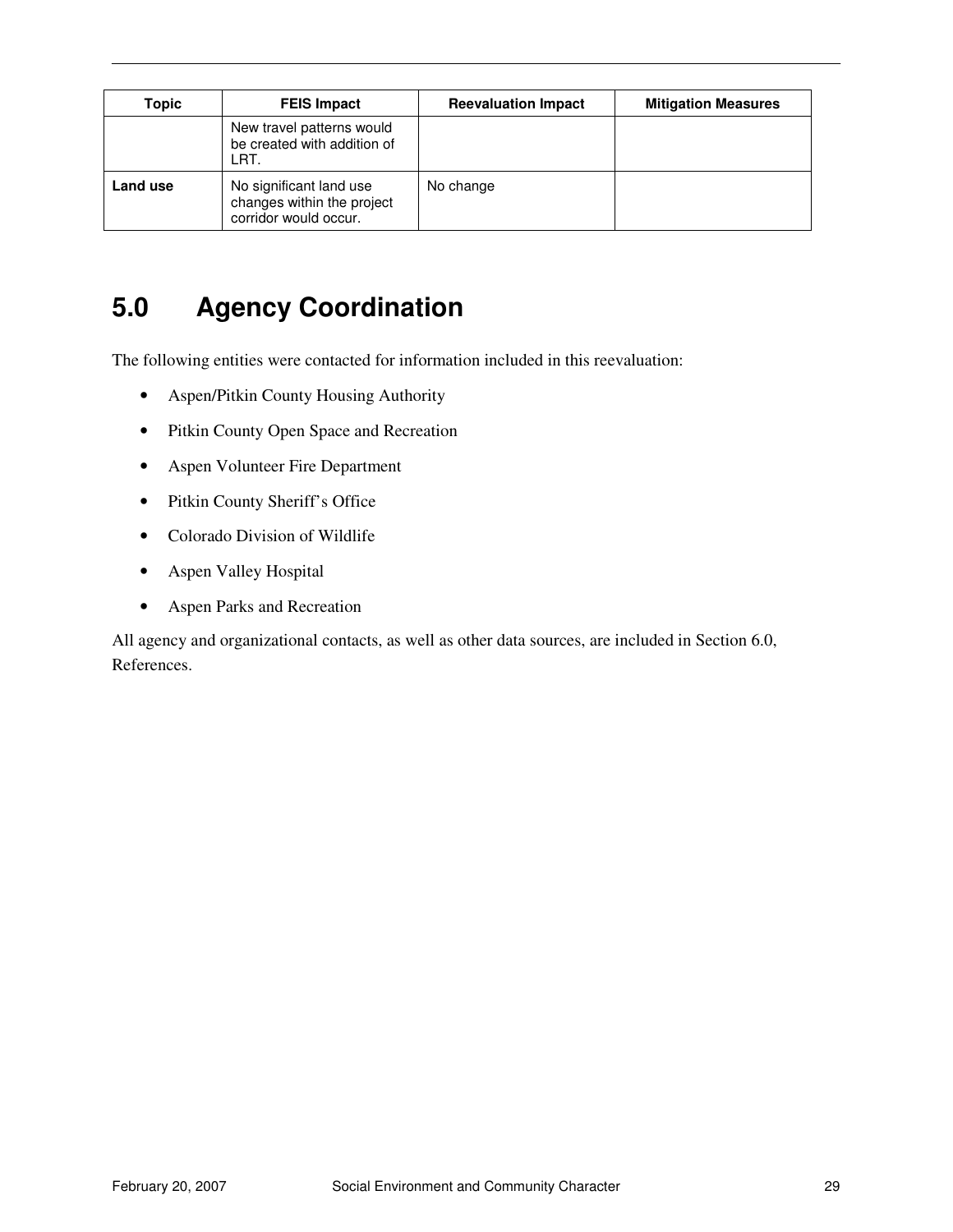| Topic | FEIS Impact | Reevaluation Impact | Mitigation Measures |
|---|---|---|---|
| | New travel patterns would be created with addition of LRT. | | |
| **Land use** | No significant land use changes within the project corridor would occur. | No change | |

# 5.0 Agency Coordination

The following entities were contacted for information included in this reevaluation:

- Aspen/Pitkin County Housing Authority
- Pitkin County Open Space and Recreation
- Aspen Volunteer Fire Department
- Pitkin County Sheriff's Office
- Colorado Division of Wildlife
- Aspen Valley Hospital
- Aspen Parks and Recreation

All agency and organizational contacts, as well as other data sources, are included in Section 6.0, References.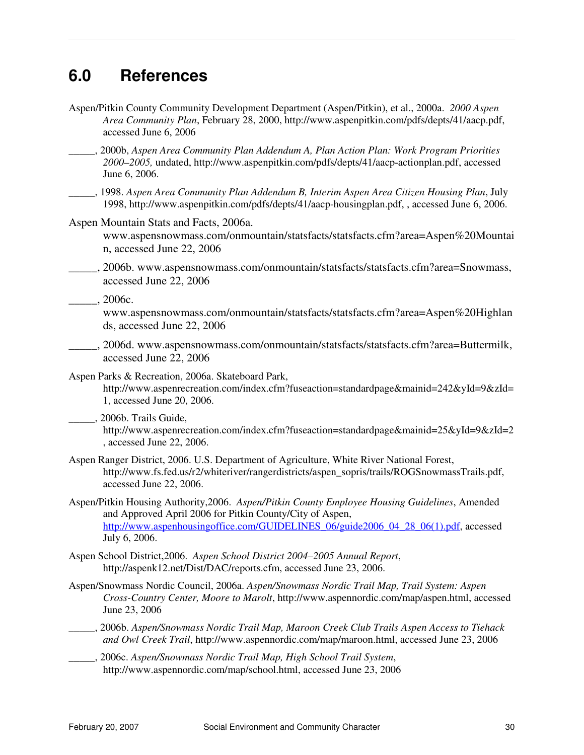## 6.0 References

Aspen/Pitkin County Community Development Department (Aspen/Pitkin), et al., 2000a. *2000 Aspen Area Community Plan*, February 28, 2000, http://www.aspenpitkin.com/pdfs/depts/41/aacp.pdf, accessed June 6, 2006

_____, 2000b, *Aspen Area Community Plan Addendum A, Plan Action Plan: Work Program Priorities 2000–2005,* undated, http://www.aspenpitkin.com/pdfs/depts/41/aacp-actionplan.pdf, accessed June 6, 2006.

_____, 1998. *Aspen Area Community Plan Addendum B, Interim Aspen Area Citizen Housing Plan*, July 1998, http://www.aspenpitkin.com/pdfs/depts/41/aacp-housingplan.pdf, , accessed June 6, 2006.

Aspen Mountain Stats and Facts, 2006a. www.aspensnowmass.com/onmountain/statsfacts/statsfacts.cfm?area=Aspen%20Mountain, accessed June 22, 2006

_____, 2006b. www.aspensnowmass.com/onmountain/statsfacts/statsfacts.cfm?area=Snowmass, accessed June 22, 2006

_____, 2006c. www.aspensnowmass.com/onmountain/statsfacts/statsfacts.cfm?area=Aspen%20Highlands, accessed June 22, 2006

_____, 2006d. www.aspensnowmass.com/onmountain/statsfacts/statsfacts.cfm?area=Buttermilk, accessed June 22, 2006

Aspen Parks & Recreation, 2006a. Skateboard Park, http://www.aspenrecreation.com/index.cfm?fuseaction=standardpage&mainid=242&yId=9&zId=1, accessed June 20, 2006.

_____, 2006b. Trails Guide, http://www.aspenrecreation.com/index.cfm?fuseaction=standardpage&mainid=25&yId=9&zId=2, accessed June 22, 2006.

Aspen Ranger District, 2006. U.S. Department of Agriculture, White River National Forest, http://www.fs.fed.us/r2/whiteriver/rangerdistricts/aspen_sopris/trails/ROGSnowmassTrails.pdf, accessed June 22, 2006.

Aspen/Pitkin Housing Authority,2006. *Aspen/Pitkin County Employee Housing Guidelines*, Amended and Approved April 2006 for Pitkin County/City of Aspen, http://www.aspenhousingoffice.com/GUIDELINES_06/guide2006_04_28_06(1).pdf, accessed July 6, 2006.

Aspen School District,2006. *Aspen School District 2004–2005 Annual Report*, http://aspenk12.net/Dist/DAC/reports.cfm, accessed June 23, 2006.

Aspen/Snowmass Nordic Council, 2006a. *Aspen/Snowmass Nordic Trail Map, Trail System: Aspen Cross-Country Center, Moore to Marolt*, http://www.aspennordic.com/map/aspen.html, accessed June 23, 2006

_____, 2006b. *Aspen/Snowmass Nordic Trail Map, Maroon Creek Club Trails Aspen Access to Tiehack and Owl Creek Trail*, http://www.aspennordic.com/map/maroon.html, accessed June 23, 2006

_____, 2006c. *Aspen/Snowmass Nordic Trail Map, High School Trail System*, http://www.aspennordic.com/map/school.html, accessed June 23, 2006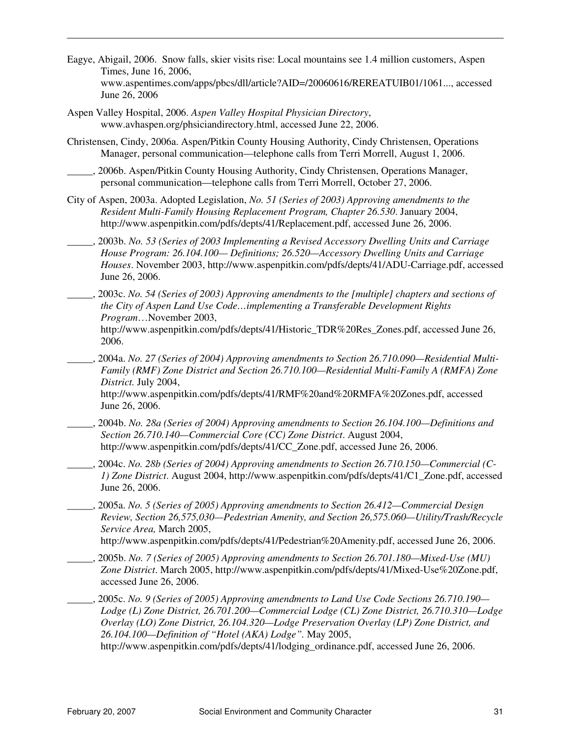Eagye, Abigail, 2006. Snow falls, skier visits rise: Local mountains see 1.4 million customers, Aspen Times, June 16, 2006, www.aspentimes.com/apps/pbcs/dll/article?AID=/20060616/REREATUIB01/1061..., accessed June 26, 2006

Aspen Valley Hospital, 2006. *Aspen Valley Hospital Physician Directory*, www.avhaspen.org/phsiciandirectory.html, accessed June 22, 2006.

Christensen, Cindy, 2006a. Aspen/Pitkin County Housing Authority, Cindy Christensen, Operations Manager, personal communication—telephone calls from Terri Morrell, August 1, 2006.

_____, 2006b. Aspen/Pitkin County Housing Authority, Cindy Christensen, Operations Manager, personal communication—telephone calls from Terri Morrell, October 27, 2006.

City of Aspen, 2003a. Adopted Legislation, *No. 51 (Series of 2003) Approving amendments to the Resident Multi-Family Housing Replacement Program, Chapter 26.530*. January 2004, http://www.aspenpitkin.com/pdfs/depts/41/Replacement.pdf, accessed June 26, 2006.

_____, 2003b. *No. 53 (Series of 2003 Implementing a Revised Accessory Dwelling Units and Carriage House Program: 26.104.100— Definitions; 26.520—Accessory Dwelling Units and Carriage Houses*. November 2003, http://www.aspenpitkin.com/pdfs/depts/41/ADU-Carriage.pdf, accessed June 26, 2006.

_____, 2003c. *No. 54 (Series of 2003) Approving amendments to the [multiple] chapters and sections of the City of Aspen Land Use Code…implementing a Transferable Development Rights Program*…November 2003, http://www.aspenpitkin.com/pdfs/depts/41/Historic_TDR%20Res_Zones.pdf, accessed June 26, 2006.

_____, 2004a. *No. 27 (Series of 2004) Approving amendments to Section 26.710.090—Residential Multi-Family (RMF) Zone District and Section 26.710.100—Residential Multi-Family A (RMFA) Zone District.* July 2004, http://www.aspenpitkin.com/pdfs/depts/41/RMF%20and%20RMFA%20Zones.pdf, accessed June 26, 2006.

_____, 2004b. *No. 28a (Series of 2004) Approving amendments to Section 26.104.100—Definitions and Section 26.710.140—Commercial Core (CC) Zone District*. August 2004, http://www.aspenpitkin.com/pdfs/depts/41/CC_Zone.pdf, accessed June 26, 2006.

_____, 2004c. *No. 28b (Series of 2004) Approving amendments to Section 26.710.150—Commercial (C-1) Zone District*. August 2004, http://www.aspenpitkin.com/pdfs/depts/41/C1_Zone.pdf, accessed June 26, 2006.

_____, 2005a. *No. 5 (Series of 2005) Approving amendments to Section 26.412—Commercial Design Review, Section 26,575,030—Pedestrian Amenity, and Section 26,575.060—Utility/Trash/Recycle Service Area,* March 2005, http://www.aspenpitkin.com/pdfs/depts/41/Pedestrian%20Amenity.pdf, accessed June 26, 2006.

_____, 2005b. *No. 7 (Series of 2005) Approving amendments to Section 26.701.180—Mixed-Use (MU) Zone District*. March 2005, http://www.aspenpitkin.com/pdfs/depts/41/Mixed-Use%20Zone.pdf, accessed June 26, 2006.

_____, 2005c. *No. 9 (Series of 2005) Approving amendments to Land Use Code Sections 26.710.190—Lodge (L) Zone District, 26.701.200—Commercial Lodge (CL) Zone District, 26.710.310—Lodge Overlay (LO) Zone District, 26.104.320—Lodge Preservation Overlay (LP) Zone District, and 26.104.100—Definition of "Hotel (AKA) Lodge"*. May 2005, http://www.aspenpitkin.com/pdfs/depts/41/lodging_ordinance.pdf, accessed June 26, 2006.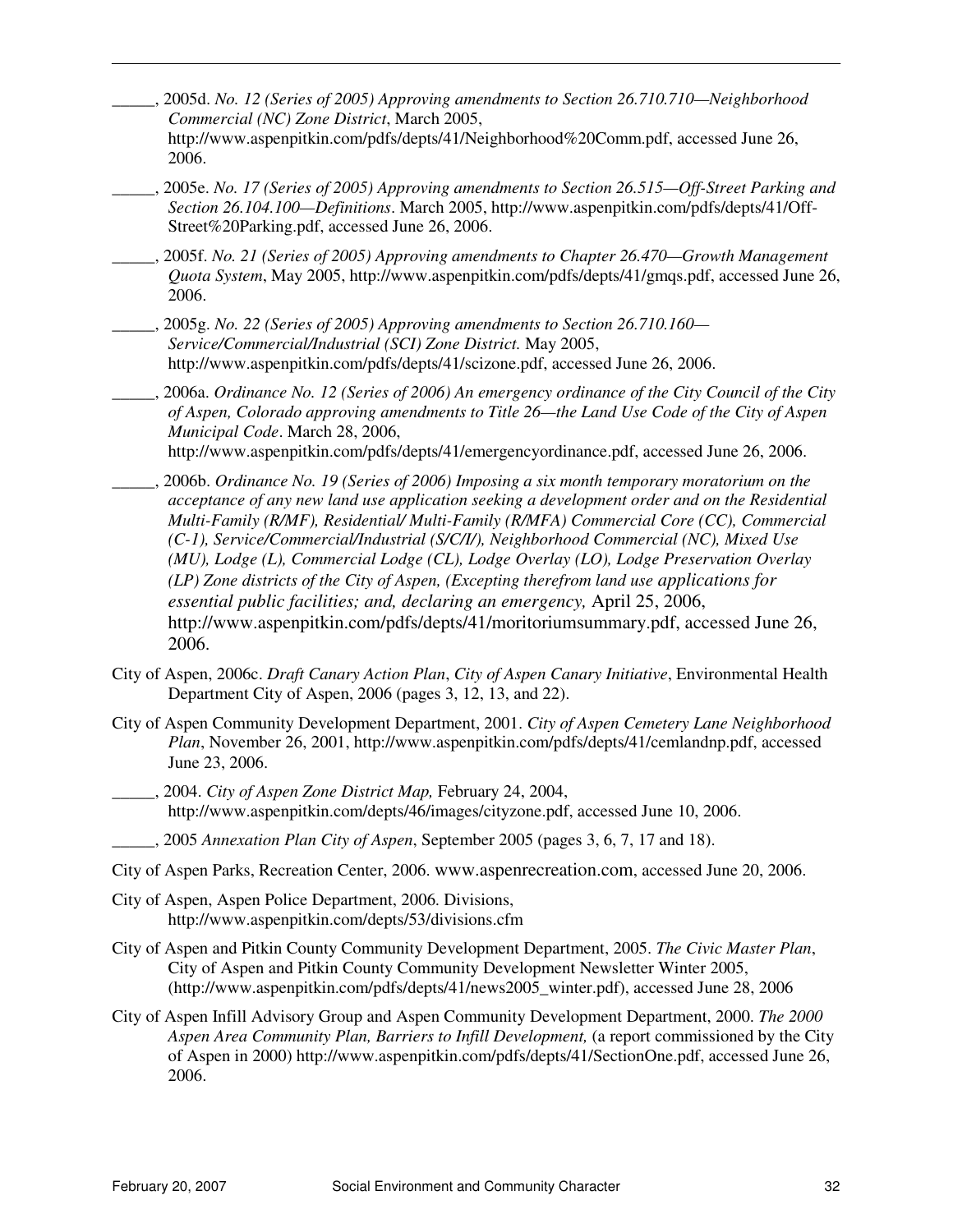_____, 2005d. *No. 12 (Series of 2005) Approving amendments to Section 26.710.710—Neighborhood Commercial (NC) Zone District*, March 2005, http://www.aspenpitkin.com/pdfs/depts/41/Neighborhood%20Comm.pdf, accessed June 26, 2006.

_____, 2005e. *No. 17 (Series of 2005) Approving amendments to Section 26.515—Off-Street Parking and Section 26.104.100—Definitions*. March 2005, http://www.aspenpitkin.com/pdfs/depts/41/Off-Street%20Parking.pdf, accessed June 26, 2006.

_____, 2005f. *No. 21 (Series of 2005) Approving amendments to Chapter 26.470—Growth Management Quota System*, May 2005, http://www.aspenpitkin.com/pdfs/depts/41/gmqs.pdf, accessed June 26, 2006.

_____, 2005g. *No. 22 (Series of 2005) Approving amendments to Section 26.710.160—Service/Commercial/Industrial (SCI) Zone District.* May 2005, http://www.aspenpitkin.com/pdfs/depts/41/scizone.pdf, accessed June 26, 2006.

_____, 2006a. *Ordinance No. 12 (Series of 2006) An emergency ordinance of the City Council of the City of Aspen, Colorado approving amendments to Title 26—the Land Use Code of the City of Aspen Municipal Code*. March 28, 2006, http://www.aspenpitkin.com/pdfs/depts/41/emergencyordinance.pdf, accessed June 26, 2006.

_____, 2006b. *Ordinance No. 19 (Series of 2006) Imposing a six month temporary moratorium on the acceptance of any new land use application seeking a development order and on the Residential Multi-Family (R/MF), Residential/ Multi-Family (R/MFA) Commercial Core (CC), Commercial (C-1), Service/Commercial/Industrial (S/C/I/), Neighborhood Commercial (NC), Mixed Use (MU), Lodge (L), Commercial Lodge (CL), Lodge Overlay (LO), Lodge Preservation Overlay (LP) Zone districts of the City of Aspen, (Excepting therefrom land use applications for essential public facilities; and, declaring an emergency,* April 25, 2006, http://www.aspenpitkin.com/pdfs/depts/41/moritoriumsummary.pdf, accessed June 26, 2006.

City of Aspen, 2006c. *Draft Canary Action Plan*, *City of Aspen Canary Initiative*, Environmental Health Department City of Aspen, 2006 (pages 3, 12, 13, and 22).

City of Aspen Community Development Department, 2001. *City of Aspen Cemetery Lane Neighborhood Plan*, November 26, 2001, http://www.aspenpitkin.com/pdfs/depts/41/cemlandnp.pdf, accessed June 23, 2006.

_____, 2004. *City of Aspen Zone District Map,* February 24, 2004, http://www.aspenpitkin.com/depts/46/images/cityzone.pdf, accessed June 10, 2006.

_____, 2005 *Annexation Plan City of Aspen*, September 2005 (pages 3, 6, 7, 17 and 18).

City of Aspen Parks, Recreation Center, 2006. www.aspenrecreation.com, accessed June 20, 2006.

City of Aspen, Aspen Police Department, 2006. Divisions, http://www.aspenpitkin.com/depts/53/divisions.cfm

City of Aspen and Pitkin County Community Development Department, 2005. *The Civic Master Plan*, City of Aspen and Pitkin County Community Development Newsletter Winter 2005, (http://www.aspenpitkin.com/pdfs/depts/41/news2005_winter.pdf), accessed June 28, 2006

City of Aspen Infill Advisory Group and Aspen Community Development Department, 2000. *The 2000 Aspen Area Community Plan, Barriers to Infill Development,* (a report commissioned by the City of Aspen in 2000) http://www.aspenpitkin.com/pdfs/depts/41/SectionOne.pdf, accessed June 26, 2006.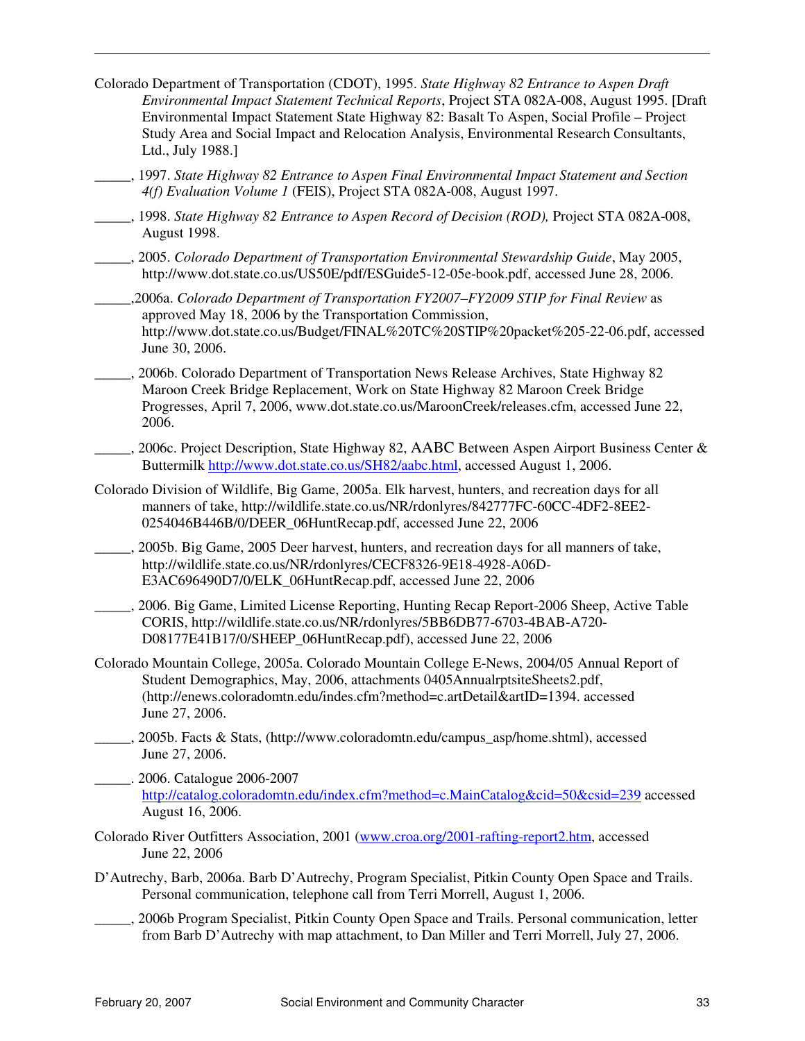Colorado Department of Transportation (CDOT), 1995. *State Highway 82 Entrance to Aspen Draft Environmental Impact Statement Technical Reports*, Project STA 082A-008, August 1995. [Draft Environmental Impact Statement State Highway 82: Basalt To Aspen, Social Profile – Project Study Area and Social Impact and Relocation Analysis, Environmental Research Consultants, Ltd., July 1988.]

_____, 1997. *State Highway 82 Entrance to Aspen Final Environmental Impact Statement and Section 4(f) Evaluation Volume 1* (FEIS), Project STA 082A-008, August 1997.

_____, 1998. *State Highway 82 Entrance to Aspen Record of Decision (ROD),* Project STA 082A-008, August 1998.

_____, 2005. *Colorado Department of Transportation Environmental Stewardship Guide*, May 2005, http://www.dot.state.co.us/US50E/pdf/ESGuide5-12-05e-book.pdf, accessed June 28, 2006.

_____,2006a. *Colorado Department of Transportation FY2007–FY2009 STIP for Final Review* as approved May 18, 2006 by the Transportation Commission, http://www.dot.state.co.us/Budget/FINAL%20TC%20STIP%20packet%205-22-06.pdf, accessed June 30, 2006.

_____, 2006b. Colorado Department of Transportation News Release Archives, State Highway 82 Maroon Creek Bridge Replacement, Work on State Highway 82 Maroon Creek Bridge Progresses, April 7, 2006, www.dot.state.co.us/MaroonCreek/releases.cfm, accessed June 22, 2006.

_____, 2006c. Project Description, State Highway 82, AABC Between Aspen Airport Business Center & Buttermilk http://www.dot.state.co.us/SH82/aabc.html, accessed August 1, 2006.

Colorado Division of Wildlife, Big Game, 2005a. Elk harvest, hunters, and recreation days for all manners of take, http://wildlife.state.co.us/NR/rdonlyres/842777FC-60CC-4DF2-8EE2-0254046B446B/0/DEER_06HuntRecap.pdf, accessed June 22, 2006

_____, 2005b. Big Game, 2005 Deer harvest, hunters, and recreation days for all manners of take, http://wildlife.state.co.us/NR/rdonlyres/CECF8326-9E18-4928-A06D-E3AC696490D7/0/ELK_06HuntRecap.pdf, accessed June 22, 2006

_____, 2006. Big Game, Limited License Reporting, Hunting Recap Report-2006 Sheep, Active Table CORIS, http://wildlife.state.co.us/NR/rdonlyres/5BB6DB77-6703-4BAB-A720-D08177E41B17/0/SHEEP_06HuntRecap.pdf), accessed June 22, 2006

Colorado Mountain College, 2005a. Colorado Mountain College E-News, 2004/05 Annual Report of Student Demographics, May, 2006, attachments 0405AnnualrptsiteSheets2.pdf, (http://enews.coloradomtn.edu/indes.cfm?method=c.artDetail&artID=1394. accessed June 27, 2006.

_____, 2005b. Facts & Stats, (http://www.coloradomtn.edu/campus_asp/home.shtml), accessed June 27, 2006.

_____. 2006. Catalogue 2006-2007 http://catalog.coloradomtn.edu/index.cfm?method=c.MainCatalog&cid=50&csid=239 accessed August 16, 2006.

Colorado River Outfitters Association, 2001 (www.croa.org/2001-rafting-report2.htm, accessed June 22, 2006

D'Autrechy, Barb, 2006a. Barb D'Autrechy, Program Specialist, Pitkin County Open Space and Trails. Personal communication, telephone call from Terri Morrell, August 1, 2006.

_____, 2006b Program Specialist, Pitkin County Open Space and Trails. Personal communication, letter from Barb D'Autrechy with map attachment, to Dan Miller and Terri Morrell, July 27, 2006.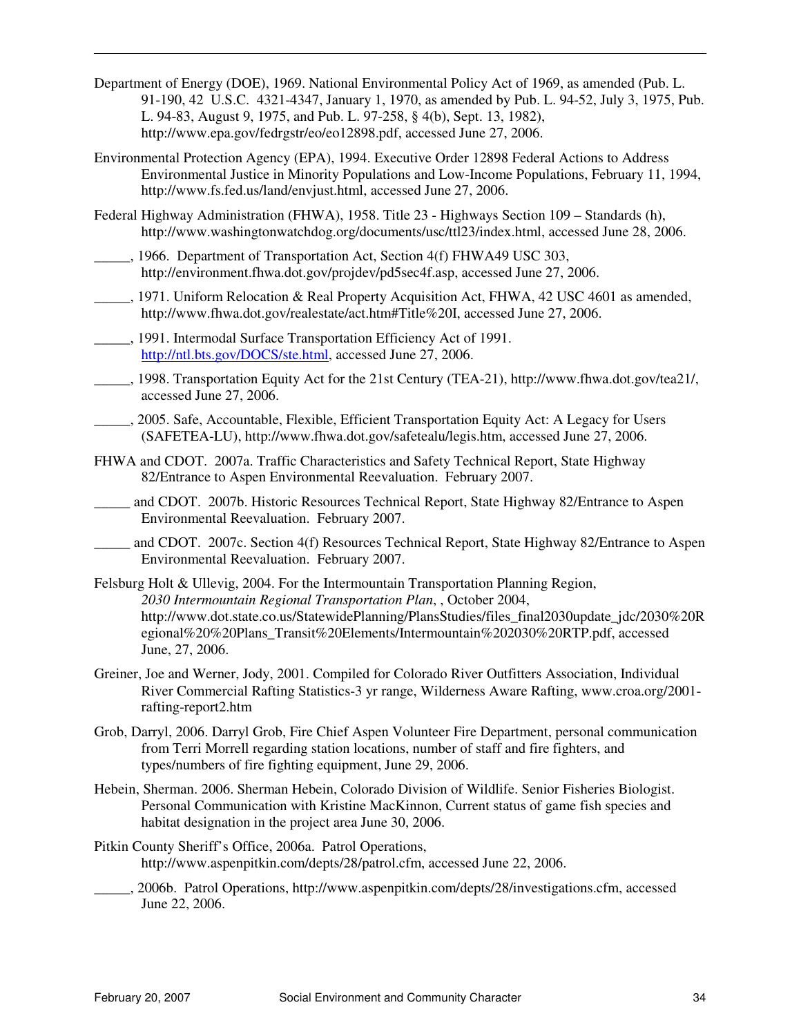Department of Energy (DOE), 1969. National Environmental Policy Act of 1969, as amended (Pub. L. 91-190, 42 U.S.C. 4321-4347, January 1, 1970, as amended by Pub. L. 94-52, July 3, 1975, Pub. L. 94-83, August 9, 1975, and Pub. L. 97-258, § 4(b), Sept. 13, 1982), http://www.epa.gov/fedrgstr/eo/eo12898.pdf, accessed June 27, 2006.

Environmental Protection Agency (EPA), 1994. Executive Order 12898 Federal Actions to Address Environmental Justice in Minority Populations and Low-Income Populations, February 11, 1994, http://www.fs.fed.us/land/envjust.html, accessed June 27, 2006.

Federal Highway Administration (FHWA), 1958. Title 23 - Highways Section 109 – Standards (h), http://www.washingtonwatchdog.org/documents/usc/ttl23/index.html, accessed June 28, 2006.

_____, 1966. Department of Transportation Act, Section 4(f) FHWA49 USC 303, http://environment.fhwa.dot.gov/projdev/pd5sec4f.asp, accessed June 27, 2006.

_____, 1971. Uniform Relocation & Real Property Acquisition Act, FHWA, 42 USC 4601 as amended, http://www.fhwa.dot.gov/realestate/act.htm#Title%20I, accessed June 27, 2006.

_____, 1991. Intermodal Surface Transportation Efficiency Act of 1991. http://ntl.bts.gov/DOCS/ste.html, accessed June 27, 2006.

_____, 1998. Transportation Equity Act for the 21st Century (TEA-21), http://www.fhwa.dot.gov/tea21/, accessed June 27, 2006.

_____, 2005. Safe, Accountable, Flexible, Efficient Transportation Equity Act: A Legacy for Users (SAFETEA-LU), http://www.fhwa.dot.gov/safetealu/legis.htm, accessed June 27, 2006.

FHWA and CDOT. 2007a. Traffic Characteristics and Safety Technical Report, State Highway 82/Entrance to Aspen Environmental Reevaluation. February 2007.

_____ and CDOT. 2007b. Historic Resources Technical Report, State Highway 82/Entrance to Aspen Environmental Reevaluation. February 2007.

_____ and CDOT. 2007c. Section 4(f) Resources Technical Report, State Highway 82/Entrance to Aspen Environmental Reevaluation. February 2007.

Felsburg Holt & Ullevig, 2004. For the Intermountain Transportation Planning Region, *2030 Intermountain Regional Transportation Plan*, , October 2004, http://www.dot.state.co.us/StatewidePlanning/PlansStudies/files_final2030update_jdc/2030%20Regional%20%20Plans_Transit%20Elements/Intermountain%202030%20RTP.pdf, accessed June, 27, 2006.

Greiner, Joe and Werner, Jody, 2001. Compiled for Colorado River Outfitters Association, Individual River Commercial Rafting Statistics-3 yr range, Wilderness Aware Rafting, www.croa.org/2001-rafting-report2.htm

Grob, Darryl, 2006. Darryl Grob, Fire Chief Aspen Volunteer Fire Department, personal communication from Terri Morrell regarding station locations, number of staff and fire fighters, and types/numbers of fire fighting equipment, June 29, 2006.

Hebein, Sherman. 2006. Sherman Hebein, Colorado Division of Wildlife. Senior Fisheries Biologist. Personal Communication with Kristine MacKinnon, Current status of game fish species and habitat designation in the project area June 30, 2006.

Pitkin County Sheriff's Office, 2006a. Patrol Operations, http://www.aspenpitkin.com/depts/28/patrol.cfm, accessed June 22, 2006.

_____, 2006b. Patrol Operations, http://www.aspenpitkin.com/depts/28/investigations.cfm, accessed June 22, 2006.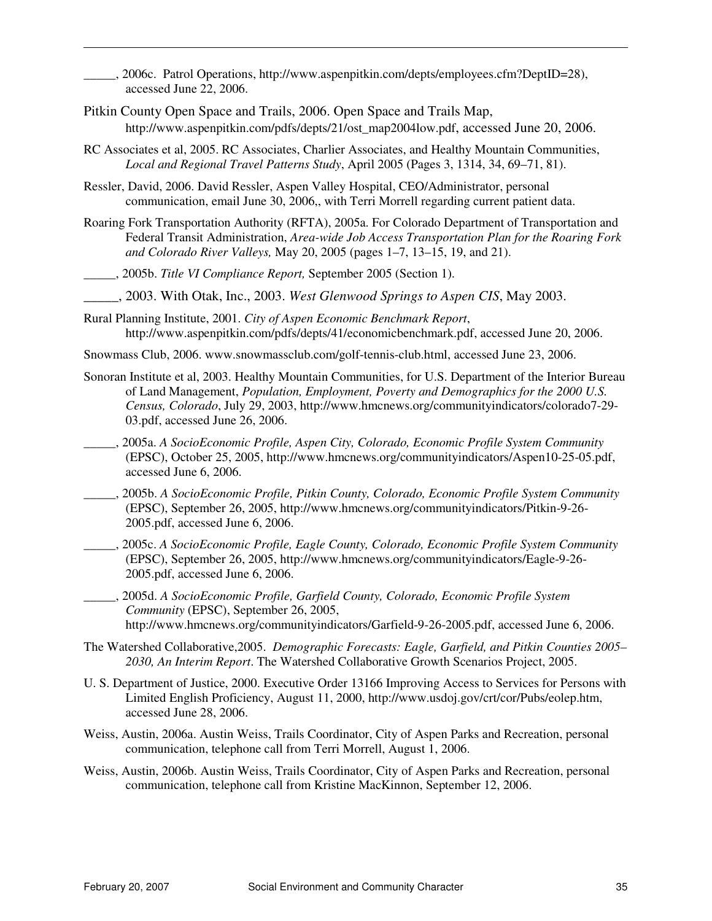_____, 2006c. Patrol Operations, http://www.aspenpitkin.com/depts/employees.cfm?DeptID=28), accessed June 22, 2006.

Pitkin County Open Space and Trails, 2006. Open Space and Trails Map, http://www.aspenpitkin.com/pdfs/depts/21/ost_map2004low.pdf, accessed June 20, 2006.

RC Associates et al, 2005. RC Associates, Charlier Associates, and Healthy Mountain Communities, *Local and Regional Travel Patterns Study*, April 2005 (Pages 3, 1314, 34, 69–71, 81).

Ressler, David, 2006. David Ressler, Aspen Valley Hospital, CEO/Administrator, personal communication, email June 30, 2006,, with Terri Morrell regarding current patient data.

Roaring Fork Transportation Authority (RFTA), 2005a. For Colorado Department of Transportation and Federal Transit Administration, *Area-wide Job Access Transportation Plan for the Roaring Fork and Colorado River Valleys,* May 20, 2005 (pages 1–7, 13–15, 19, and 21).

_____, 2005b. *Title VI Compliance Report,* September 2005 (Section 1).

_____, 2003. With Otak, Inc., 2003. *West Glenwood Springs to Aspen CIS*, May 2003.

Rural Planning Institute, 2001. *City of Aspen Economic Benchmark Report*, http://www.aspenpitkin.com/pdfs/depts/41/economicbenchmark.pdf, accessed June 20, 2006.

Snowmass Club, 2006. www.snowmassclub.com/golf-tennis-club.html, accessed June 23, 2006.

Sonoran Institute et al, 2003. Healthy Mountain Communities, for U.S. Department of the Interior Bureau of Land Management, *Population, Employment, Poverty and Demographics for the 2000 U.S. Census, Colorado*, July 29, 2003, http://www.hmcnews.org/communityindicators/colorado7-29-03.pdf, accessed June 26, 2006.

_____, 2005a. *A SocioEconomic Profile, Aspen City, Colorado, Economic Profile System Community* (EPSC), October 25, 2005, http://www.hmcnews.org/communityindicators/Aspen10-25-05.pdf, accessed June 6, 2006.

_____, 2005b. *A SocioEconomic Profile, Pitkin County, Colorado, Economic Profile System Community* (EPSC), September 26, 2005, http://www.hmcnews.org/communityindicators/Pitkin-9-26-2005.pdf, accessed June 6, 2006.

_____, 2005c. *A SocioEconomic Profile, Eagle County, Colorado, Economic Profile System Community* (EPSC), September 26, 2005, http://www.hmcnews.org/communityindicators/Eagle-9-26-2005.pdf, accessed June 6, 2006.

_____, 2005d. *A SocioEconomic Profile, Garfield County, Colorado, Economic Profile System Community* (EPSC), September 26, 2005, http://www.hmcnews.org/communityindicators/Garfield-9-26-2005.pdf, accessed June 6, 2006.

The Watershed Collaborative,2005. *Demographic Forecasts: Eagle, Garfield, and Pitkin Counties 2005–2030, An Interim Report*. The Watershed Collaborative Growth Scenarios Project, 2005.

U. S. Department of Justice, 2000. Executive Order 13166 Improving Access to Services for Persons with Limited English Proficiency, August 11, 2000, http://www.usdoj.gov/crt/cor/Pubs/eolep.htm, accessed June 28, 2006.

Weiss, Austin, 2006a. Austin Weiss, Trails Coordinator, City of Aspen Parks and Recreation, personal communication, telephone call from Terri Morrell, August 1, 2006.

Weiss, Austin, 2006b. Austin Weiss, Trails Coordinator, City of Aspen Parks and Recreation, personal communication, telephone call from Kristine MacKinnon, September 12, 2006.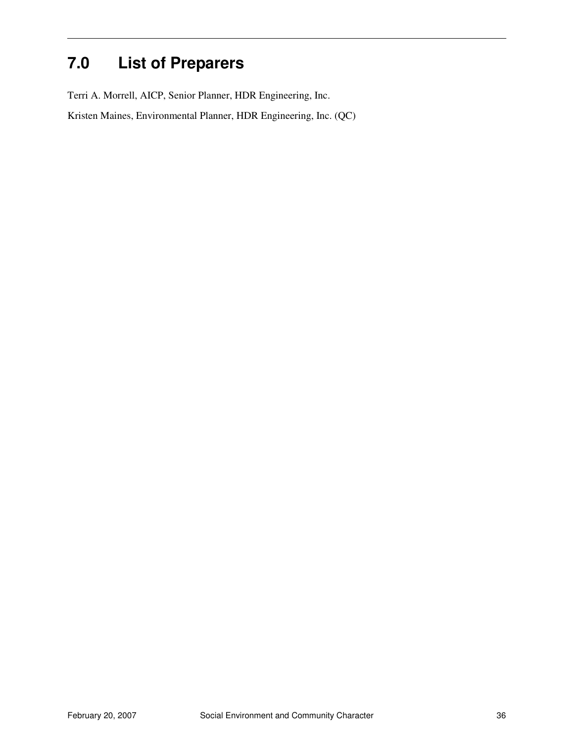# 7.0 List of Preparers

Terri A. Morrell, AICP, Senior Planner, HDR Engineering, Inc.

Kristen Maines, Environmental Planner, HDR Engineering, Inc. (QC)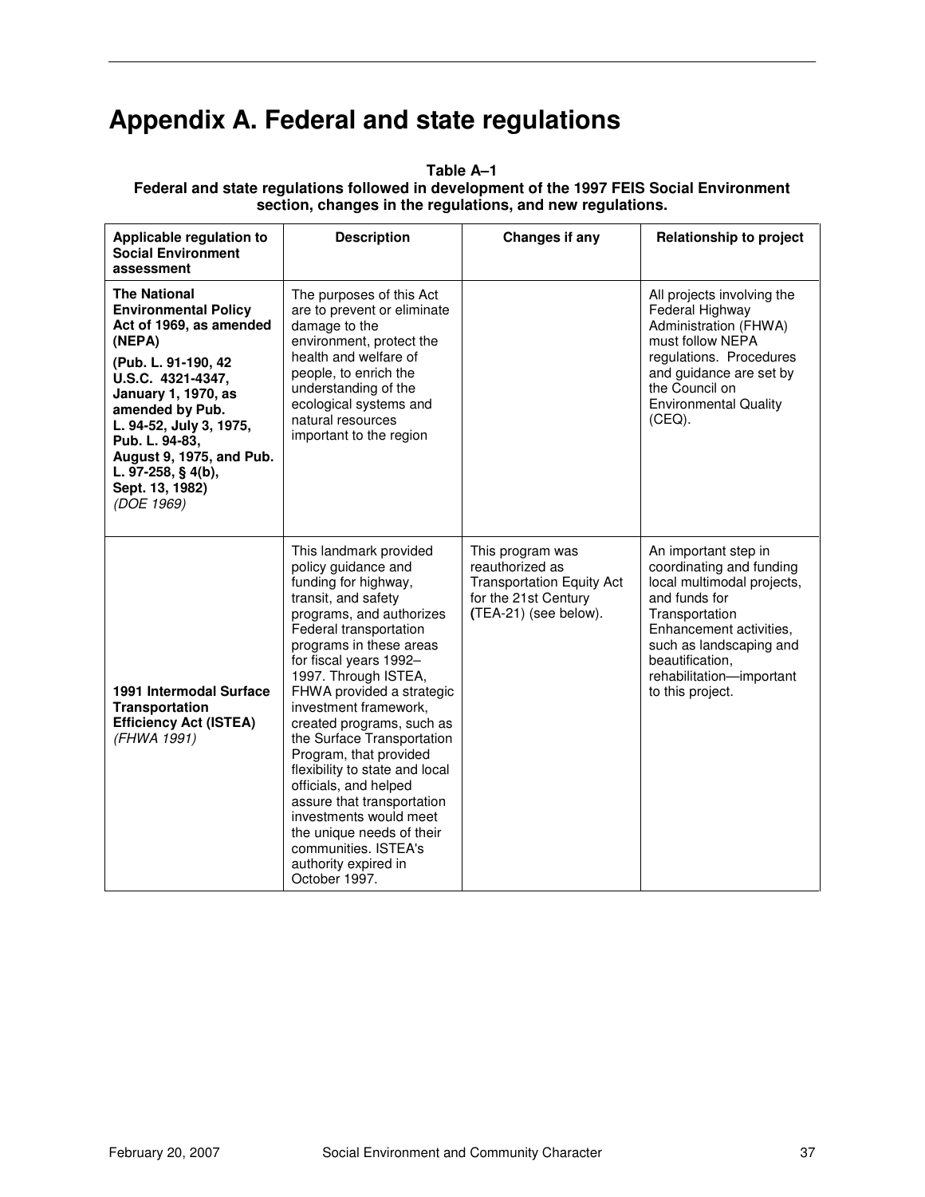# Appendix A. Federal and state regulations

**Table A–1**
**Federal and state regulations followed in development of the 1997 FEIS Social Environment section, changes in the regulations, and new regulations.**

| Applicable regulation to Social Environment assessment | Description | Changes if any | Relationship to project |
|---|---|---|---|
| **The National Environmental Policy Act of 1969, as amended (NEPA)** **(Pub. L. 91-190, 42 U.S.C. 4321-4347, January 1, 1970, as amended by Pub. L. 94-52, July 3, 1975, Pub. L. 94-83, August 9, 1975, and Pub. L. 97-258, § 4(b), Sept. 13, 1982)** *(DOE 1969)* | The purposes of this Act are to prevent or eliminate damage to the environment, protect the health and welfare of people, to enrich the understanding of the ecological systems and natural resources important to the region | | All projects involving the Federal Highway Administration (FHWA) must follow NEPA regulations. Procedures and guidance are set by the Council on Environmental Quality (CEQ). |
| **1991 Intermodal Surface Transportation Efficiency Act (ISTEA)** *(FHWA 1991)* | This landmark provided policy guidance and funding for highway, transit, and safety programs, and authorizes Federal transportation programs in these areas for fiscal years 1992–1997. Through ISTEA, FHWA provided a strategic investment framework, created programs, such as the Surface Transportation Program, that provided flexibility to state and local officials, and helped assure that transportation investments would meet the unique needs of their communities. ISTEA's authority expired in October 1997. | This program was reauthorized as Transportation Equity Act for the 21st Century (TEA-21) (see below). | An important step in coordinating and funding local multimodal projects, and funds for Transportation Enhancement activities, such as landscaping and beautification, rehabilitation—important to this project. |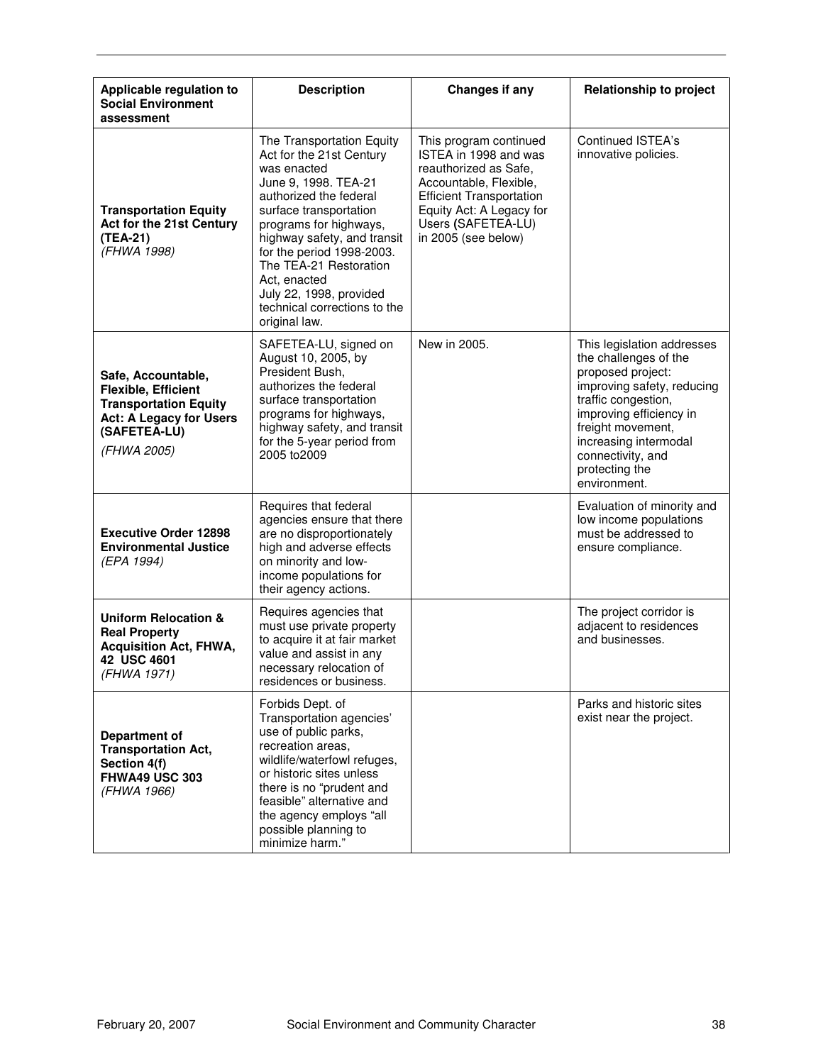| Applicable regulation to Social Environment assessment | Description | Changes if any | Relationship to project |
|---|---|---|---|
| **Transportation Equity Act for the 21st Century (TEA-21)** *(FHWA 1998)* | The Transportation Equity Act for the 21st Century was enacted June 9, 1998. TEA-21 authorized the federal surface transportation programs for highways, highway safety, and transit for the period 1998-2003. The TEA-21 Restoration Act, enacted July 22, 1998, provided technical corrections to the original law. | This program continued ISTEA in 1998 and was reauthorized as Safe, Accountable, Flexible, Efficient Transportation Equity Act: A Legacy for Users (SAFETEA-LU) in 2005 (see below) | Continued ISTEA's innovative policies. |
| **Safe, Accountable, Flexible, Efficient Transportation Equity Act: A Legacy for Users (SAFETEA-LU)** *(FHWA 2005)* | SAFETEA-LU, signed on August 10, 2005, by President Bush, authorizes the federal surface transportation programs for highways, highway safety, and transit for the 5-year period from 2005 to2009 | New in 2005. | This legislation addresses the challenges of the proposed project: improving safety, reducing traffic congestion, improving efficiency in freight movement, increasing intermodal connectivity, and protecting the environment. |
| **Executive Order 12898 Environmental Justice** *(EPA 1994)* | Requires that federal agencies ensure that there are no disproportionately high and adverse effects on minority and low-income populations for their agency actions. | | Evaluation of minority and low income populations must be addressed to ensure compliance. |
| **Uniform Relocation & Real Property Acquisition Act, FHWA, 42 USC 4601** *(FHWA 1971)* | Requires agencies that must use private property to acquire it at fair market value and assist in any necessary relocation of residences or business. | | The project corridor is adjacent to residences and businesses. |
| **Department of Transportation Act, Section 4(f) FHWA49 USC 303** *(FHWA 1966)* | Forbids Dept. of Transportation agencies' use of public parks, recreation areas, wildlife/waterfowl refuges, or historic sites unless there is no "prudent and feasible" alternative and the agency employs "all possible planning to minimize harm." | | Parks and historic sites exist near the project. |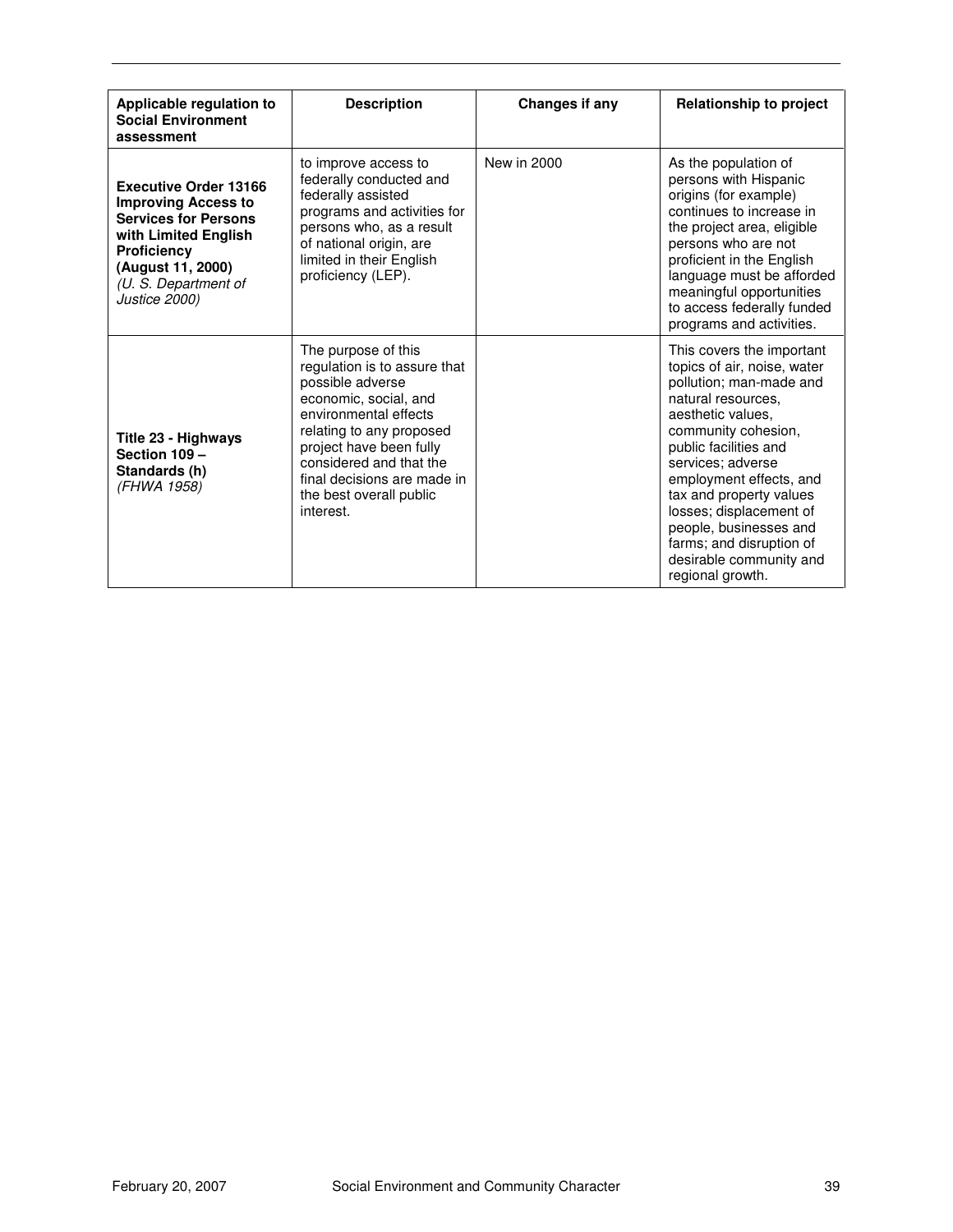| Applicable regulation to Social Environment assessment | Description | Changes if any | Relationship to project |
|---|---|---|---|
| **Executive Order 13166 Improving Access to Services for Persons with Limited English Proficiency (August 11, 2000)** *(U. S. Department of Justice 2000)* | to improve access to federally conducted and federally assisted programs and activities for persons who, as a result of national origin, are limited in their English proficiency (LEP). | New in 2000 | As the population of persons with Hispanic origins (for example) continues to increase in the project area, eligible persons who are not proficient in the English language must be afforded meaningful opportunities to access federally funded programs and activities. |
| **Title 23 - Highways Section 109 – Standards (h)** *(FHWA 1958)* | The purpose of this regulation is to assure that possible adverse economic, social, and environmental effects relating to any proposed project have been fully considered and that the final decisions are made in the best overall public interest. | | This covers the important topics of air, noise, water pollution; man-made and natural resources, aesthetic values, community cohesion, public facilities and services; adverse employment effects, and tax and property values losses; displacement of people, businesses and farms; and disruption of desirable community and regional growth. |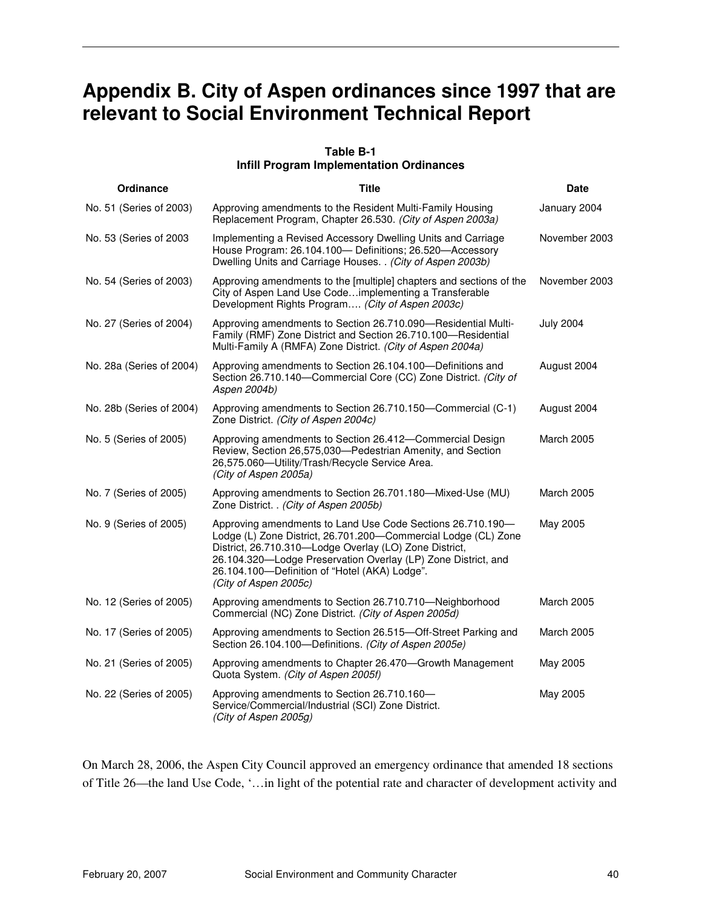# Appendix B. City of Aspen ordinances since 1997 that are relevant to Social Environment Technical Report

**Table B-1**
**Infill Program Implementation Ordinances**

| Ordinance | Title | Date |
|---|---|---|
| No. 51 (Series of 2003) | Approving amendments to the Resident Multi-Family Housing Replacement Program, Chapter 26.530. *(City of Aspen 2003a)* | January 2004 |
| No. 53 (Series of 2003 | Implementing a Revised Accessory Dwelling Units and Carriage House Program: 26.104.100— Definitions; 26.520—Accessory Dwelling Units and Carriage Houses. . *(City of Aspen 2003b)* | November 2003 |
| No. 54 (Series of 2003) | Approving amendments to the [multiple] chapters and sections of the City of Aspen Land Use Code…implementing a Transferable Development Rights Program…. *(City of Aspen 2003c)* | November 2003 |
| No. 27 (Series of 2004) | Approving amendments to Section 26.710.090—Residential Multi-Family (RMF) Zone District and Section 26.710.100—Residential Multi-Family A (RMFA) Zone District. *(City of Aspen 2004a)* | July 2004 |
| No. 28a (Series of 2004) | Approving amendments to Section 26.104.100—Definitions and Section 26.710.140—Commercial Core (CC) Zone District. *(City of Aspen 2004b)* | August 2004 |
| No. 28b (Series of 2004) | Approving amendments to Section 26.710.150—Commercial (C-1) Zone District. *(City of Aspen 2004c)* | August 2004 |
| No. 5 (Series of 2005) | Approving amendments to Section 26.412—Commercial Design Review, Section 26,575,030—Pedestrian Amenity, and Section 26,575.060—Utility/Trash/Recycle Service Area. *(City of Aspen 2005a)* | March 2005 |
| No. 7 (Series of 2005) | Approving amendments to Section 26.701.180—Mixed-Use (MU) Zone District. . *(City of Aspen 2005b)* | March 2005 |
| No. 9 (Series of 2005) | Approving amendments to Land Use Code Sections 26.710.190—Lodge (L) Zone District, 26.701.200—Commercial Lodge (CL) Zone District, 26.710.310—Lodge Overlay (LO) Zone District, 26.104.320—Lodge Preservation Overlay (LP) Zone District, and 26.104.100—Definition of "Hotel (AKA) Lodge". *(City of Aspen 2005c)* | May 2005 |
| No. 12 (Series of 2005) | Approving amendments to Section 26.710.710—Neighborhood Commercial (NC) Zone District. *(City of Aspen 2005d)* | March 2005 |
| No. 17 (Series of 2005) | Approving amendments to Section 26.515—Off-Street Parking and Section 26.104.100—Definitions. *(City of Aspen 2005e)* | March 2005 |
| No. 21 (Series of 2005) | Approving amendments to Chapter 26.470—Growth Management Quota System. *(City of Aspen 2005f)* | May 2005 |
| No. 22 (Series of 2005) | Approving amendments to Section 26.710.160—Service/Commercial/Industrial (SCI) Zone District. *(City of Aspen 2005g)* | May 2005 |

On March 28, 2006, the Aspen City Council approved an emergency ordinance that amended 18 sections of Title 26—the land Use Code, '…in light of the potential rate and character of development activity and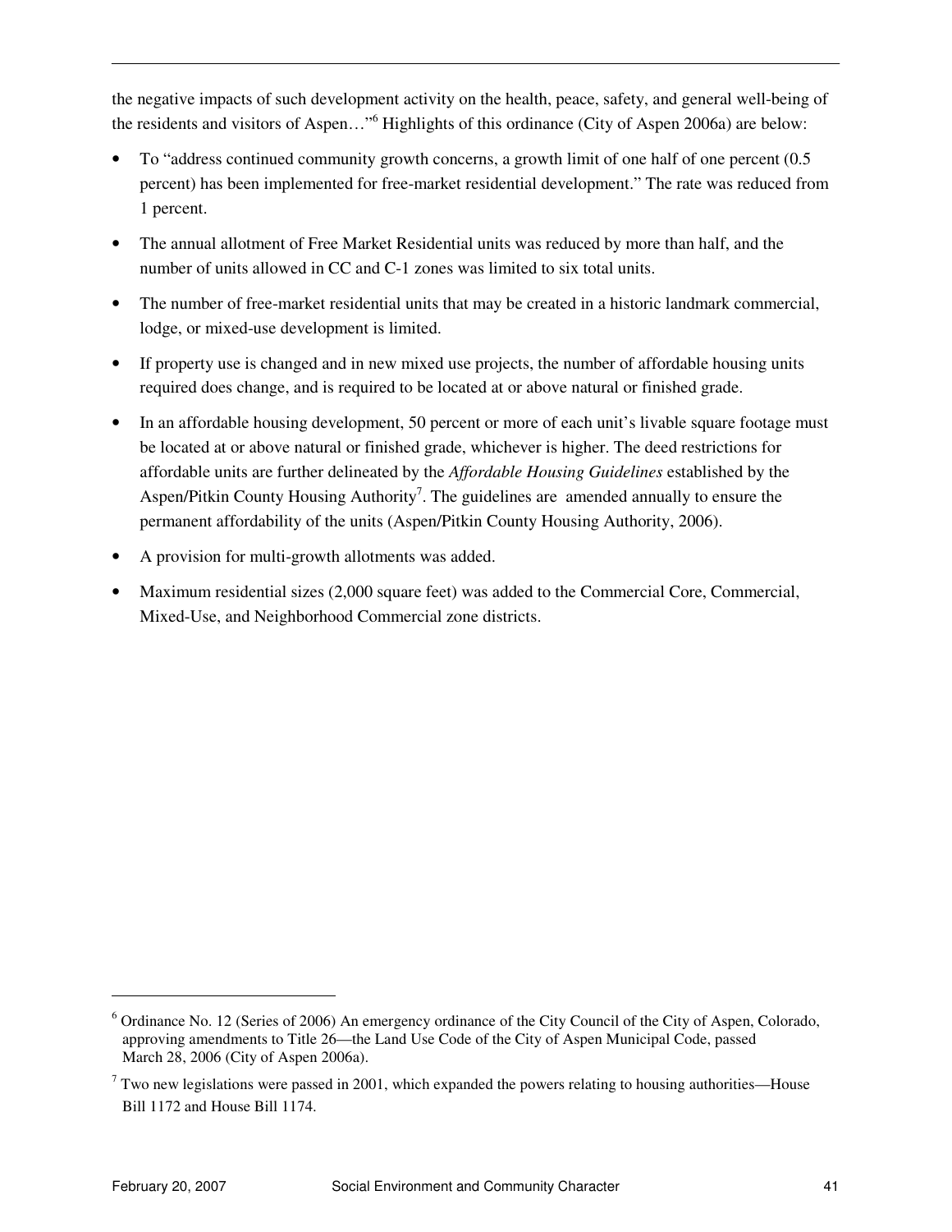the negative impacts of such development activity on the health, peace, safety, and general well-being of the residents and visitors of Aspen…”[6] Highlights of this ordinance (City of Aspen 2006a) are below:

- To “address continued community growth concerns, a growth limit of one half of one percent (0.5 percent) has been implemented for free-market residential development.” The rate was reduced from 1 percent.
- The annual allotment of Free Market Residential units was reduced by more than half, and the number of units allowed in CC and C-1 zones was limited to six total units.
- The number of free-market residential units that may be created in a historic landmark commercial, lodge, or mixed-use development is limited.
- If property use is changed and in new mixed use projects, the number of affordable housing units required does change, and is required to be located at or above natural or finished grade.
- In an affordable housing development, 50 percent or more of each unit’s livable square footage must be located at or above natural or finished grade, whichever is higher. The deed restrictions for affordable units are further delineated by the *Affordable Housing Guidelines* established by the Aspen/Pitkin County Housing Authority[7]. The guidelines are amended annually to ensure the permanent affordability of the units (Aspen/Pitkin County Housing Authority, 2006).
- A provision for multi-growth allotments was added.
- Maximum residential sizes (2,000 square feet) was added to the Commercial Core, Commercial, Mixed-Use, and Neighborhood Commercial zone districts.

---

[6] Ordinance No. 12 (Series of 2006) An emergency ordinance of the City Council of the City of Aspen, Colorado, approving amendments to Title 26—the Land Use Code of the City of Aspen Municipal Code, passed March 28, 2006 (City of Aspen 2006a).

[7] Two new legislations were passed in 2001, which expanded the powers relating to housing authorities—House Bill 1172 and House Bill 1174.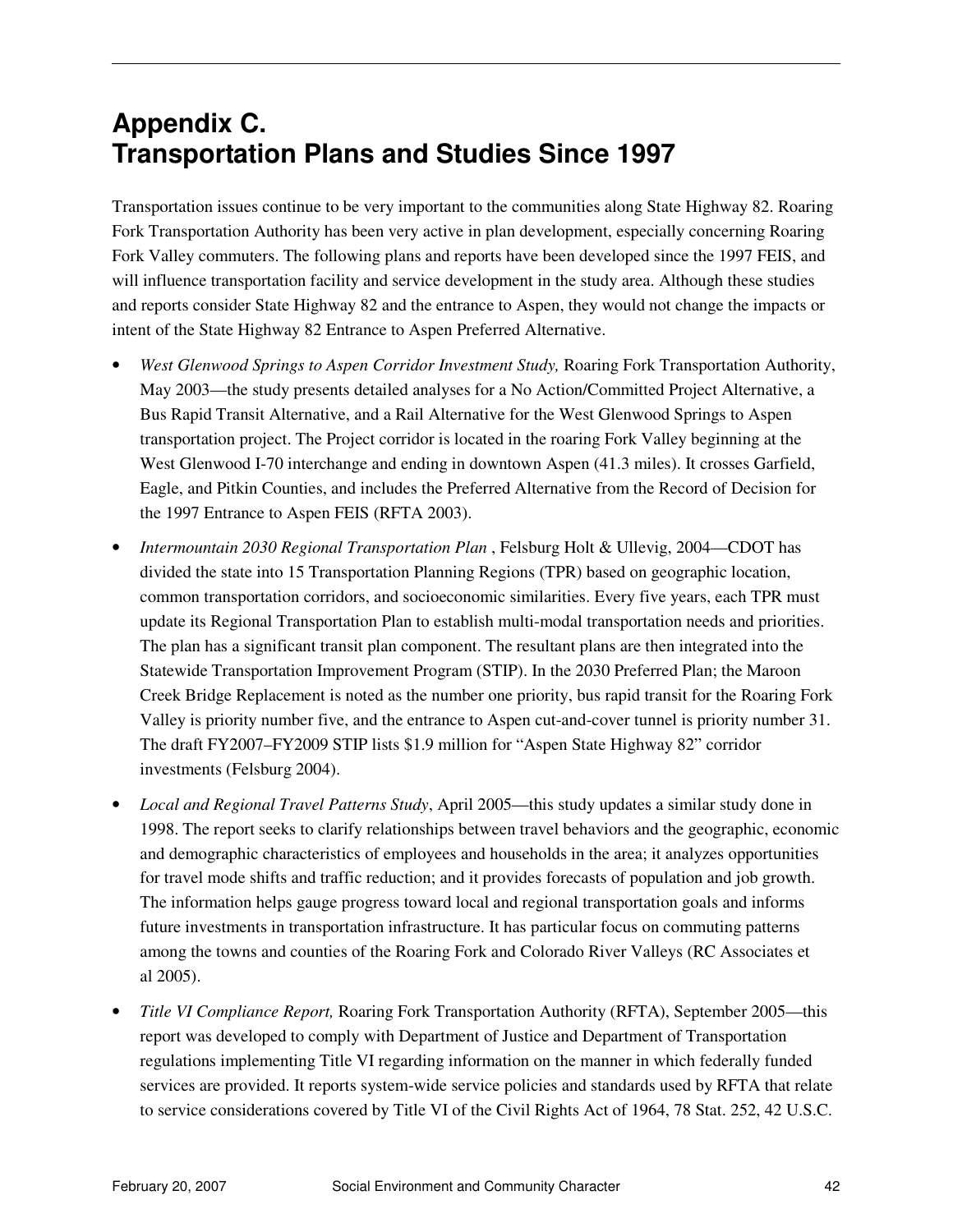# Appendix C. Transportation Plans and Studies Since 1997

Transportation issues continue to be very important to the communities along State Highway 82. Roaring Fork Transportation Authority has been very active in plan development, especially concerning Roaring Fork Valley commuters. The following plans and reports have been developed since the 1997 FEIS, and will influence transportation facility and service development in the study area. Although these studies and reports consider State Highway 82 and the entrance to Aspen, they would not change the impacts or intent of the State Highway 82 Entrance to Aspen Preferred Alternative.

- *West Glenwood Springs to Aspen Corridor Investment Study,* Roaring Fork Transportation Authority, May 2003—the study presents detailed analyses for a No Action/Committed Project Alternative, a Bus Rapid Transit Alternative, and a Rail Alternative for the West Glenwood Springs to Aspen transportation project. The Project corridor is located in the roaring Fork Valley beginning at the West Glenwood I-70 interchange and ending in downtown Aspen (41.3 miles). It crosses Garfield, Eagle, and Pitkin Counties, and includes the Preferred Alternative from the Record of Decision for the 1997 Entrance to Aspen FEIS (RFTA 2003).
- *Intermountain 2030 Regional Transportation Plan* , Felsburg Holt & Ullevig, 2004—CDOT has divided the state into 15 Transportation Planning Regions (TPR) based on geographic location, common transportation corridors, and socioeconomic similarities. Every five years, each TPR must update its Regional Transportation Plan to establish multi-modal transportation needs and priorities. The plan has a significant transit plan component. The resultant plans are then integrated into the Statewide Transportation Improvement Program (STIP). In the 2030 Preferred Plan; the Maroon Creek Bridge Replacement is noted as the number one priority, bus rapid transit for the Roaring Fork Valley is priority number five, and the entrance to Aspen cut-and-cover tunnel is priority number 31. The draft FY2007–FY2009 STIP lists $1.9 million for "Aspen State Highway 82" corridor investments (Felsburg 2004).
- *Local and Regional Travel Patterns Study*, April 2005—this study updates a similar study done in 1998. The report seeks to clarify relationships between travel behaviors and the geographic, economic and demographic characteristics of employees and households in the area; it analyzes opportunities for travel mode shifts and traffic reduction; and it provides forecasts of population and job growth. The information helps gauge progress toward local and regional transportation goals and informs future investments in transportation infrastructure. It has particular focus on commuting patterns among the towns and counties of the Roaring Fork and Colorado River Valleys (RC Associates et al 2005).
- *Title VI Compliance Report,* Roaring Fork Transportation Authority (RFTA), September 2005—this report was developed to comply with Department of Justice and Department of Transportation regulations implementing Title VI regarding information on the manner in which federally funded services are provided. It reports system-wide service policies and standards used by RFTA that relate to service considerations covered by Title VI of the Civil Rights Act of 1964, 78 Stat. 252, 42 U.S.C.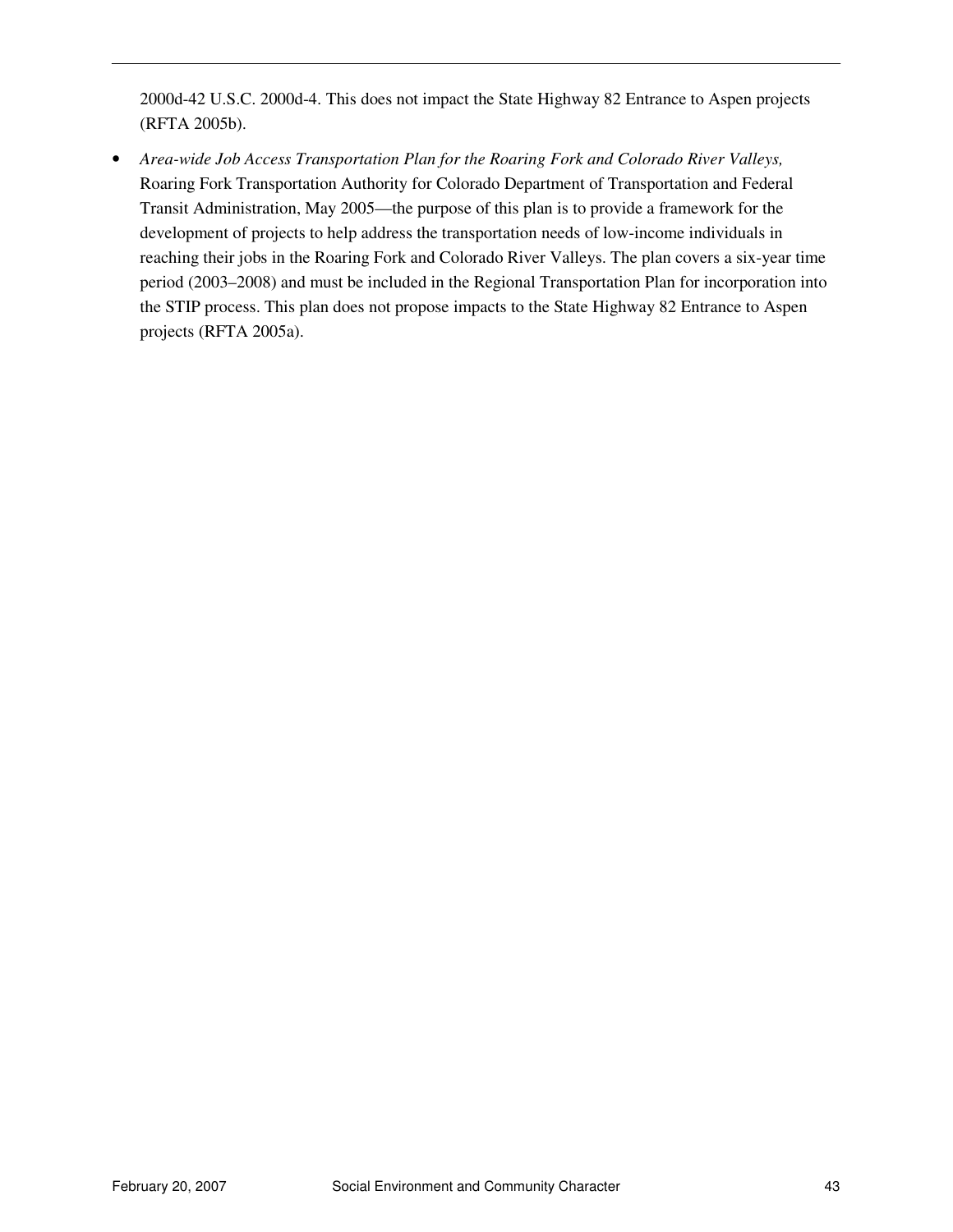2000d-42 U.S.C. 2000d-4. This does not impact the State Highway 82 Entrance to Aspen projects (RFTA 2005b).

- *Area-wide Job Access Transportation Plan for the Roaring Fork and Colorado River Valleys,* Roaring Fork Transportation Authority for Colorado Department of Transportation and Federal Transit Administration, May 2005—the purpose of this plan is to provide a framework for the development of projects to help address the transportation needs of low-income individuals in reaching their jobs in the Roaring Fork and Colorado River Valleys. The plan covers a six-year time period (2003–2008) and must be included in the Regional Transportation Plan for incorporation into the STIP process. This plan does not propose impacts to the State Highway 82 Entrance to Aspen projects (RFTA 2005a).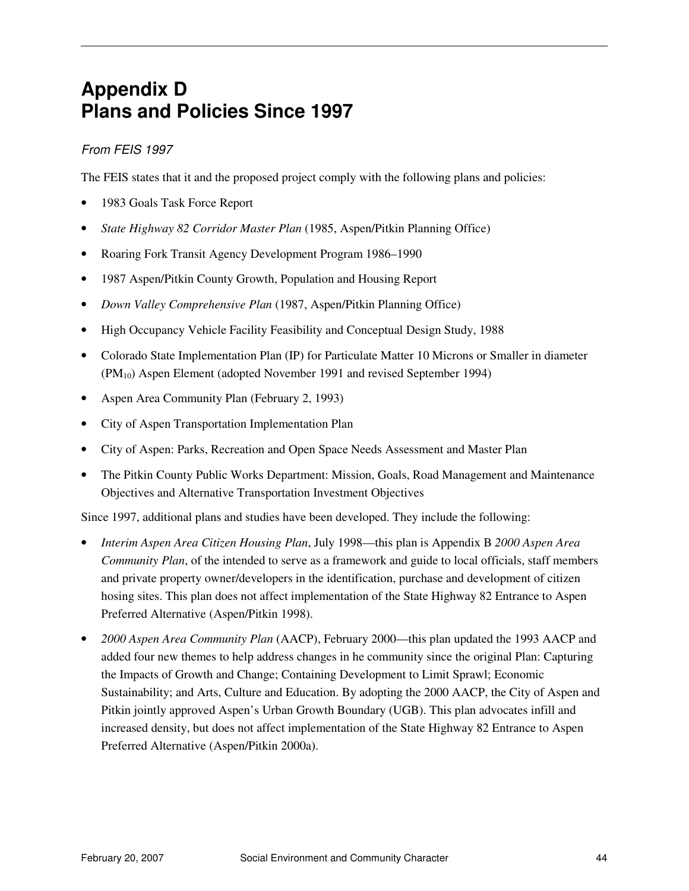# Appendix D
# Plans and Policies Since 1997

*From FEIS 1997*

The FEIS states that it and the proposed project comply with the following plans and policies:

- 1983 Goals Task Force Report
- *State Highway 82 Corridor Master Plan* (1985, Aspen/Pitkin Planning Office)
- Roaring Fork Transit Agency Development Program 1986–1990
- 1987 Aspen/Pitkin County Growth, Population and Housing Report
- *Down Valley Comprehensive Plan* (1987, Aspen/Pitkin Planning Office)
- High Occupancy Vehicle Facility Feasibility and Conceptual Design Study, 1988
- Colorado State Implementation Plan (IP) for Particulate Matter 10 Microns or Smaller in diameter ($PM_{10}$) Aspen Element (adopted November 1991 and revised September 1994)
- Aspen Area Community Plan (February 2, 1993)
- City of Aspen Transportation Implementation Plan
- City of Aspen: Parks, Recreation and Open Space Needs Assessment and Master Plan
- The Pitkin County Public Works Department: Mission, Goals, Road Management and Maintenance Objectives and Alternative Transportation Investment Objectives

Since 1997, additional plans and studies have been developed. They include the following:

- *Interim Aspen Area Citizen Housing Plan*, July 1998—this plan is Appendix B *2000 Aspen Area Community Plan*, of the intended to serve as a framework and guide to local officials, staff members and private property owner/developers in the identification, purchase and development of citizen hosing sites. This plan does not affect implementation of the State Highway 82 Entrance to Aspen Preferred Alternative (Aspen/Pitkin 1998).
- *2000 Aspen Area Community Plan* (AACP), February 2000—this plan updated the 1993 AACP and added four new themes to help address changes in he community since the original Plan: Capturing the Impacts of Growth and Change; Containing Development to Limit Sprawl; Economic Sustainability; and Arts, Culture and Education. By adopting the 2000 AACP, the City of Aspen and Pitkin jointly approved Aspen's Urban Growth Boundary (UGB). This plan advocates infill and increased density, but does not affect implementation of the State Highway 82 Entrance to Aspen Preferred Alternative (Aspen/Pitkin 2000a).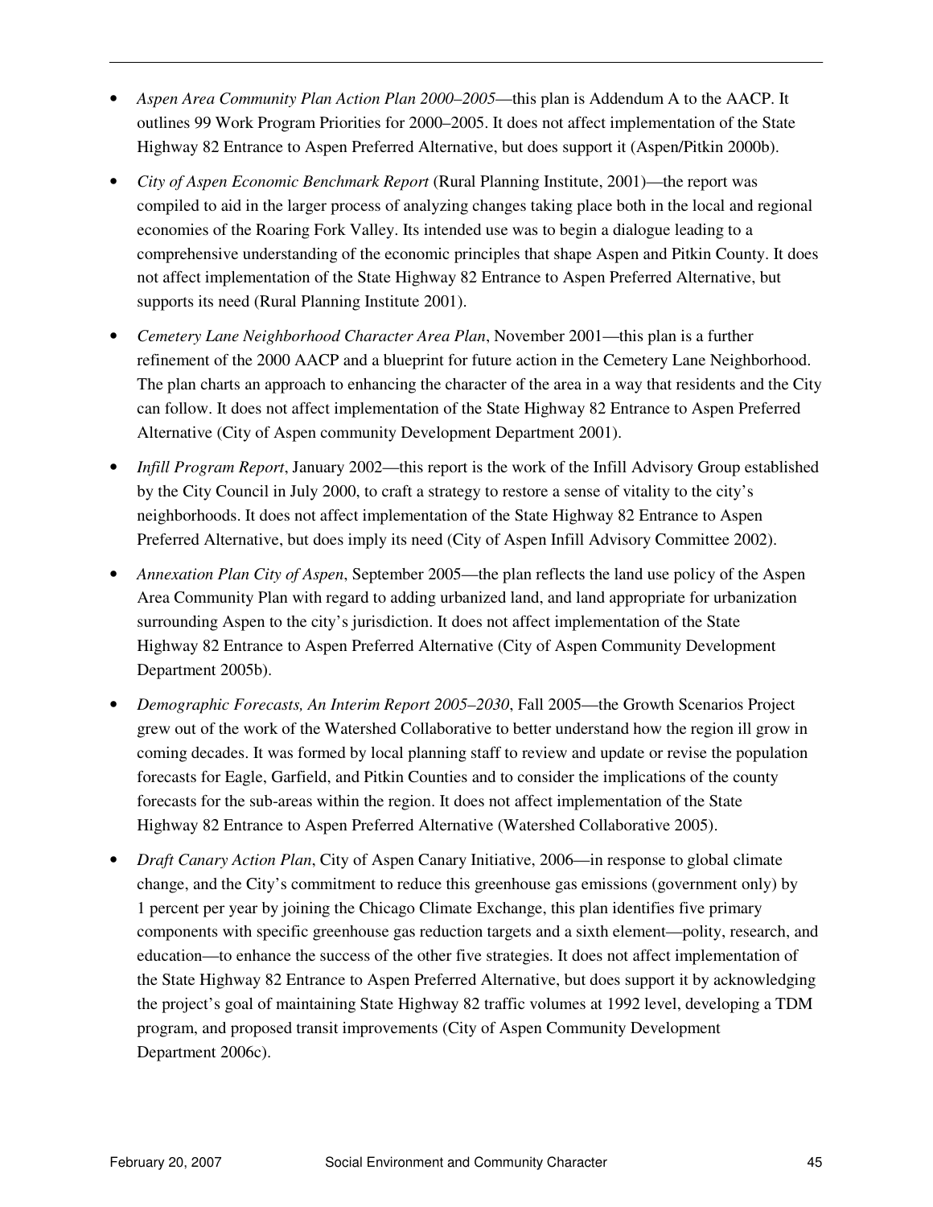- *Aspen Area Community Plan Action Plan 2000–2005*—this plan is Addendum A to the AACP. It outlines 99 Work Program Priorities for 2000–2005. It does not affect implementation of the State Highway 82 Entrance to Aspen Preferred Alternative, but does support it (Aspen/Pitkin 2000b).
- *City of Aspen Economic Benchmark Report* (Rural Planning Institute, 2001)—the report was compiled to aid in the larger process of analyzing changes taking place both in the local and regional economies of the Roaring Fork Valley. Its intended use was to begin a dialogue leading to a comprehensive understanding of the economic principles that shape Aspen and Pitkin County. It does not affect implementation of the State Highway 82 Entrance to Aspen Preferred Alternative, but supports its need (Rural Planning Institute 2001).
- *Cemetery Lane Neighborhood Character Area Plan*, November 2001—this plan is a further refinement of the 2000 AACP and a blueprint for future action in the Cemetery Lane Neighborhood. The plan charts an approach to enhancing the character of the area in a way that residents and the City can follow. It does not affect implementation of the State Highway 82 Entrance to Aspen Preferred Alternative (City of Aspen community Development Department 2001).
- *Infill Program Report*, January 2002—this report is the work of the Infill Advisory Group established by the City Council in July 2000, to craft a strategy to restore a sense of vitality to the city's neighborhoods. It does not affect implementation of the State Highway 82 Entrance to Aspen Preferred Alternative, but does imply its need (City of Aspen Infill Advisory Committee 2002).
- *Annexation Plan City of Aspen*, September 2005—the plan reflects the land use policy of the Aspen Area Community Plan with regard to adding urbanized land, and land appropriate for urbanization surrounding Aspen to the city's jurisdiction. It does not affect implementation of the State Highway 82 Entrance to Aspen Preferred Alternative (City of Aspen Community Development Department 2005b).
- *Demographic Forecasts, An Interim Report 2005–2030*, Fall 2005—the Growth Scenarios Project grew out of the work of the Watershed Collaborative to better understand how the region ill grow in coming decades. It was formed by local planning staff to review and update or revise the population forecasts for Eagle, Garfield, and Pitkin Counties and to consider the implications of the county forecasts for the sub-areas within the region. It does not affect implementation of the State Highway 82 Entrance to Aspen Preferred Alternative (Watershed Collaborative 2005).
- *Draft Canary Action Plan*, City of Aspen Canary Initiative, 2006—in response to global climate change, and the City's commitment to reduce this greenhouse gas emissions (government only) by 1 percent per year by joining the Chicago Climate Exchange, this plan identifies five primary components with specific greenhouse gas reduction targets and a sixth element—polity, research, and education—to enhance the success of the other five strategies. It does not affect implementation of the State Highway 82 Entrance to Aspen Preferred Alternative, but does support it by acknowledging the project's goal of maintaining State Highway 82 traffic volumes at 1992 level, developing a TDM program, and proposed transit improvements (City of Aspen Community Development Department 2006c).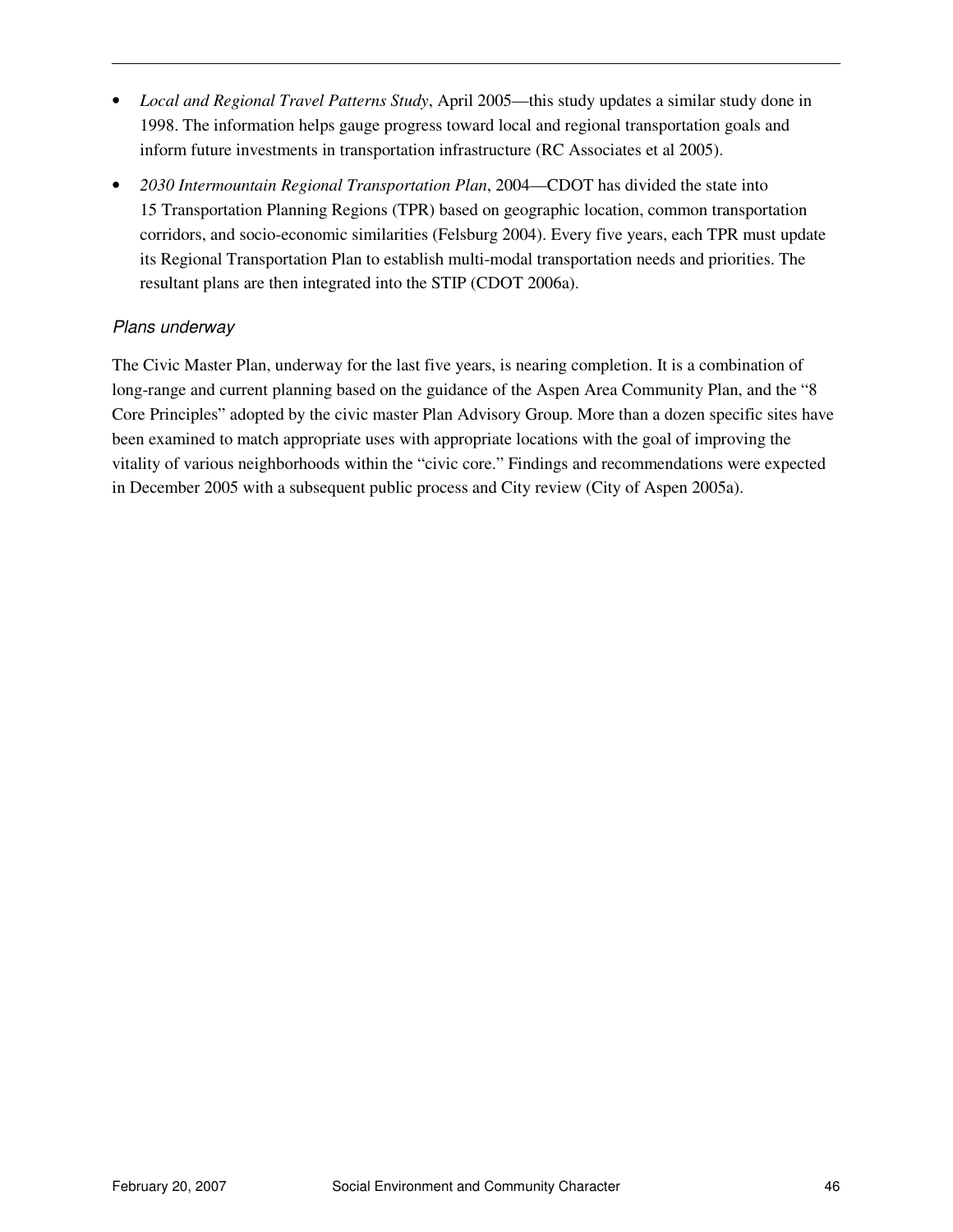- *Local and Regional Travel Patterns Study*, April 2005—this study updates a similar study done in 1998. The information helps gauge progress toward local and regional transportation goals and inform future investments in transportation infrastructure (RC Associates et al 2005).
- *2030 Intermountain Regional Transportation Plan*, 2004—CDOT has divided the state into 15 Transportation Planning Regions (TPR) based on geographic location, common transportation corridors, and socio-economic similarities (Felsburg 2004). Every five years, each TPR must update its Regional Transportation Plan to establish multi-modal transportation needs and priorities. The resultant plans are then integrated into the STIP (CDOT 2006a).

#### *Plans underway*

The Civic Master Plan, underway for the last five years, is nearing completion. It is a combination of long-range and current planning based on the guidance of the Aspen Area Community Plan, and the "8 Core Principles" adopted by the civic master Plan Advisory Group. More than a dozen specific sites have been examined to match appropriate uses with appropriate locations with the goal of improving the vitality of various neighborhoods within the "civic core." Findings and recommendations were expected in December 2005 with a subsequent public process and City review (City of Aspen 2005a).